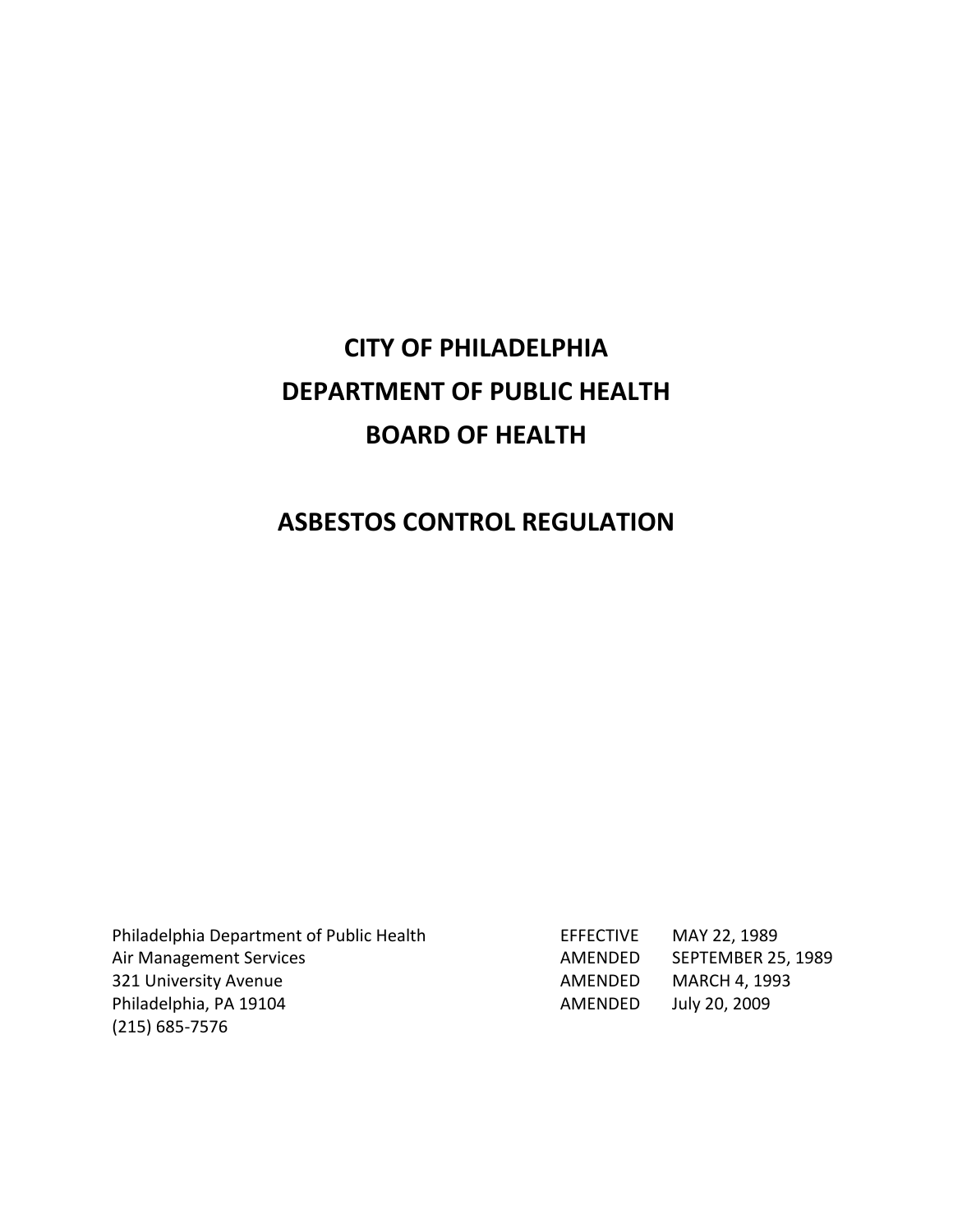# CITY OF PHILADELPHIA
# DEPARTMENT OF PUBLIC HEALTH
# BOARD OF HEALTH

# ASBESTOS CONTROL REGULATION

Philadelphia Department of Public Health
Air Management Services
321 University Avenue
Philadelphia, PA 19104
(215) 685-7576

EFFECTIVE MAY 22, 1989
AMENDED SEPTEMBER 25, 1989
AMENDED MARCH 4, 1993
AMENDED July 20, 2009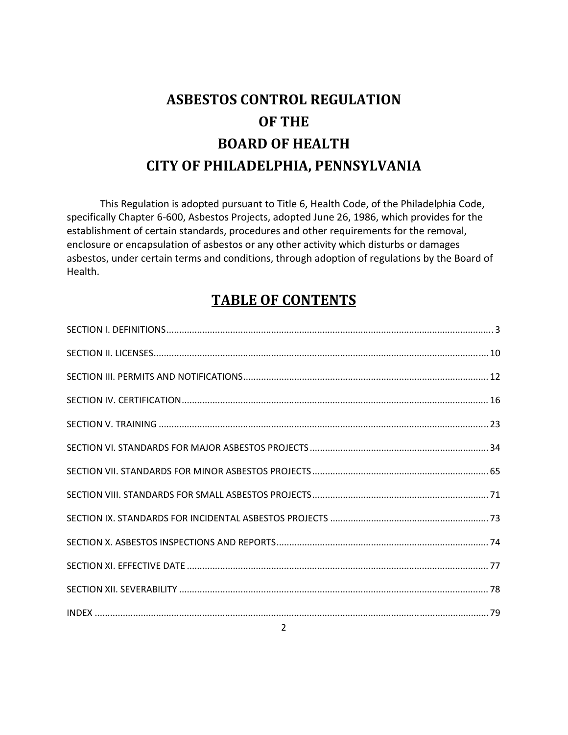# ASBESTOS CONTROL REGULATION
# OF THE
# BOARD OF HEALTH
# CITY OF PHILADELPHIA, PENNSYLVANIA

This Regulation is adopted pursuant to Title 6, Health Code, of the Philadelphia Code, specifically Chapter 6-600, Asbestos Projects, adopted June 26, 1986, which provides for the establishment of certain standards, procedures and other requirements for the removal, enclosure or encapsulation of asbestos or any other activity which disturbs or damages asbestos, under certain terms and conditions, through adoption of regulations by the Board of Health.

## TABLE OF CONTENTS

SECTION I. DEFINITIONS .......... 3

SECTION II. LICENSES .......... 10

SECTION III. PERMITS AND NOTIFICATIONS .......... 12

SECTION IV. CERTIFICATION .......... 16

SECTION V. TRAINING .......... 23

SECTION VI. STANDARDS FOR MAJOR ASBESTOS PROJECTS .......... 34

SECTION VII. STANDARDS FOR MINOR ASBESTOS PROJECTS .......... 65

SECTION VIII. STANDARDS FOR SMALL ASBESTOS PROJECTS .......... 71

SECTION IX. STANDARDS FOR INCIDENTAL ASBESTOS PROJECTS .......... 73

SECTION X. ASBESTOS INSPECTIONS AND REPORTS .......... 74

SECTION XI. EFFECTIVE DATE .......... 77

SECTION XII. SEVERABILITY .......... 78

INDEX .......... 79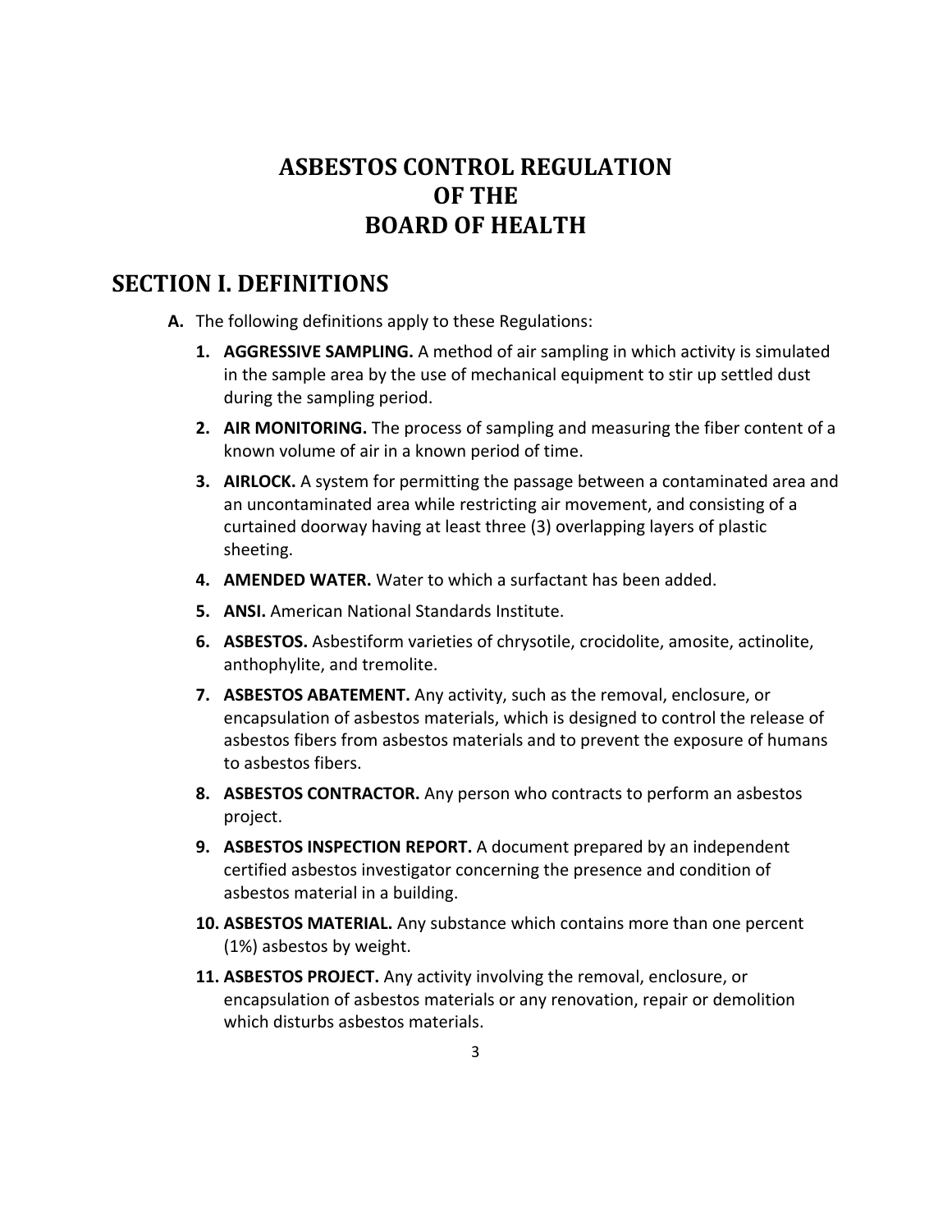# ASBESTOS CONTROL REGULATION
# OF THE
# BOARD OF HEALTH

## SECTION I. DEFINITIONS

**A.** The following definitions apply to these Regulations:

1. **AGGRESSIVE SAMPLING.** A method of air sampling in which activity is simulated in the sample area by the use of mechanical equipment to stir up settled dust during the sampling period.
2. **AIR MONITORING.** The process of sampling and measuring the fiber content of a known volume of air in a known period of time.
3. **AIRLOCK.** A system for permitting the passage between a contaminated area and an uncontaminated area while restricting air movement, and consisting of a curtained doorway having at least three (3) overlapping layers of plastic sheeting.
4. **AMENDED WATER.** Water to which a surfactant has been added.
5. **ANSI.** American National Standards Institute.
6. **ASBESTOS.** Asbestiform varieties of chrysotile, crocidolite, amosite, actinolite, anthophylite, and tremolite.
7. **ASBESTOS ABATEMENT.** Any activity, such as the removal, enclosure, or encapsulation of asbestos materials, which is designed to control the release of asbestos fibers from asbestos materials and to prevent the exposure of humans to asbestos fibers.
8. **ASBESTOS CONTRACTOR.** Any person who contracts to perform an asbestos project.
9. **ASBESTOS INSPECTION REPORT.** A document prepared by an independent certified asbestos investigator concerning the presence and condition of asbestos material in a building.
10. **ASBESTOS MATERIAL.** Any substance which contains more than one percent (1%) asbestos by weight.
11. **ASBESTOS PROJECT.** Any activity involving the removal, enclosure, or encapsulation of asbestos materials or any renovation, repair or demolition which disturbs asbestos materials.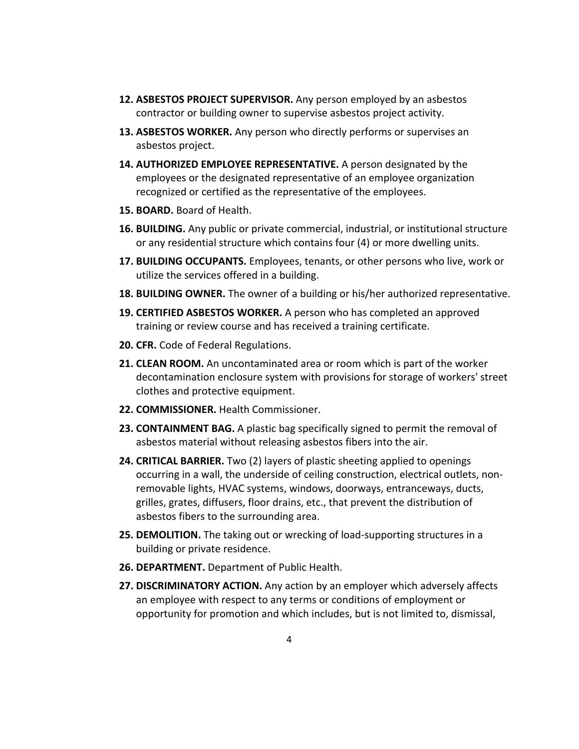12. **ASBESTOS PROJECT SUPERVISOR.** Any person employed by an asbestos contractor or building owner to supervise asbestos project activity.
13. **ASBESTOS WORKER.** Any person who directly performs or supervises an asbestos project.
14. **AUTHORIZED EMPLOYEE REPRESENTATIVE.** A person designated by the employees or the designated representative of an employee organization recognized or certified as the representative of the employees.
15. **BOARD.** Board of Health.
16. **BUILDING.** Any public or private commercial, industrial, or institutional structure or any residential structure which contains four (4) or more dwelling units.
17. **BUILDING OCCUPANTS.** Employees, tenants, or other persons who live, work or utilize the services offered in a building.
18. **BUILDING OWNER.** The owner of a building or his/her authorized representative.
19. **CERTIFIED ASBESTOS WORKER.** A person who has completed an approved training or review course and has received a training certificate.
20. **CFR.** Code of Federal Regulations.
21. **CLEAN ROOM.** An uncontaminated area or room which is part of the worker decontamination enclosure system with provisions for storage of workers' street clothes and protective equipment.
22. **COMMISSIONER.** Health Commissioner.
23. **CONTAINMENT BAG.** A plastic bag specifically signed to permit the removal of asbestos material without releasing asbestos fibers into the air.
24. **CRITICAL BARRIER.** Two (2) layers of plastic sheeting applied to openings occurring in a wall, the underside of ceiling construction, electrical outlets, non-removable lights, HVAC systems, windows, doorways, entranceways, ducts, grilles, grates, diffusers, floor drains, etc., that prevent the distribution of asbestos fibers to the surrounding area.
25. **DEMOLITION.** The taking out or wrecking of load-supporting structures in a building or private residence.
26. **DEPARTMENT.** Department of Public Health.
27. **DISCRIMINATORY ACTION.** Any action by an employer which adversely affects an employee with respect to any terms or conditions of employment or opportunity for promotion and which includes, but is not limited to, dismissal,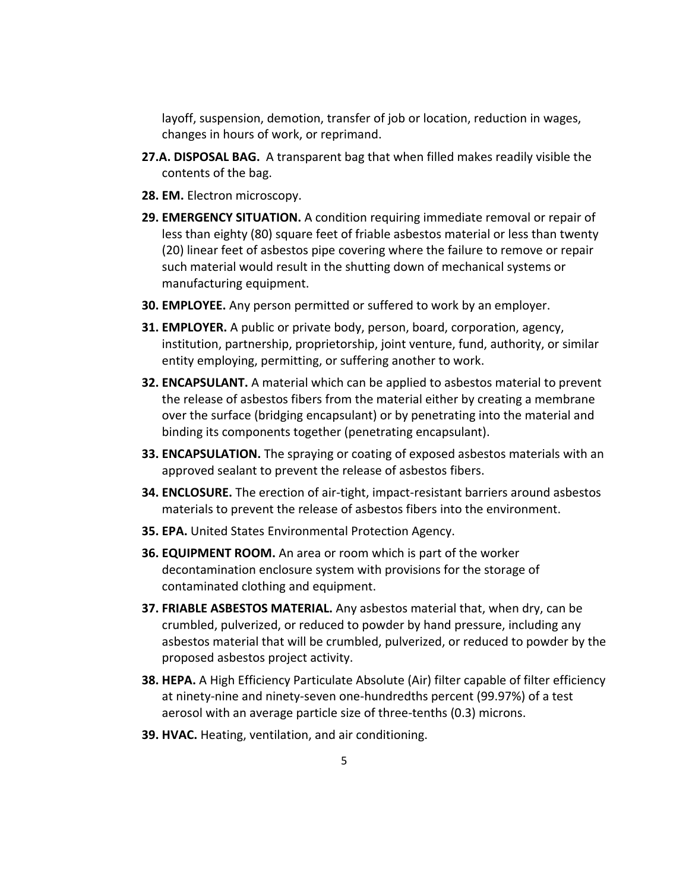layoff, suspension, demotion, transfer of job or location, reduction in wages, changes in hours of work, or reprimand.

**27.A. DISPOSAL BAG.** A transparent bag that when filled makes readily visible the contents of the bag.

**28. EM.** Electron microscopy.

**29. EMERGENCY SITUATION.** A condition requiring immediate removal or repair of less than eighty (80) square feet of friable asbestos material or less than twenty (20) linear feet of asbestos pipe covering where the failure to remove or repair such material would result in the shutting down of mechanical systems or manufacturing equipment.

**30. EMPLOYEE.** Any person permitted or suffered to work by an employer.

**31. EMPLOYER.** A public or private body, person, board, corporation, agency, institution, partnership, proprietorship, joint venture, fund, authority, or similar entity employing, permitting, or suffering another to work.

**32. ENCAPSULANT.** A material which can be applied to asbestos material to prevent the release of asbestos fibers from the material either by creating a membrane over the surface (bridging encapsulant) or by penetrating into the material and binding its components together (penetrating encapsulant).

**33. ENCAPSULATION.** The spraying or coating of exposed asbestos materials with an approved sealant to prevent the release of asbestos fibers.

**34. ENCLOSURE.** The erection of air-tight, impact-resistant barriers around asbestos materials to prevent the release of asbestos fibers into the environment.

**35. EPA.** United States Environmental Protection Agency.

**36. EQUIPMENT ROOM.** An area or room which is part of the worker decontamination enclosure system with provisions for the storage of contaminated clothing and equipment.

**37. FRIABLE ASBESTOS MATERIAL.** Any asbestos material that, when dry, can be crumbled, pulverized, or reduced to powder by hand pressure, including any asbestos material that will be crumbled, pulverized, or reduced to powder by the proposed asbestos project activity.

**38. HEPA.** A High Efficiency Particulate Absolute (Air) filter capable of filter efficiency at ninety-nine and ninety-seven one-hundredths percent (99.97%) of a test aerosol with an average particle size of three-tenths (0.3) microns.

**39. HVAC.** Heating, ventilation, and air conditioning.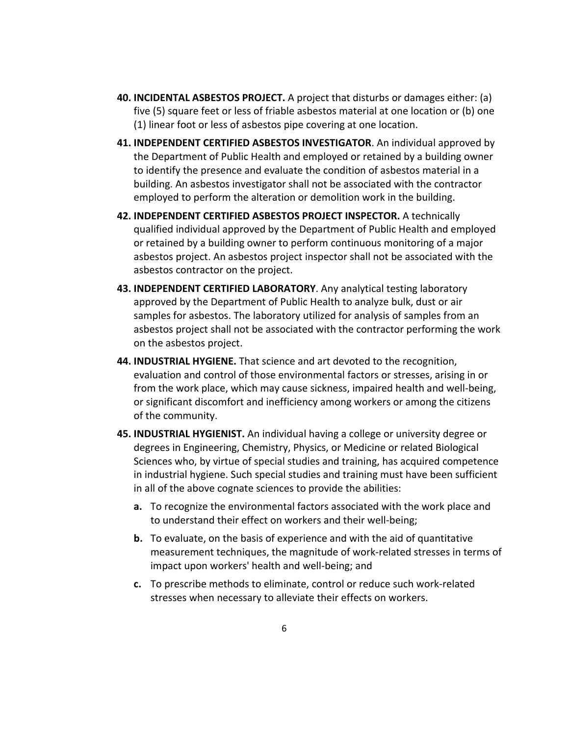40. **INCIDENTAL ASBESTOS PROJECT.** A project that disturbs or damages either: (a) five (5) square feet or less of friable asbestos material at one location or (b) one (1) linear foot or less of asbestos pipe covering at one location.

41. **INDEPENDENT CERTIFIED ASBESTOS INVESTIGATOR**. An individual approved by the Department of Public Health and employed or retained by a building owner to identify the presence and evaluate the condition of asbestos material in a building. An asbestos investigator shall not be associated with the contractor employed to perform the alteration or demolition work in the building.

42. **INDEPENDENT CERTIFIED ASBESTOS PROJECT INSPECTOR.** A technically qualified individual approved by the Department of Public Health and employed or retained by a building owner to perform continuous monitoring of a major asbestos project. An asbestos project inspector shall not be associated with the asbestos contractor on the project.

43. **INDEPENDENT CERTIFIED LABORATORY**. Any analytical testing laboratory approved by the Department of Public Health to analyze bulk, dust or air samples for asbestos. The laboratory utilized for analysis of samples from an asbestos project shall not be associated with the contractor performing the work on the asbestos project.

44. **INDUSTRIAL HYGIENE.** That science and art devoted to the recognition, evaluation and control of those environmental factors or stresses, arising in or from the work place, which may cause sickness, impaired health and well-being, or significant discomfort and inefficiency among workers or among the citizens of the community.

45. **INDUSTRIAL HYGIENIST.** An individual having a college or university degree or degrees in Engineering, Chemistry, Physics, or Medicine or related Biological Sciences who, by virtue of special studies and training, has acquired competence in industrial hygiene. Such special studies and training must have been sufficient in all of the above cognate sciences to provide the abilities:

    **a.** To recognize the environmental factors associated with the work place and to understand their effect on workers and their well-being;

    **b.** To evaluate, on the basis of experience and with the aid of quantitative measurement techniques, the magnitude of work-related stresses in terms of impact upon workers' health and well-being; and

    **c.** To prescribe methods to eliminate, control or reduce such work-related stresses when necessary to alleviate their effects on workers.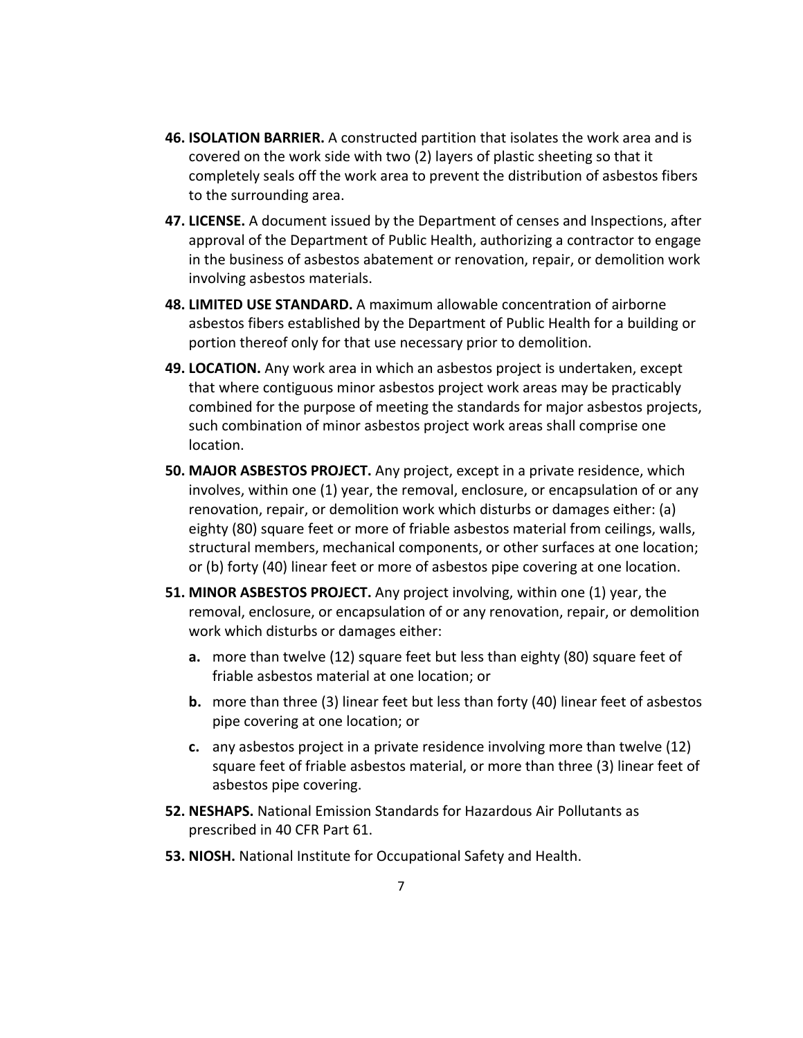**46. ISOLATION BARRIER.** A constructed partition that isolates the work area and is covered on the work side with two (2) layers of plastic sheeting so that it completely seals off the work area to prevent the distribution of asbestos fibers to the surrounding area.

**47. LICENSE.** A document issued by the Department of censes and Inspections, after approval of the Department of Public Health, authorizing a contractor to engage in the business of asbestos abatement or renovation, repair, or demolition work involving asbestos materials.

**48. LIMITED USE STANDARD.** A maximum allowable concentration of airborne asbestos fibers established by the Department of Public Health for a building or portion thereof only for that use necessary prior to demolition.

**49. LOCATION.** Any work area in which an asbestos project is undertaken, except that where contiguous minor asbestos project work areas may be practicably combined for the purpose of meeting the standards for major asbestos projects, such combination of minor asbestos project work areas shall comprise one location.

**50. MAJOR ASBESTOS PROJECT.** Any project, except in a private residence, which involves, within one (1) year, the removal, enclosure, or encapsulation of or any renovation, repair, or demolition work which disturbs or damages either: (a) eighty (80) square feet or more of friable asbestos material from ceilings, walls, structural members, mechanical components, or other surfaces at one location; or (b) forty (40) linear feet or more of asbestos pipe covering at one location.

**51. MINOR ASBESTOS PROJECT.** Any project involving, within one (1) year, the removal, enclosure, or encapsulation of or any renovation, repair, or demolition work which disturbs or damages either:

- **a.** more than twelve (12) square feet but less than eighty (80) square feet of friable asbestos material at one location; or
- **b.** more than three (3) linear feet but less than forty (40) linear feet of asbestos pipe covering at one location; or
- **c.** any asbestos project in a private residence involving more than twelve (12) square feet of friable asbestos material, or more than three (3) linear feet of asbestos pipe covering.

**52. NESHAPS.** National Emission Standards for Hazardous Air Pollutants as prescribed in 40 CFR Part 61.

**53. NIOSH.** National Institute for Occupational Safety and Health.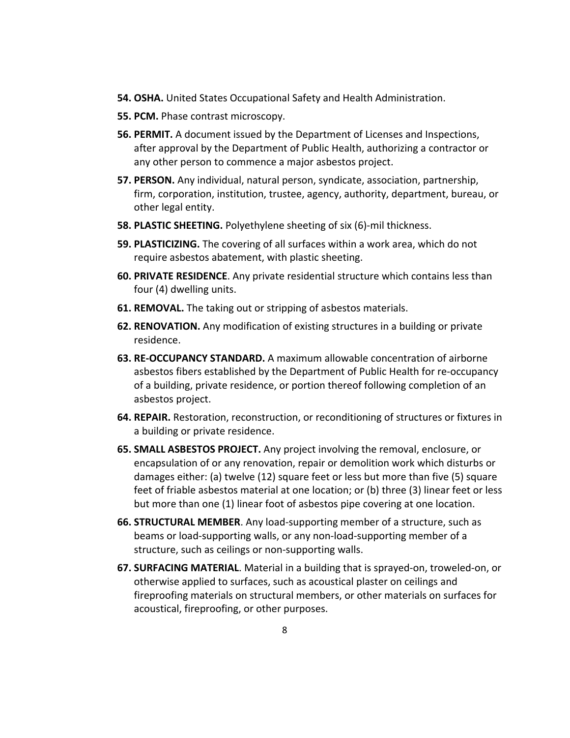54. **OSHA.** United States Occupational Safety and Health Administration.

55. **PCM.** Phase contrast microscopy.

56. **PERMIT.** A document issued by the Department of Licenses and Inspections, after approval by the Department of Public Health, authorizing a contractor or any other person to commence a major asbestos project.

57. **PERSON.** Any individual, natural person, syndicate, association, partnership, firm, corporation, institution, trustee, agency, authority, department, bureau, or other legal entity.

58. **PLASTIC SHEETING.** Polyethylene sheeting of six (6)-mil thickness.

59. **PLASTICIZING.** The covering of all surfaces within a work area, which do not require asbestos abatement, with plastic sheeting.

60. **PRIVATE RESIDENCE**. Any private residential structure which contains less than four (4) dwelling units.

61. **REMOVAL.** The taking out or stripping of asbestos materials.

62. **RENOVATION.** Any modification of existing structures in a building or private residence.

63. **RE-OCCUPANCY STANDARD.** A maximum allowable concentration of airborne asbestos fibers established by the Department of Public Health for re-occupancy of a building, private residence, or portion thereof following completion of an asbestos project.

64. **REPAIR.** Restoration, reconstruction, or reconditioning of structures or fixtures in a building or private residence.

65. **SMALL ASBESTOS PROJECT.** Any project involving the removal, enclosure, or encapsulation of or any renovation, repair or demolition work which disturbs or damages either: (a) twelve (12) square feet or less but more than five (5) square feet of friable asbestos material at one location; or (b) three (3) linear feet or less but more than one (1) linear foot of asbestos pipe covering at one location.

66. **STRUCTURAL MEMBER**. Any load-supporting member of a structure, such as beams or load-supporting walls, or any non-load-supporting member of a structure, such as ceilings or non-supporting walls.

67. **SURFACING MATERIAL**. Material in a building that is sprayed-on, troweled-on, or otherwise applied to surfaces, such as acoustical plaster on ceilings and fireproofing materials on structural members, or other materials on surfaces for acoustical, fireproofing, or other purposes.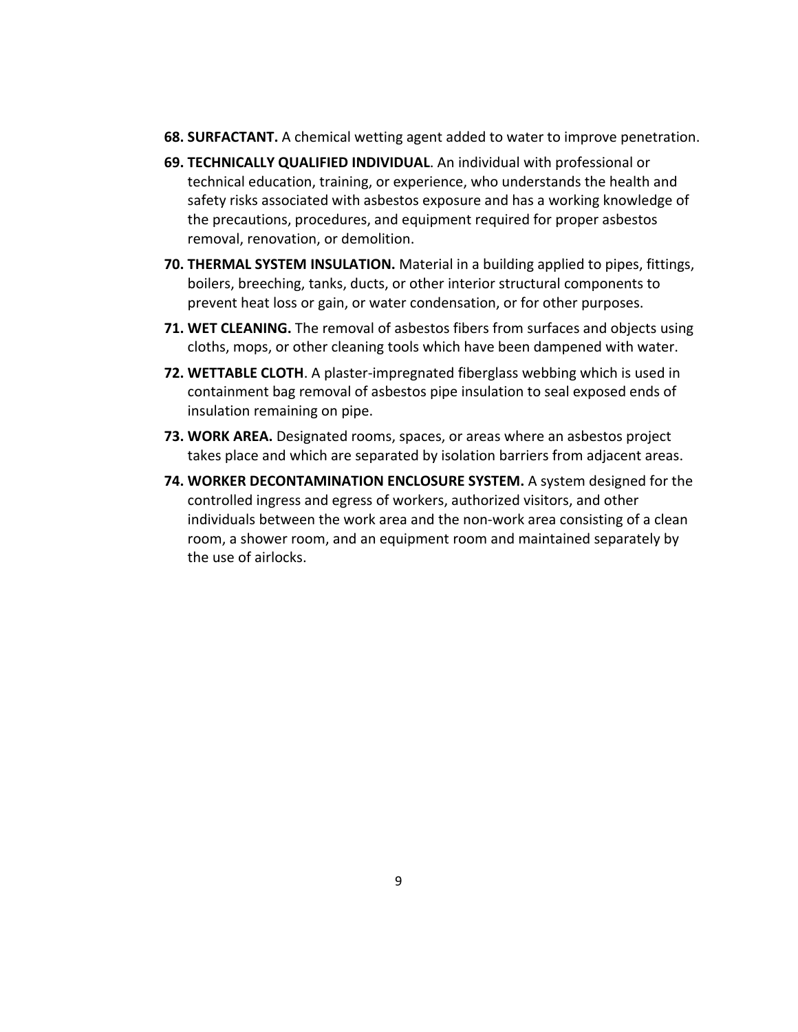68. **SURFACTANT.** A chemical wetting agent added to water to improve penetration.

69. **TECHNICALLY QUALIFIED INDIVIDUAL**. An individual with professional or technical education, training, or experience, who understands the health and safety risks associated with asbestos exposure and has a working knowledge of the precautions, procedures, and equipment required for proper asbestos removal, renovation, or demolition.

70. **THERMAL SYSTEM INSULATION.** Material in a building applied to pipes, fittings, boilers, breeching, tanks, ducts, or other interior structural components to prevent heat loss or gain, or water condensation, or for other purposes.

71. **WET CLEANING.** The removal of asbestos fibers from surfaces and objects using cloths, mops, or other cleaning tools which have been dampened with water.

72. **WETTABLE CLOTH**. A plaster-impregnated fiberglass webbing which is used in containment bag removal of asbestos pipe insulation to seal exposed ends of insulation remaining on pipe.

73. **WORK AREA.** Designated rooms, spaces, or areas where an asbestos project takes place and which are separated by isolation barriers from adjacent areas.

74. **WORKER DECONTAMINATION ENCLOSURE SYSTEM.** A system designed for the controlled ingress and egress of workers, authorized visitors, and other individuals between the work area and the non-work area consisting of a clean room, a shower room, and an equipment room and maintained separately by the use of airlocks.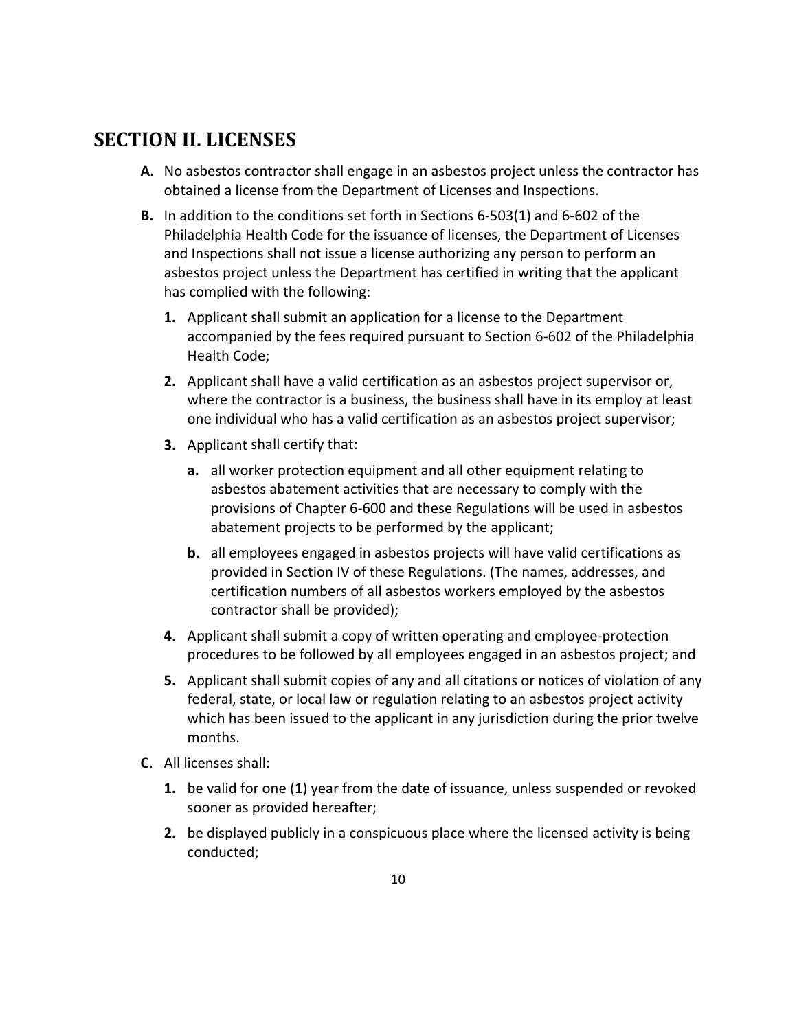## SECTION II. LICENSES

**A.** No asbestos contractor shall engage in an asbestos project unless the contractor has obtained a license from the Department of Licenses and Inspections.

**B.** In addition to the conditions set forth in Sections 6-503(1) and 6-602 of the Philadelphia Health Code for the issuance of licenses, the Department of Licenses and Inspections shall not issue a license authorizing any person to perform an asbestos project unless the Department has certified in writing that the applicant has complied with the following:

   **1.** Applicant shall submit an application for a license to the Department accompanied by the fees required pursuant to Section 6-602 of the Philadelphia Health Code;

   **2.** Applicant shall have a valid certification as an asbestos project supervisor or, where the contractor is a business, the business shall have in its employ at least one individual who has a valid certification as an asbestos project supervisor;

   **3.** Applicant shall certify that:

      **a.** all worker protection equipment and all other equipment relating to asbestos abatement activities that are necessary to comply with the provisions of Chapter 6-600 and these Regulations will be used in asbestos abatement projects to be performed by the applicant;

      **b.** all employees engaged in asbestos projects will have valid certifications as provided in Section IV of these Regulations. (The names, addresses, and certification numbers of all asbestos workers employed by the asbestos contractor shall be provided);

   **4.** Applicant shall submit a copy of written operating and employee-protection procedures to be followed by all employees engaged in an asbestos project; and

   **5.** Applicant shall submit copies of any and all citations or notices of violation of any federal, state, or local law or regulation relating to an asbestos project activity which has been issued to the applicant in any jurisdiction during the prior twelve months.

**C.** All licenses shall:

   **1.** be valid for one (1) year from the date of issuance, unless suspended or revoked sooner as provided hereafter;

   **2.** be displayed publicly in a conspicuous place where the licensed activity is being conducted;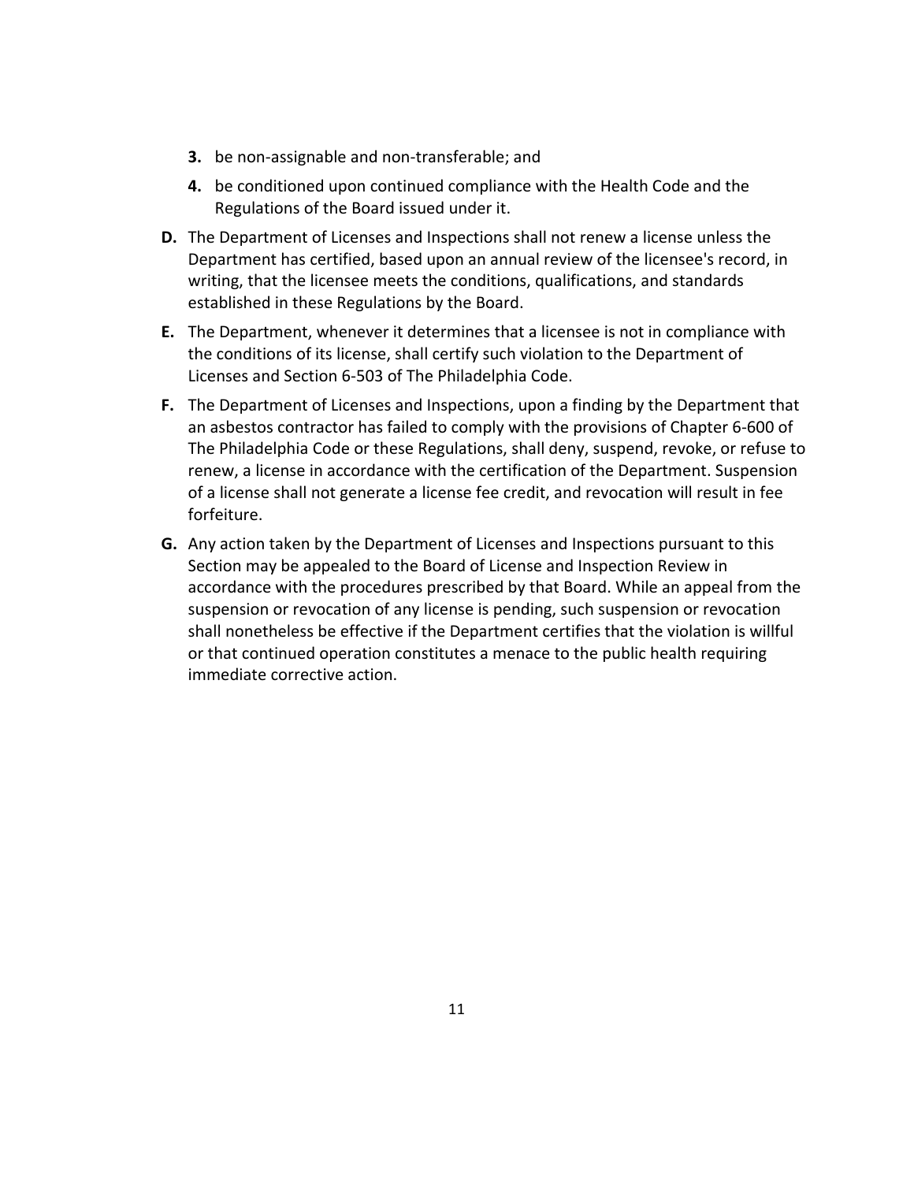3. be non-assignable and non-transferable; and
4. be conditioned upon continued compliance with the Health Code and the Regulations of the Board issued under it.

**D.** The Department of Licenses and Inspections shall not renew a license unless the Department has certified, based upon an annual review of the licensee's record, in writing, that the licensee meets the conditions, qualifications, and standards established in these Regulations by the Board.

**E.** The Department, whenever it determines that a licensee is not in compliance with the conditions of its license, shall certify such violation to the Department of Licenses and Section 6-503 of The Philadelphia Code.

**F.** The Department of Licenses and Inspections, upon a finding by the Department that an asbestos contractor has failed to comply with the provisions of Chapter 6-600 of The Philadelphia Code or these Regulations, shall deny, suspend, revoke, or refuse to renew, a license in accordance with the certification of the Department. Suspension of a license shall not generate a license fee credit, and revocation will result in fee forfeiture.

**G.** Any action taken by the Department of Licenses and Inspections pursuant to this Section may be appealed to the Board of License and Inspection Review in accordance with the procedures prescribed by that Board. While an appeal from the suspension or revocation of any license is pending, such suspension or revocation shall nonetheless be effective if the Department certifies that the violation is willful or that continued operation constitutes a menace to the public health requiring immediate corrective action.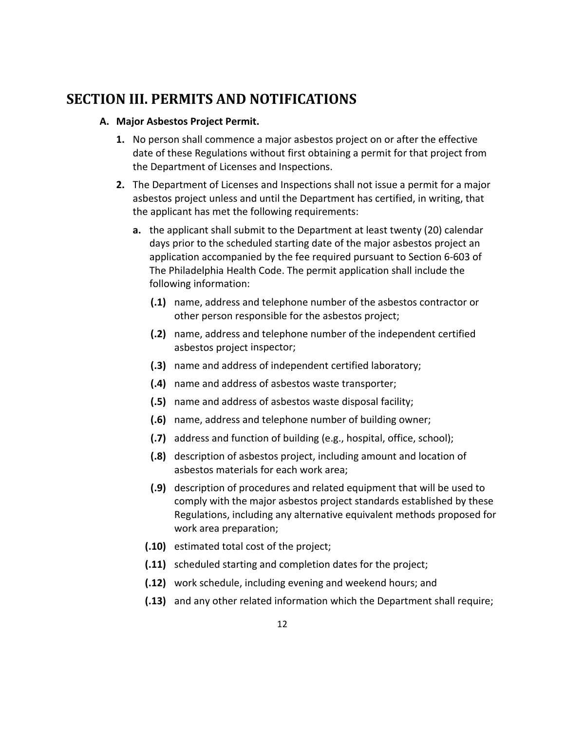# SECTION III. PERMITS AND NOTIFICATIONS

**A. Major Asbestos Project Permit.**

**1.** No person shall commence a major asbestos project on or after the effective date of these Regulations without first obtaining a permit for that project from the Department of Licenses and Inspections.

**2.** The Department of Licenses and Inspections shall not issue a permit for a major asbestos project unless and until the Department has certified, in writing, that the applicant has met the following requirements:

**a.** the applicant shall submit to the Department at least twenty (20) calendar days prior to the scheduled starting date of the major asbestos project an application accompanied by the fee required pursuant to Section 6-603 of The Philadelphia Health Code. The permit application shall include the following information:

**(.1)** name, address and telephone number of the asbestos contractor or other person responsible for the asbestos project;

**(.2)** name, address and telephone number of the independent certified asbestos project inspector;

**(.3)** name and address of independent certified laboratory;

**(.4)** name and address of asbestos waste transporter;

**(.5)** name and address of asbestos waste disposal facility;

**(.6)** name, address and telephone number of building owner;

**(.7)** address and function of building (e.g., hospital, office, school);

**(.8)** description of asbestos project, including amount and location of asbestos materials for each work area;

**(.9)** description of procedures and related equipment that will be used to comply with the major asbestos project standards established by these Regulations, including any alternative equivalent methods proposed for work area preparation;

**(.10)** estimated total cost of the project;

**(.11)** scheduled starting and completion dates for the project;

**(.12)** work schedule, including evening and weekend hours; and

**(.13)** and any other related information which the Department shall require;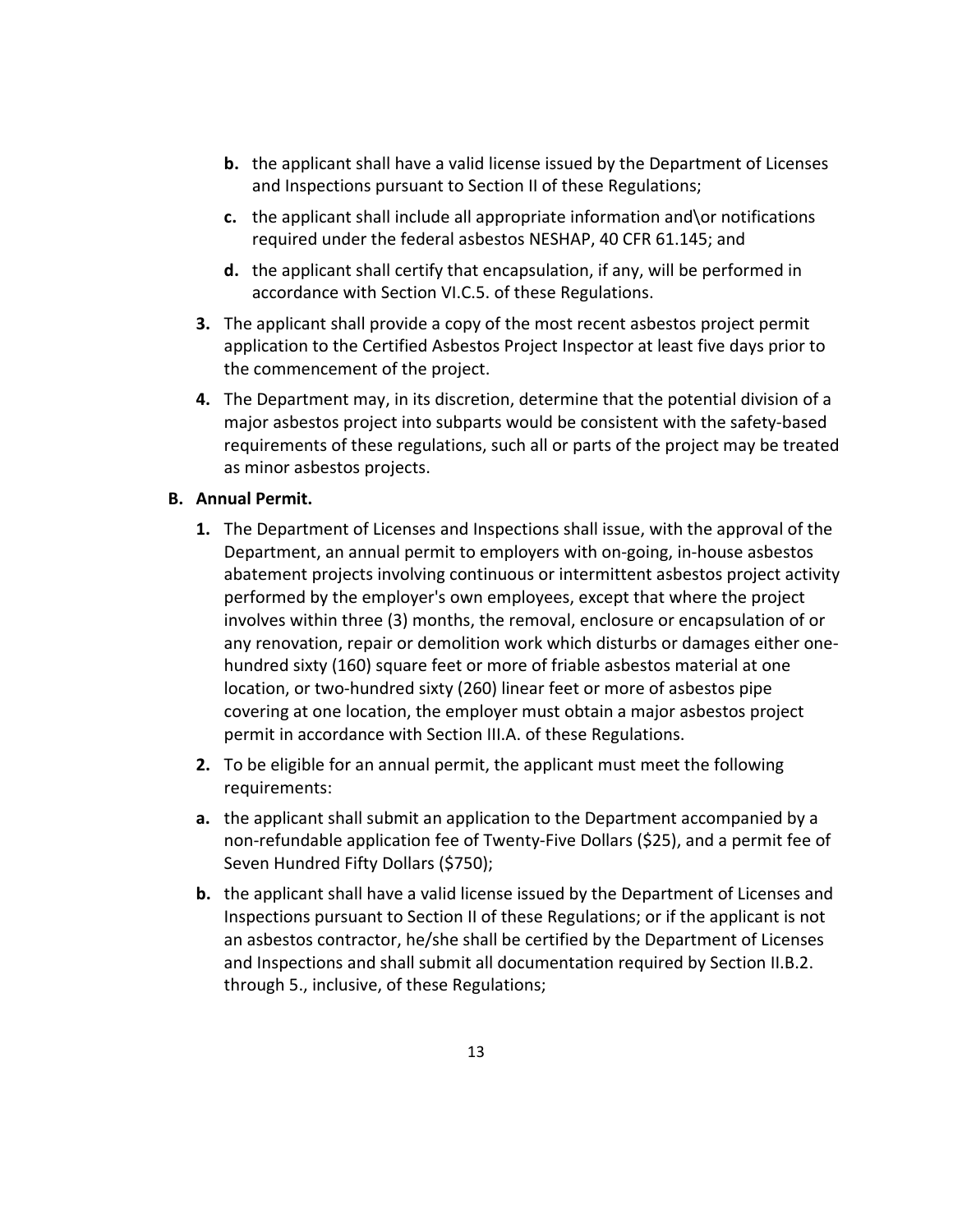- **b.** the applicant shall have a valid license issued by the Department of Licenses and Inspections pursuant to Section II of these Regulations;
- **c.** the applicant shall include all appropriate information and\or notifications required under the federal asbestos NESHAP, 40 CFR 61.145; and
- **d.** the applicant shall certify that encapsulation, if any, will be performed in accordance with Section VI.C.5. of these Regulations.

**3.** The applicant shall provide a copy of the most recent asbestos project permit application to the Certified Asbestos Project Inspector at least five days prior to the commencement of the project.

**4.** The Department may, in its discretion, determine that the potential division of a major asbestos project into subparts would be consistent with the safety-based requirements of these regulations, such all or parts of the project may be treated as minor asbestos projects.

**B. Annual Permit.**

**1.** The Department of Licenses and Inspections shall issue, with the approval of the Department, an annual permit to employers with on-going, in-house asbestos abatement projects involving continuous or intermittent asbestos project activity performed by the employer's own employees, except that where the project involves within three (3) months, the removal, enclosure or encapsulation of or any renovation, repair or demolition work which disturbs or damages either one-hundred sixty (160) square feet or more of friable asbestos material at one location, or two-hundred sixty (260) linear feet or more of asbestos pipe covering at one location, the employer must obtain a major asbestos project permit in accordance with Section III.A. of these Regulations.

**2.** To be eligible for an annual permit, the applicant must meet the following requirements:

- **a.** the applicant shall submit an application to the Department accompanied by a non-refundable application fee of Twenty-Five Dollars ($25), and a permit fee of Seven Hundred Fifty Dollars ($750);
- **b.** the applicant shall have a valid license issued by the Department of Licenses and Inspections pursuant to Section II of these Regulations; or if the applicant is not an asbestos contractor, he/she shall be certified by the Department of Licenses and Inspections and shall submit all documentation required by Section II.B.2. through 5., inclusive, of these Regulations;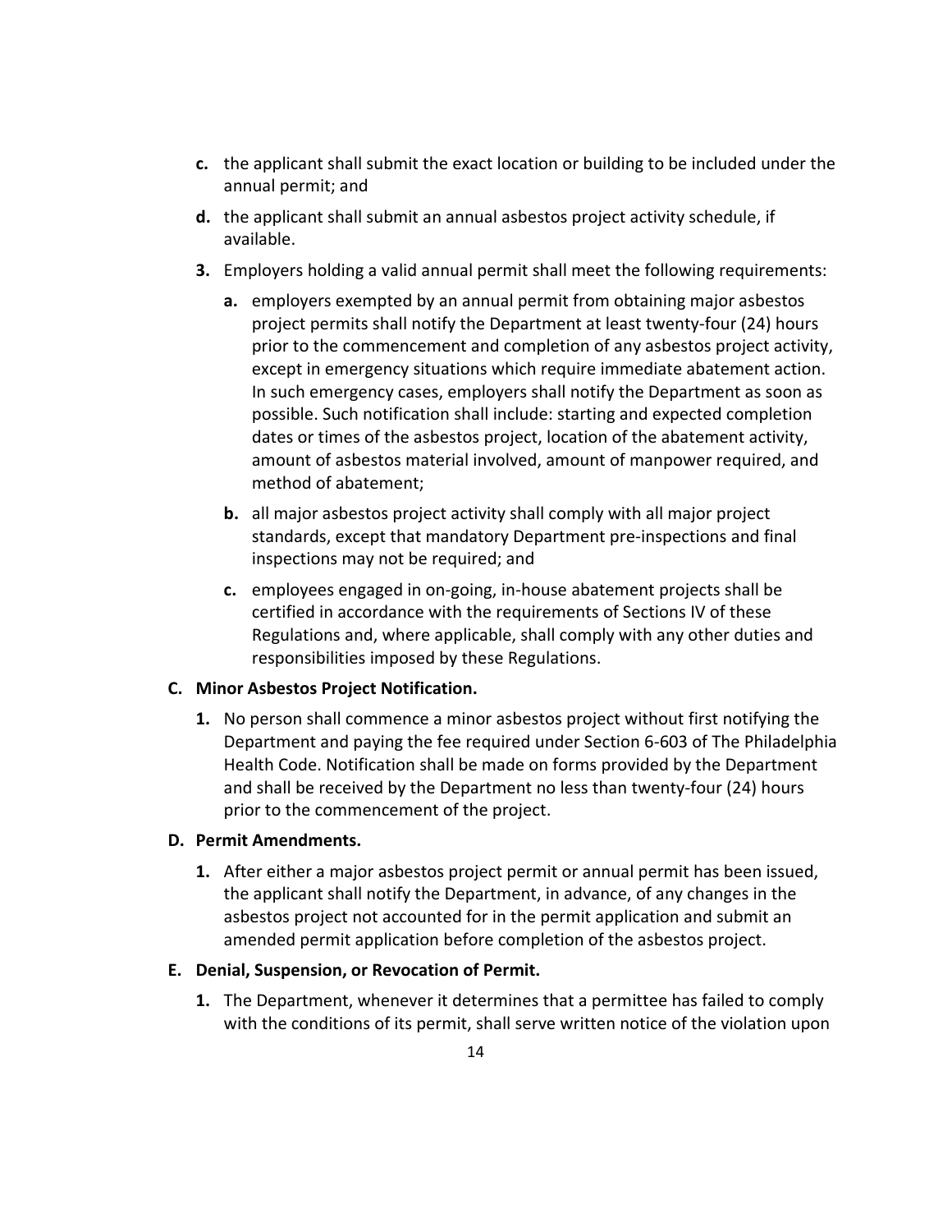- **c.** the applicant shall submit the exact location or building to be included under the annual permit; and
- **d.** the applicant shall submit an annual asbestos project activity schedule, if available.

**3.** Employers holding a valid annual permit shall meet the following requirements:

- **a.** employers exempted by an annual permit from obtaining major asbestos project permits shall notify the Department at least twenty-four (24) hours prior to the commencement and completion of any asbestos project activity, except in emergency situations which require immediate abatement action. In such emergency cases, employers shall notify the Department as soon as possible. Such notification shall include: starting and expected completion dates or times of the asbestos project, location of the abatement activity, amount of asbestos material involved, amount of manpower required, and method of abatement;
- **b.** all major asbestos project activity shall comply with all major project standards, except that mandatory Department pre-inspections and final inspections may not be required; and
- **c.** employees engaged in on-going, in-house abatement projects shall be certified in accordance with the requirements of Sections IV of these Regulations and, where applicable, shall comply with any other duties and responsibilities imposed by these Regulations.

**C. Minor Asbestos Project Notification.**

**1.** No person shall commence a minor asbestos project without first notifying the Department and paying the fee required under Section 6-603 of The Philadelphia Health Code. Notification shall be made on forms provided by the Department and shall be received by the Department no less than twenty-four (24) hours prior to the commencement of the project.

**D. Permit Amendments.**

**1.** After either a major asbestos project permit or annual permit has been issued, the applicant shall notify the Department, in advance, of any changes in the asbestos project not accounted for in the permit application and submit an amended permit application before completion of the asbestos project.

**E. Denial, Suspension, or Revocation of Permit.**

**1.** The Department, whenever it determines that a permittee has failed to comply with the conditions of its permit, shall serve written notice of the violation upon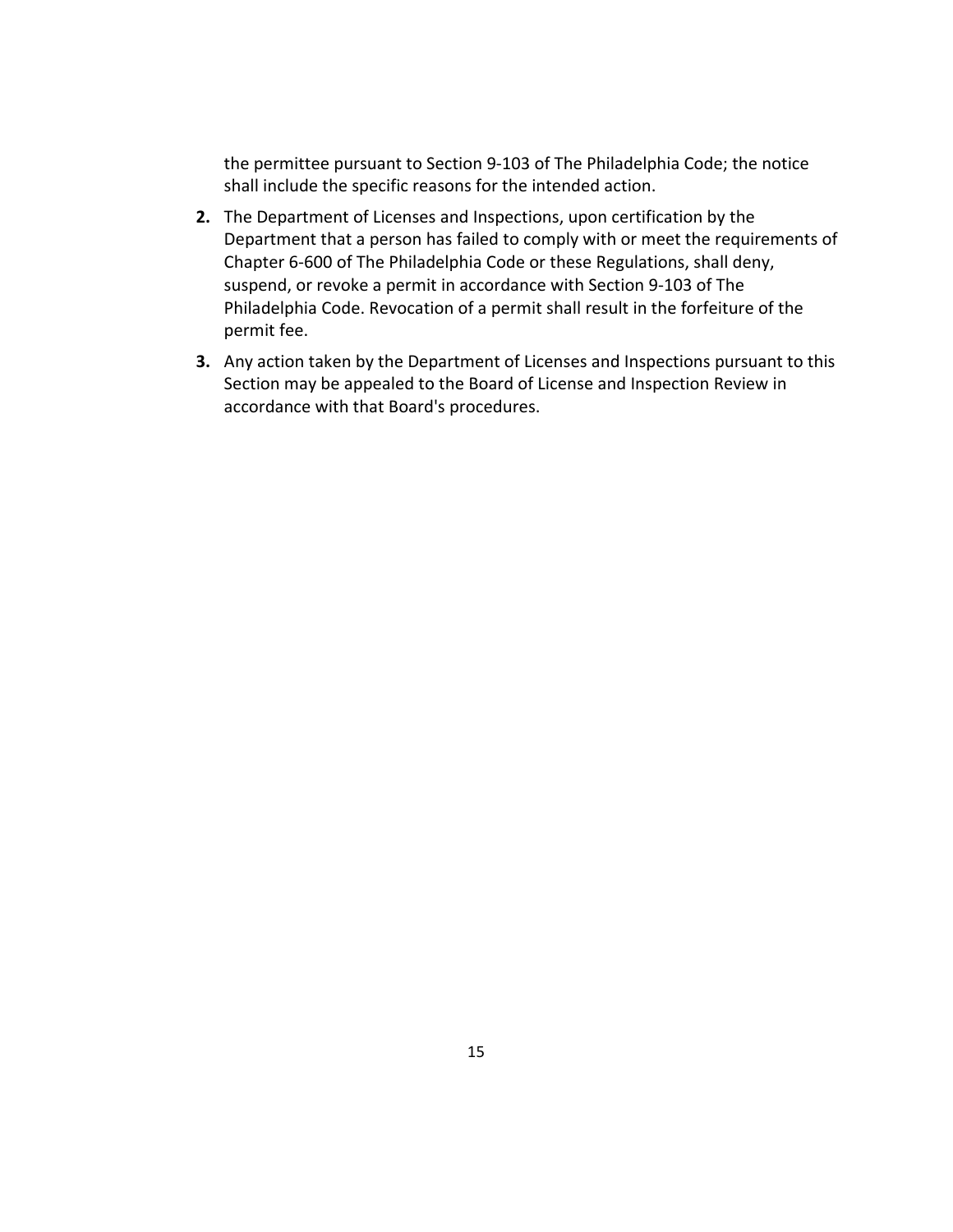the permittee pursuant to Section 9-103 of The Philadelphia Code; the notice shall include the specific reasons for the intended action.

2. The Department of Licenses and Inspections, upon certification by the Department that a person has failed to comply with or meet the requirements of Chapter 6-600 of The Philadelphia Code or these Regulations, shall deny, suspend, or revoke a permit in accordance with Section 9-103 of The Philadelphia Code. Revocation of a permit shall result in the forfeiture of the permit fee.

3. Any action taken by the Department of Licenses and Inspections pursuant to this Section may be appealed to the Board of License and Inspection Review in accordance with that Board's procedures.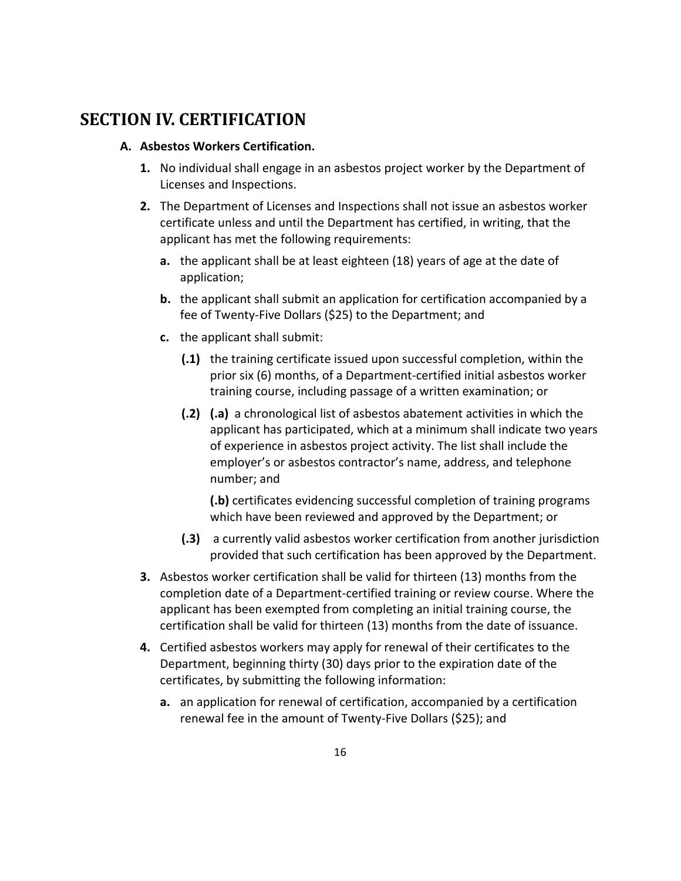## SECTION IV. CERTIFICATION

### A. Asbestos Workers Certification.

1. No individual shall engage in an asbestos project worker by the Department of Licenses and Inspections.
2. The Department of Licenses and Inspections shall not issue an asbestos worker certificate unless and until the Department has certified, in writing, that the applicant has met the following requirements:
   - **a.** the applicant shall be at least eighteen (18) years of age at the date of application;
   - **b.** the applicant shall submit an application for certification accompanied by a fee of Twenty-Five Dollars ($25) to the Department; and
   - **c.** the applicant shall submit:
     - **(.1)** the training certificate issued upon successful completion, within the prior six (6) months, of a Department-certified initial asbestos worker training course, including passage of a written examination; or
     - **(.2)** **(.a)** a chronological list of asbestos abatement activities in which the applicant has participated, which at a minimum shall indicate two years of experience in asbestos project activity. The list shall include the employer's or asbestos contractor's name, address, and telephone number; and

       **(.b)** certificates evidencing successful completion of training programs which have been reviewed and approved by the Department; or
     - **(.3)** a currently valid asbestos worker certification from another jurisdiction provided that such certification has been approved by the Department.
3. Asbestos worker certification shall be valid for thirteen (13) months from the completion date of a Department-certified training or review course. Where the applicant has been exempted from completing an initial training course, the certification shall be valid for thirteen (13) months from the date of issuance.
4. Certified asbestos workers may apply for renewal of their certificates to the Department, beginning thirty (30) days prior to the expiration date of the certificates, by submitting the following information:
   - **a.** an application for renewal of certification, accompanied by a certification renewal fee in the amount of Twenty-Five Dollars ($25); and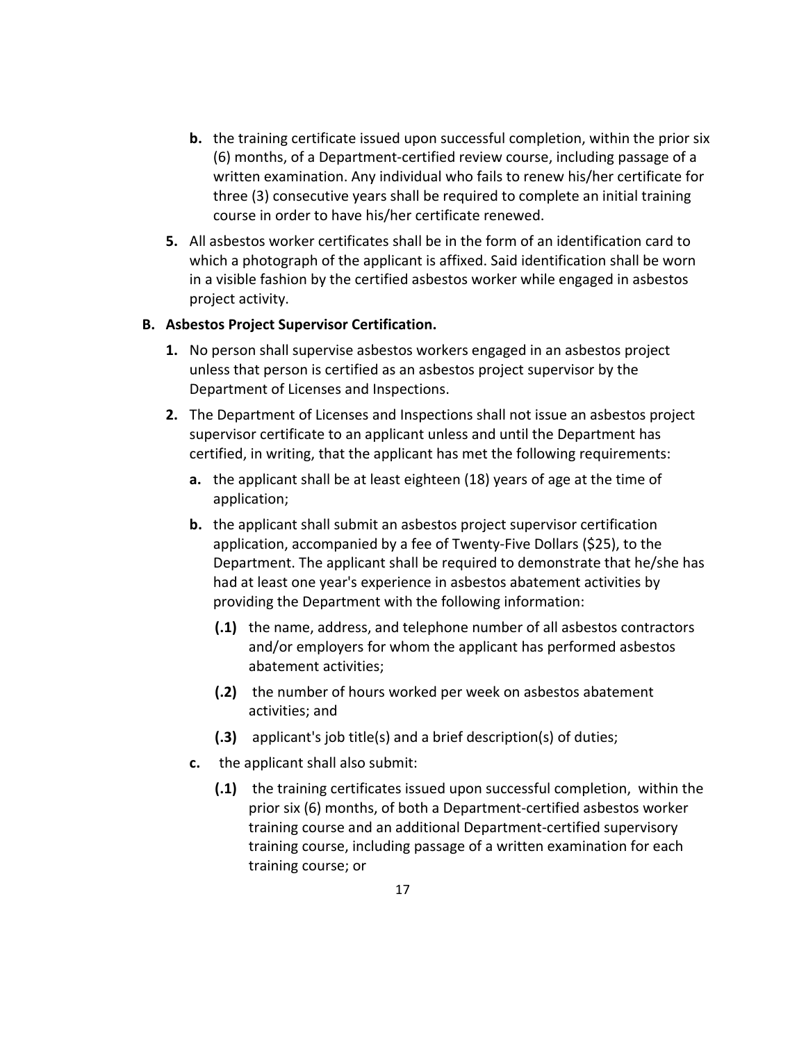- **b.** the training certificate issued upon successful completion, within the prior six (6) months, of a Department-certified review course, including passage of a written examination. Any individual who fails to renew his/her certificate for three (3) consecutive years shall be required to complete an initial training course in order to have his/her certificate renewed.

**5.** All asbestos worker certificates shall be in the form of an identification card to which a photograph of the applicant is affixed. Said identification shall be worn in a visible fashion by the certified asbestos worker while engaged in asbestos project activity.

**B. Asbestos Project Supervisor Certification.**

**1.** No person shall supervise asbestos workers engaged in an asbestos project unless that person is certified as an asbestos project supervisor by the Department of Licenses and Inspections.

**2.** The Department of Licenses and Inspections shall not issue an asbestos project supervisor certificate to an applicant unless and until the Department has certified, in writing, that the applicant has met the following requirements:

- **a.** the applicant shall be at least eighteen (18) years of age at the time of application;
- **b.** the applicant shall submit an asbestos project supervisor certification application, accompanied by a fee of Twenty-Five Dollars ($25), to the Department. The applicant shall be required to demonstrate that he/she has had at least one year's experience in asbestos abatement activities by providing the Department with the following information:
  - **(.1)** the name, address, and telephone number of all asbestos contractors and/or employers for whom the applicant has performed asbestos abatement activities;
  - **(.2)** the number of hours worked per week on asbestos abatement activities; and
  - **(.3)** applicant's job title(s) and a brief description(s) of duties;
- **c.** the applicant shall also submit:
  - **(.1)** the training certificates issued upon successful completion, within the prior six (6) months, of both a Department-certified asbestos worker training course and an additional Department-certified supervisory training course, including passage of a written examination for each training course; or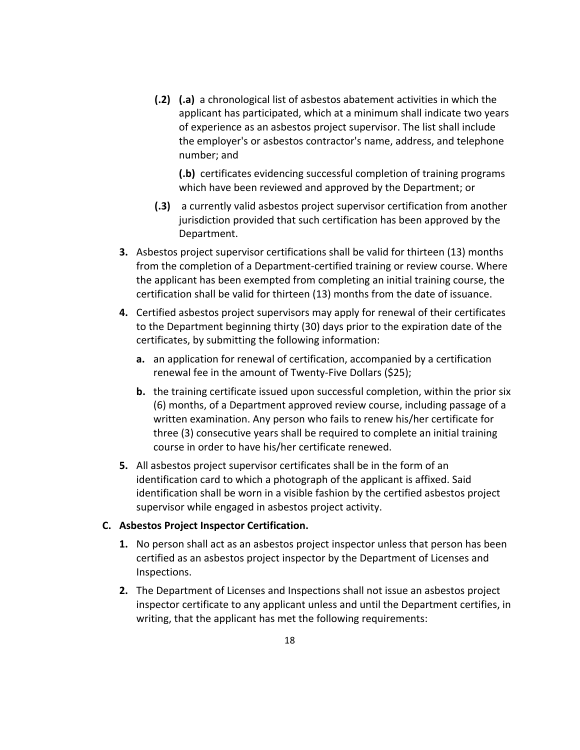**(.2)** **(.a)** a chronological list of asbestos abatement activities in which the applicant has participated, which at a minimum shall indicate two years of experience as an asbestos project supervisor. The list shall include the employer's or asbestos contractor's name, address, and telephone number; and

**(.b)** certificates evidencing successful completion of training programs which have been reviewed and approved by the Department; or

**(.3)** a currently valid asbestos project supervisor certification from another jurisdiction provided that such certification has been approved by the Department.

**3.** Asbestos project supervisor certifications shall be valid for thirteen (13) months from the completion of a Department-certified training or review course. Where the applicant has been exempted from completing an initial training course, the certification shall be valid for thirteen (13) months from the date of issuance.

**4.** Certified asbestos project supervisors may apply for renewal of their certificates to the Department beginning thirty (30) days prior to the expiration date of the certificates, by submitting the following information:

- **a.** an application for renewal of certification, accompanied by a certification renewal fee in the amount of Twenty-Five Dollars ($25);
- **b.** the training certificate issued upon successful completion, within the prior six (6) months, of a Department approved review course, including passage of a written examination. Any person who fails to renew his/her certificate for three (3) consecutive years shall be required to complete an initial training course in order to have his/her certificate renewed.

**5.** All asbestos project supervisor certificates shall be in the form of an identification card to which a photograph of the applicant is affixed. Said identification shall be worn in a visible fashion by the certified asbestos project supervisor while engaged in asbestos project activity.

**C. Asbestos Project Inspector Certification.**

**1.** No person shall act as an asbestos project inspector unless that person has been certified as an asbestos project inspector by the Department of Licenses and Inspections.

**2.** The Department of Licenses and Inspections shall not issue an asbestos project inspector certificate to any applicant unless and until the Department certifies, in writing, that the applicant has met the following requirements: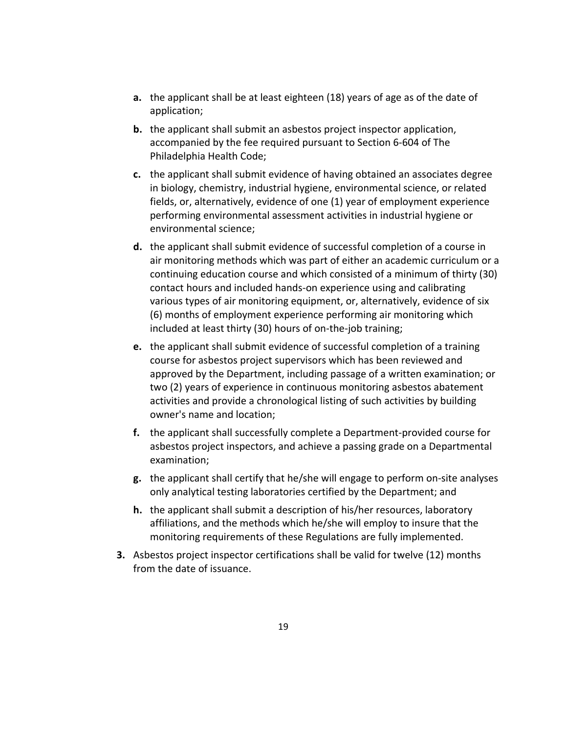- **a.** the applicant shall be at least eighteen (18) years of age as of the date of application;
- **b.** the applicant shall submit an asbestos project inspector application, accompanied by the fee required pursuant to Section 6-604 of The Philadelphia Health Code;
- **c.** the applicant shall submit evidence of having obtained an associates degree in biology, chemistry, industrial hygiene, environmental science, or related fields, or, alternatively, evidence of one (1) year of employment experience performing environmental assessment activities in industrial hygiene or environmental science;
- **d.** the applicant shall submit evidence of successful completion of a course in air monitoring methods which was part of either an academic curriculum or a continuing education course and which consisted of a minimum of thirty (30) contact hours and included hands-on experience using and calibrating various types of air monitoring equipment, or, alternatively, evidence of six (6) months of employment experience performing air monitoring which included at least thirty (30) hours of on-the-job training;
- **e.** the applicant shall submit evidence of successful completion of a training course for asbestos project supervisors which has been reviewed and approved by the Department, including passage of a written examination; or two (2) years of experience in continuous monitoring asbestos abatement activities and provide a chronological listing of such activities by building owner's name and location;
- **f.** the applicant shall successfully complete a Department-provided course for asbestos project inspectors, and achieve a passing grade on a Departmental examination;
- **g.** the applicant shall certify that he/she will engage to perform on-site analyses only analytical testing laboratories certified by the Department; and
- **h.** the applicant shall submit a description of his/her resources, laboratory affiliations, and the methods which he/she will employ to insure that the monitoring requirements of these Regulations are fully implemented.

**3.** Asbestos project inspector certifications shall be valid for twelve (12) months from the date of issuance.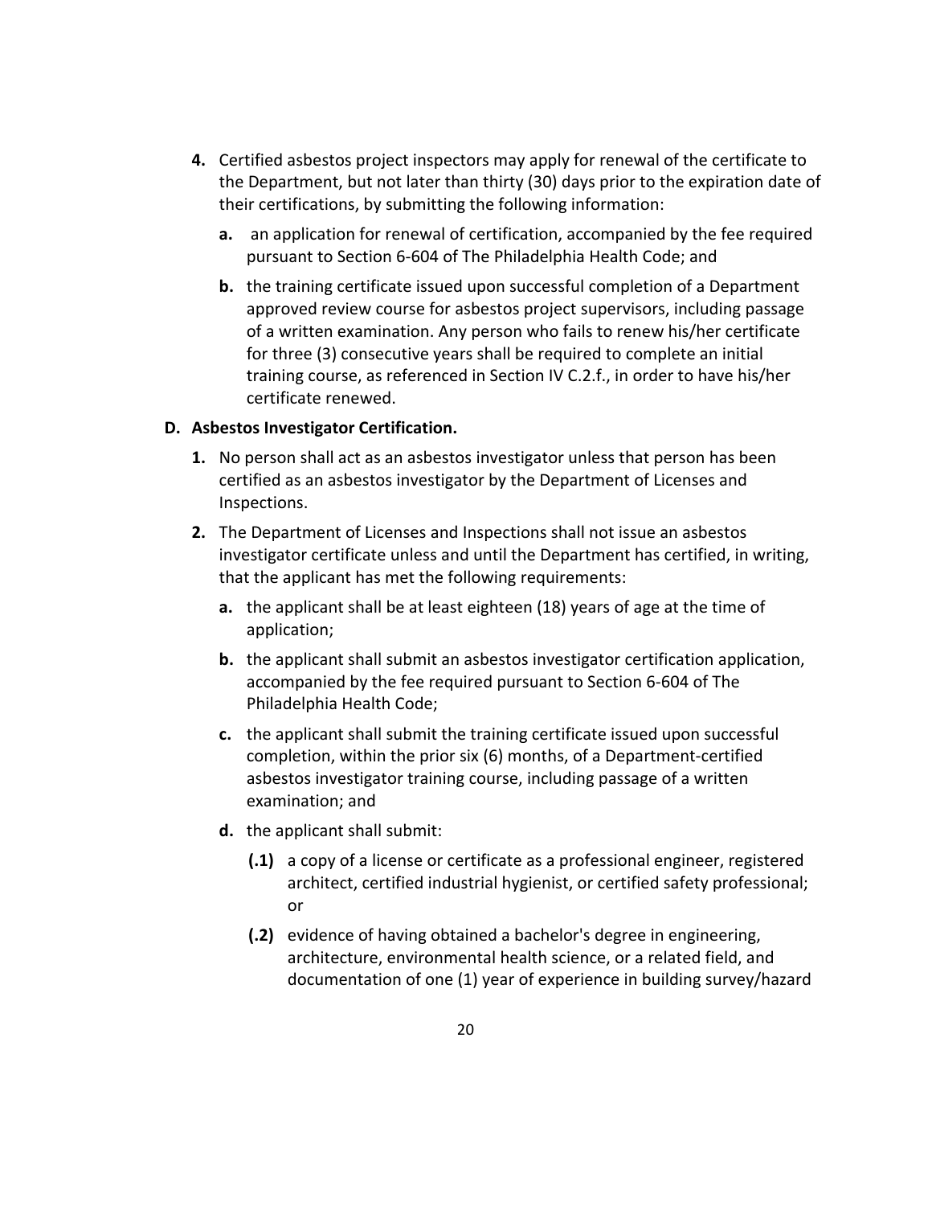4. Certified asbestos project inspectors may apply for renewal of the certificate to the Department, but not later than thirty (30) days prior to the expiration date of their certifications, by submitting the following information:

   a. an application for renewal of certification, accompanied by the fee required pursuant to Section 6-604 of The Philadelphia Health Code; and

   b. the training certificate issued upon successful completion of a Department approved review course for asbestos project supervisors, including passage of a written examination. Any person who fails to renew his/her certificate for three (3) consecutive years shall be required to complete an initial training course, as referenced in Section IV C.2.f., in order to have his/her certificate renewed.

**D. Asbestos Investigator Certification.**

1. No person shall act as an asbestos investigator unless that person has been certified as an asbestos investigator by the Department of Licenses and Inspections.

2. The Department of Licenses and Inspections shall not issue an asbestos investigator certificate unless and until the Department has certified, in writing, that the applicant has met the following requirements:

   a. the applicant shall be at least eighteen (18) years of age at the time of application;

   b. the applicant shall submit an asbestos investigator certification application, accompanied by the fee required pursuant to Section 6-604 of The Philadelphia Health Code;

   c. the applicant shall submit the training certificate issued upon successful completion, within the prior six (6) months, of a Department-certified asbestos investigator training course, including passage of a written examination; and

   d. the applicant shall submit:

      **(.1)** a copy of a license or certificate as a professional engineer, registered architect, certified industrial hygienist, or certified safety professional; or

      **(.2)** evidence of having obtained a bachelor's degree in engineering, architecture, environmental health science, or a related field, and documentation of one (1) year of experience in building survey/hazard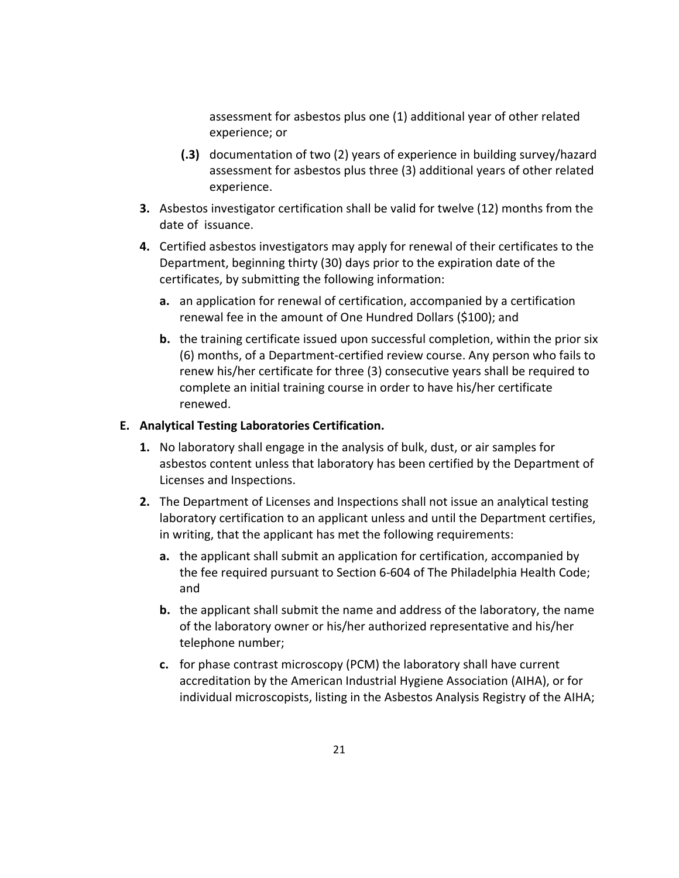assessment for asbestos plus one (1) additional year of other related experience; or

**(.3)** documentation of two (2) years of experience in building survey/hazard assessment for asbestos plus three (3) additional years of other related experience.

**3.** Asbestos investigator certification shall be valid for twelve (12) months from the date of issuance.

**4.** Certified asbestos investigators may apply for renewal of their certificates to the Department, beginning thirty (30) days prior to the expiration date of the certificates, by submitting the following information:

**a.** an application for renewal of certification, accompanied by a certification renewal fee in the amount of One Hundred Dollars ($100); and

**b.** the training certificate issued upon successful completion, within the prior six (6) months, of a Department-certified review course. Any person who fails to renew his/her certificate for three (3) consecutive years shall be required to complete an initial training course in order to have his/her certificate renewed.

**E. Analytical Testing Laboratories Certification.**

**1.** No laboratory shall engage in the analysis of bulk, dust, or air samples for asbestos content unless that laboratory has been certified by the Department of Licenses and Inspections.

**2.** The Department of Licenses and Inspections shall not issue an analytical testing laboratory certification to an applicant unless and until the Department certifies, in writing, that the applicant has met the following requirements:

**a.** the applicant shall submit an application for certification, accompanied by the fee required pursuant to Section 6-604 of The Philadelphia Health Code; and

**b.** the applicant shall submit the name and address of the laboratory, the name of the laboratory owner or his/her authorized representative and his/her telephone number;

**c.** for phase contrast microscopy (PCM) the laboratory shall have current accreditation by the American Industrial Hygiene Association (AIHA), or for individual microscopists, listing in the Asbestos Analysis Registry of the AIHA;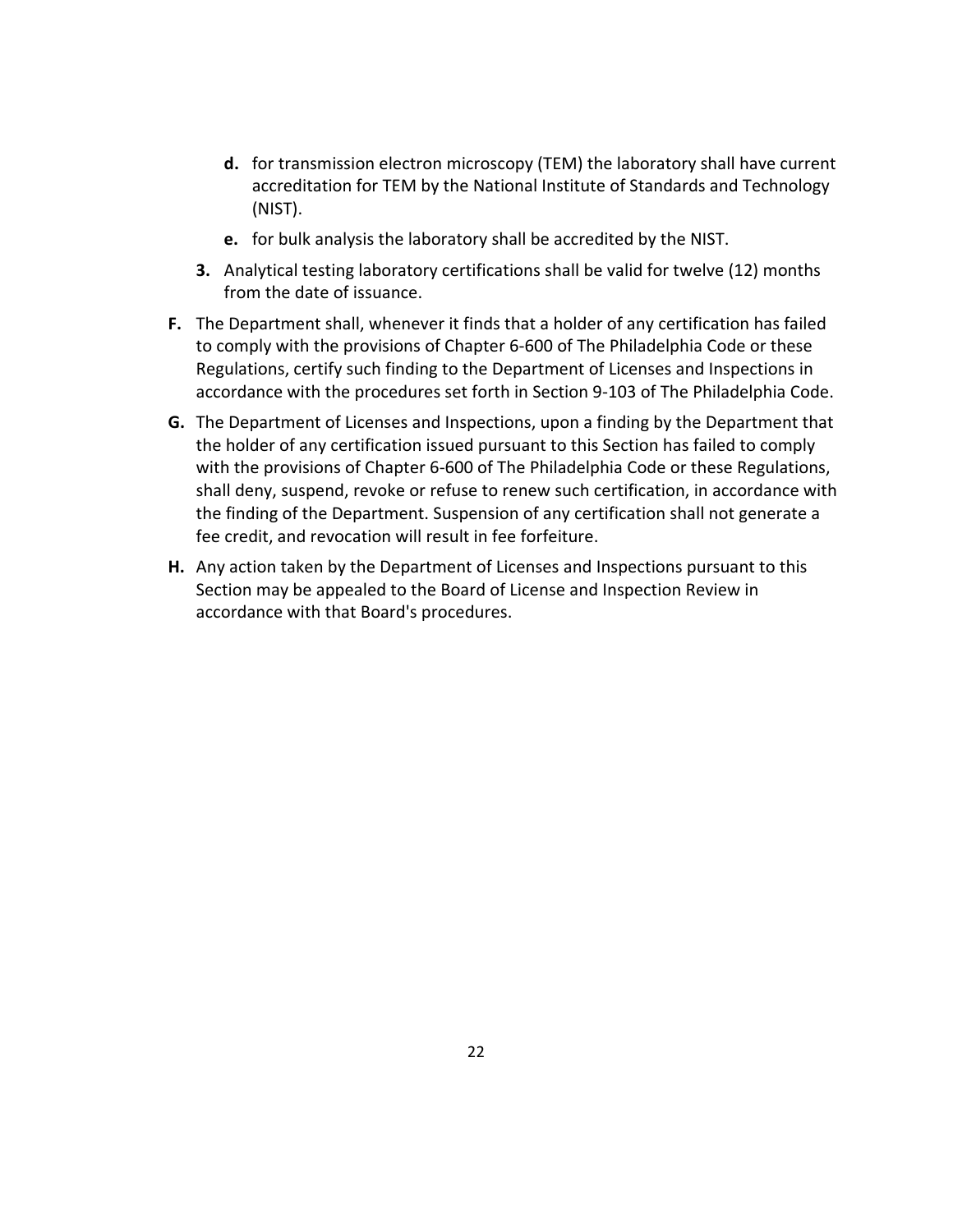- **d.** for transmission electron microscopy (TEM) the laboratory shall have current accreditation for TEM by the National Institute of Standards and Technology (NIST).
   - **e.** for bulk analysis the laboratory shall be accredited by the NIST.

   **3.** Analytical testing laboratory certifications shall be valid for twelve (12) months from the date of issuance.

**F.** The Department shall, whenever it finds that a holder of any certification has failed to comply with the provisions of Chapter 6-600 of The Philadelphia Code or these Regulations, certify such finding to the Department of Licenses and Inspections in accordance with the procedures set forth in Section 9-103 of The Philadelphia Code.

**G.** The Department of Licenses and Inspections, upon a finding by the Department that the holder of any certification issued pursuant to this Section has failed to comply with the provisions of Chapter 6-600 of The Philadelphia Code or these Regulations, shall deny, suspend, revoke or refuse to renew such certification, in accordance with the finding of the Department. Suspension of any certification shall not generate a fee credit, and revocation will result in fee forfeiture.

**H.** Any action taken by the Department of Licenses and Inspections pursuant to this Section may be appealed to the Board of License and Inspection Review in accordance with that Board's procedures.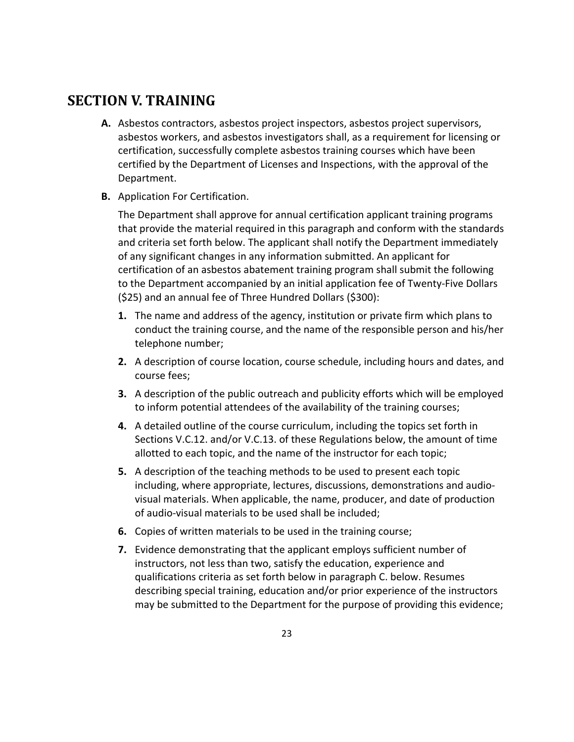# SECTION V. TRAINING

**A.** Asbestos contractors, asbestos project inspectors, asbestos project supervisors, asbestos workers, and asbestos investigators shall, as a requirement for licensing or certification, successfully complete asbestos training courses which have been certified by the Department of Licenses and Inspections, with the approval of the Department.

**B.** Application For Certification.

The Department shall approve for annual certification applicant training programs that provide the material required in this paragraph and conform with the standards and criteria set forth below. The applicant shall notify the Department immediately of any significant changes in any information submitted. An applicant for certification of an asbestos abatement training program shall submit the following to the Department accompanied by an initial application fee of Twenty-Five Dollars ($25) and an annual fee of Three Hundred Dollars ($300):

1. The name and address of the agency, institution or private firm which plans to conduct the training course, and the name of the responsible person and his/her telephone number;
2. A description of course location, course schedule, including hours and dates, and course fees;
3. A description of the public outreach and publicity efforts which will be employed to inform potential attendees of the availability of the training courses;
4. A detailed outline of the course curriculum, including the topics set forth in Sections V.C.12. and/or V.C.13. of these Regulations below, the amount of time allotted to each topic, and the name of the instructor for each topic;
5. A description of the teaching methods to be used to present each topic including, where appropriate, lectures, discussions, demonstrations and audio-visual materials. When applicable, the name, producer, and date of production of audio-visual materials to be used shall be included;
6. Copies of written materials to be used in the training course;
7. Evidence demonstrating that the applicant employs sufficient number of instructors, not less than two, satisfy the education, experience and qualifications criteria as set forth below in paragraph C. below. Resumes describing special training, education and/or prior experience of the instructors may be submitted to the Department for the purpose of providing this evidence;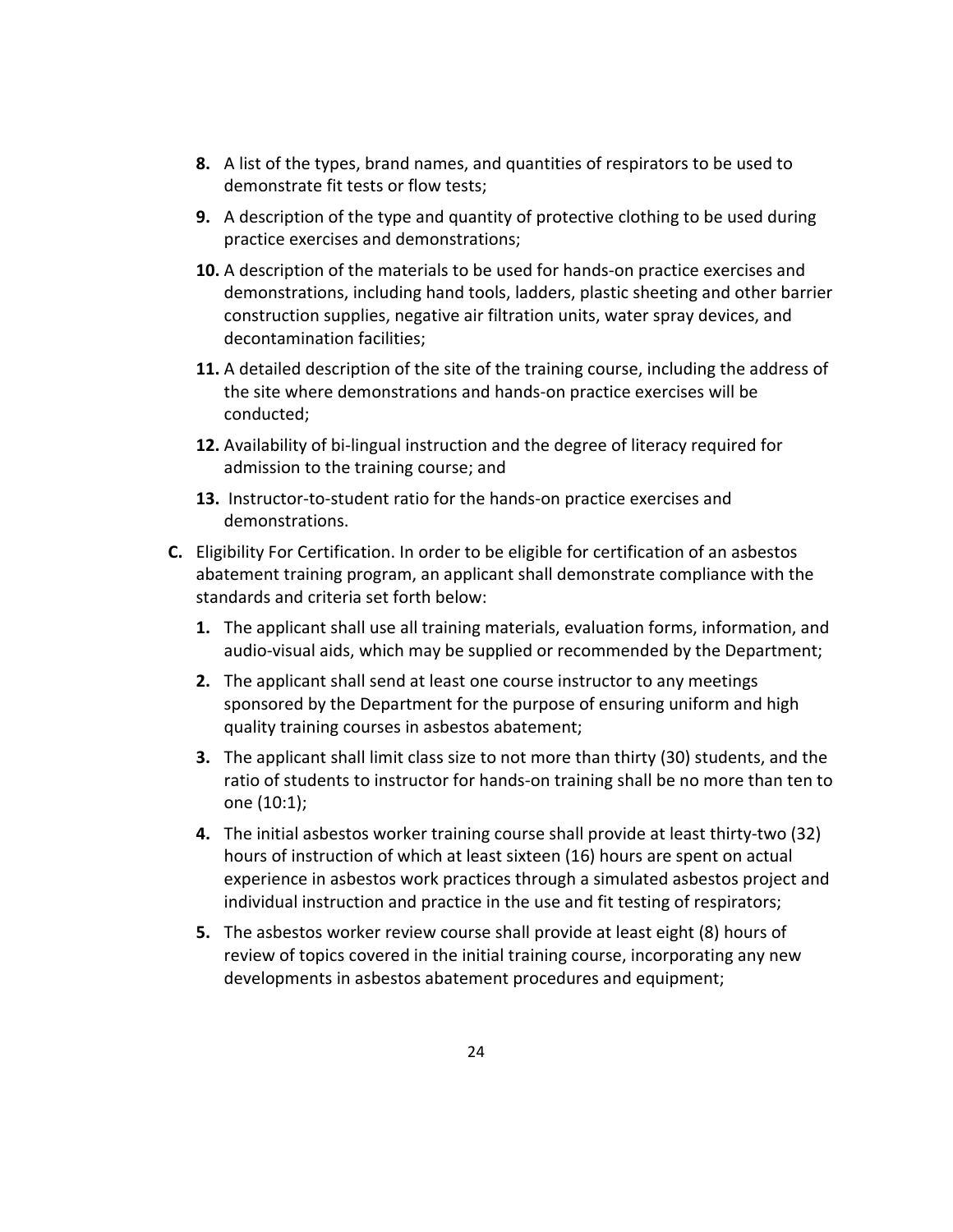8. A list of the types, brand names, and quantities of respirators to be used to demonstrate fit tests or flow tests;

9. A description of the type and quantity of protective clothing to be used during practice exercises and demonstrations;

10. A description of the materials to be used for hands-on practice exercises and demonstrations, including hand tools, ladders, plastic sheeting and other barrier construction supplies, negative air filtration units, water spray devices, and decontamination facilities;

11. A detailed description of the site of the training course, including the address of the site where demonstrations and hands-on practice exercises will be conducted;

12. Availability of bi-lingual instruction and the degree of literacy required for admission to the training course; and

13. Instructor-to-student ratio for the hands-on practice exercises and demonstrations.

**C.** Eligibility For Certification. In order to be eligible for certification of an asbestos abatement training program, an applicant shall demonstrate compliance with the standards and criteria set forth below:

1. The applicant shall use all training materials, evaluation forms, information, and audio-visual aids, which may be supplied or recommended by the Department;

2. The applicant shall send at least one course instructor to any meetings sponsored by the Department for the purpose of ensuring uniform and high quality training courses in asbestos abatement;

3. The applicant shall limit class size to not more than thirty (30) students, and the ratio of students to instructor for hands-on training shall be no more than ten to one (10:1);

4. The initial asbestos worker training course shall provide at least thirty-two (32) hours of instruction of which at least sixteen (16) hours are spent on actual experience in asbestos work practices through a simulated asbestos project and individual instruction and practice in the use and fit testing of respirators;

5. The asbestos worker review course shall provide at least eight (8) hours of review of topics covered in the initial training course, incorporating any new developments in asbestos abatement procedures and equipment;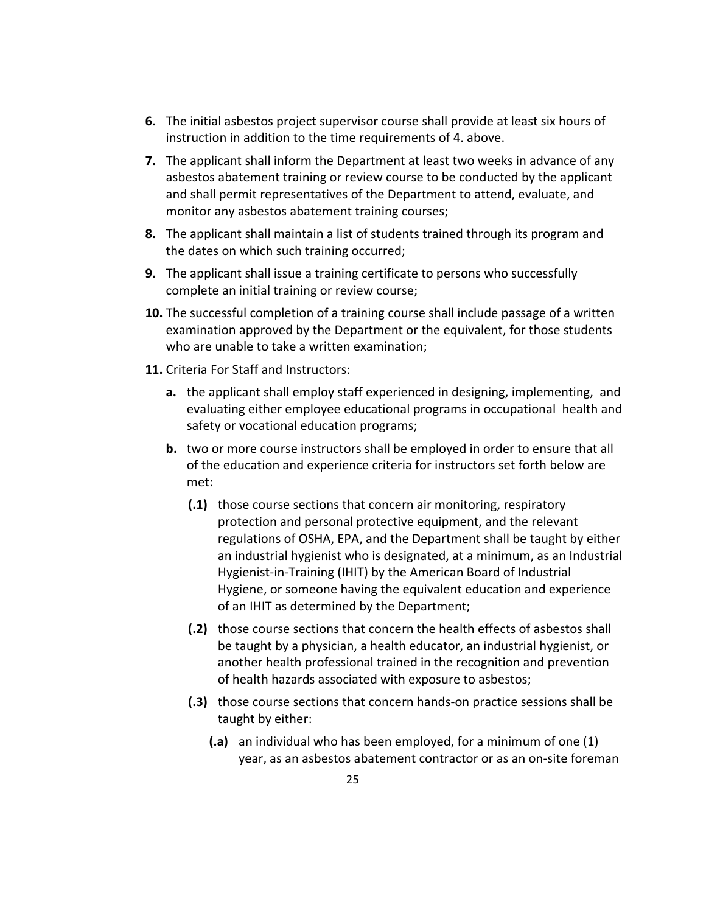**6.** The initial asbestos project supervisor course shall provide at least six hours of instruction in addition to the time requirements of 4. above.

**7.** The applicant shall inform the Department at least two weeks in advance of any asbestos abatement training or review course to be conducted by the applicant and shall permit representatives of the Department to attend, evaluate, and monitor any asbestos abatement training courses;

**8.** The applicant shall maintain a list of students trained through its program and the dates on which such training occurred;

**9.** The applicant shall issue a training certificate to persons who successfully complete an initial training or review course;

**10.** The successful completion of a training course shall include passage of a written examination approved by the Department or the equivalent, for those students who are unable to take a written examination;

**11.** Criteria For Staff and Instructors:

- **a.** the applicant shall employ staff experienced in designing, implementing, and evaluating either employee educational programs in occupational health and safety or vocational education programs;

- **b.** two or more course instructors shall be employed in order to ensure that all of the education and experience criteria for instructors set forth below are met:

  - **(.1)** those course sections that concern air monitoring, respiratory protection and personal protective equipment, and the relevant regulations of OSHA, EPA, and the Department shall be taught by either an industrial hygienist who is designated, at a minimum, as an Industrial Hygienist-in-Training (IHIT) by the American Board of Industrial Hygiene, or someone having the equivalent education and experience of an IHIT as determined by the Department;

  - **(.2)** those course sections that concern the health effects of asbestos shall be taught by a physician, a health educator, an industrial hygienist, or another health professional trained in the recognition and prevention of health hazards associated with exposure to asbestos;

  - **(.3)** those course sections that concern hands-on practice sessions shall be taught by either:

    - **(.a)** an individual who has been employed, for a minimum of one (1) year, as an asbestos abatement contractor or as an on-site foreman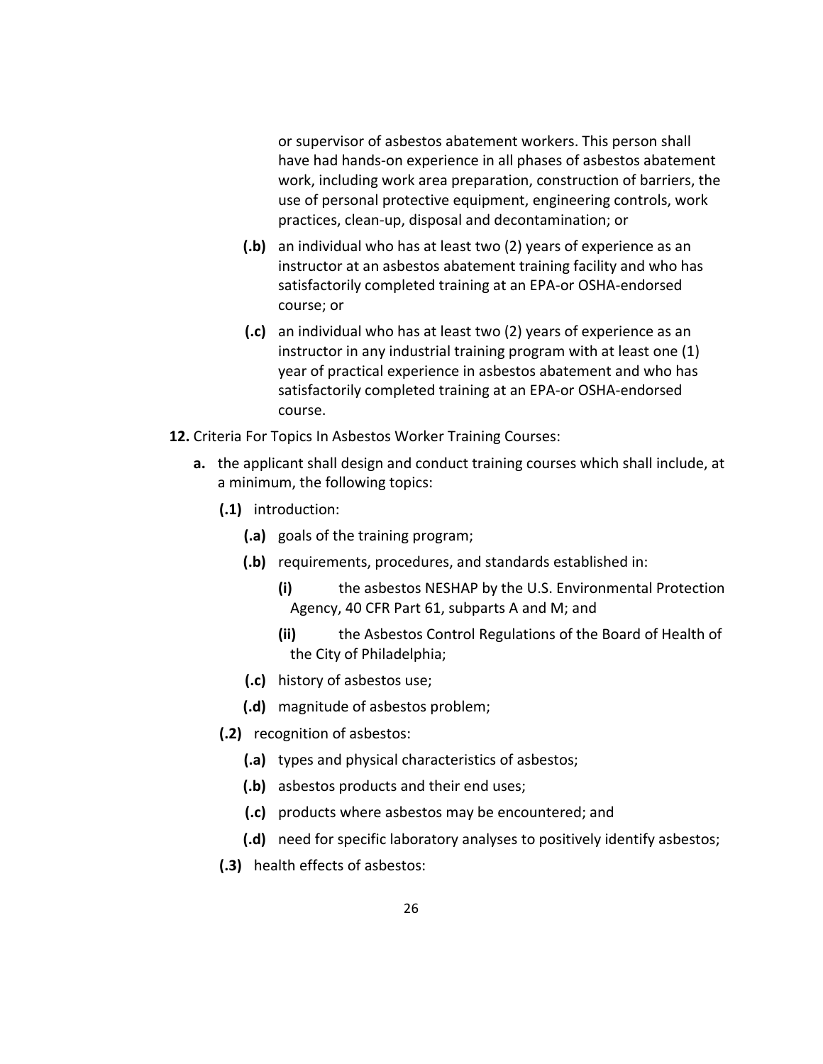or supervisor of asbestos abatement workers. This person shall have had hands-on experience in all phases of asbestos abatement work, including work area preparation, construction of barriers, the use of personal protective equipment, engineering controls, work practices, clean-up, disposal and decontamination; or

- **(.b)** an individual who has at least two (2) years of experience as an instructor at an asbestos abatement training facility and who has satisfactorily completed training at an EPA-or OSHA-endorsed course; or
- **(.c)** an individual who has at least two (2) years of experience as an instructor in any industrial training program with at least one (1) year of practical experience in asbestos abatement and who has satisfactorily completed training at an EPA-or OSHA-endorsed course.

**12.** Criteria For Topics In Asbestos Worker Training Courses:

- **a.** the applicant shall design and conduct training courses which shall include, at a minimum, the following topics:
  - **(.1)** introduction:
    - **(.a)** goals of the training program;
    - **(.b)** requirements, procedures, and standards established in:
      - **(i)** the asbestos NESHAP by the U.S. Environmental Protection Agency, 40 CFR Part 61, subparts A and M; and
      - **(ii)** the Asbestos Control Regulations of the Board of Health of the City of Philadelphia;
    - **(.c)** history of asbestos use;
    - **(.d)** magnitude of asbestos problem;
  - **(.2)** recognition of asbestos:
    - **(.a)** types and physical characteristics of asbestos;
    - **(.b)** asbestos products and their end uses;
    - **(.c)** products where asbestos may be encountered; and
    - **(.d)** need for specific laboratory analyses to positively identify asbestos;
  - **(.3)** health effects of asbestos: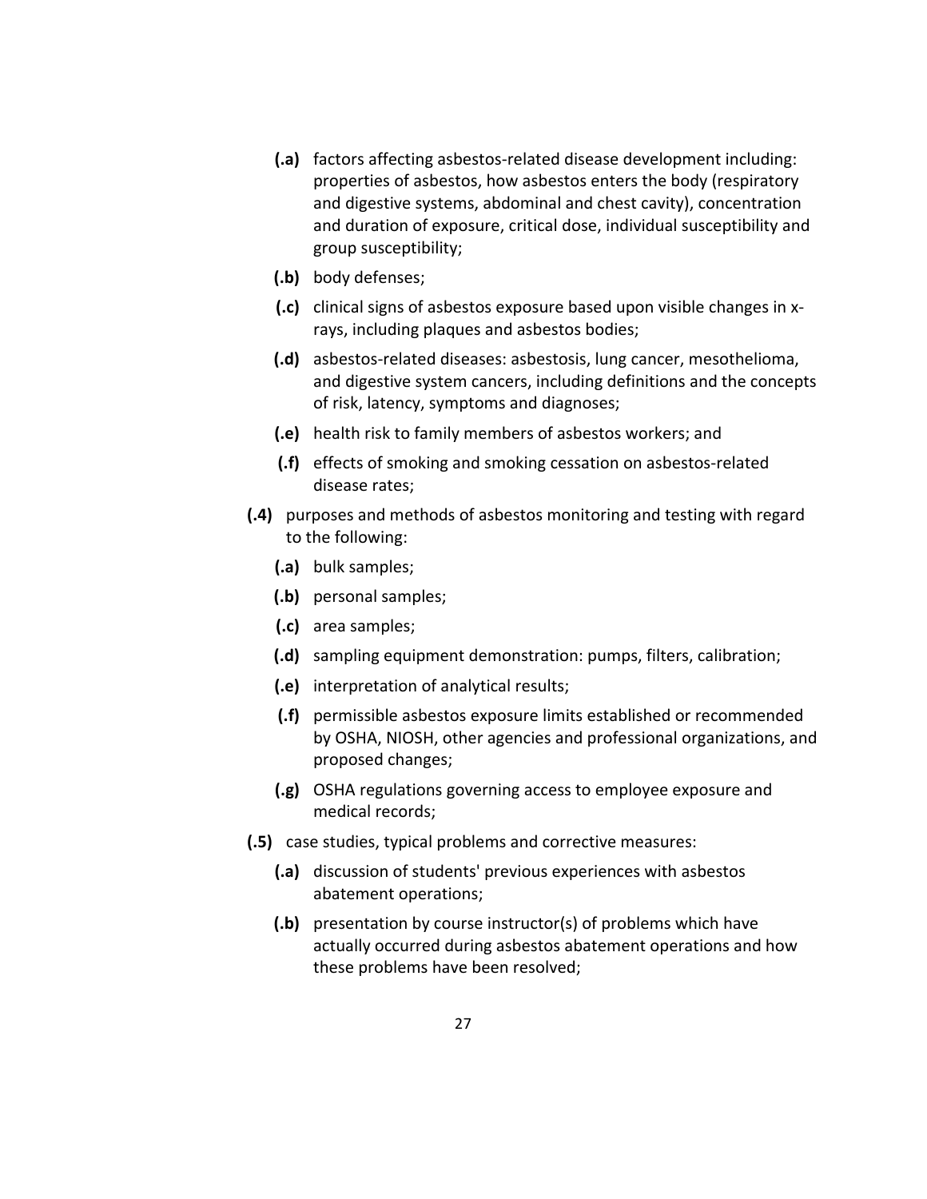- **(.a)** factors affecting asbestos-related disease development including: properties of asbestos, how asbestos enters the body (respiratory and digestive systems, abdominal and chest cavity), concentration and duration of exposure, critical dose, individual susceptibility and group susceptibility;
- **(.b)** body defenses;
- **(.c)** clinical signs of asbestos exposure based upon visible changes in x-rays, including plaques and asbestos bodies;
- **(.d)** asbestos-related diseases: asbestosis, lung cancer, mesothelioma, and digestive system cancers, including definitions and the concepts of risk, latency, symptoms and diagnoses;
- **(.e)** health risk to family members of asbestos workers; and
- **(.f)** effects of smoking and smoking cessation on asbestos-related disease rates;

**(.4)** purposes and methods of asbestos monitoring and testing with regard to the following:

- **(.a)** bulk samples;
- **(.b)** personal samples;
- **(.c)** area samples;
- **(.d)** sampling equipment demonstration: pumps, filters, calibration;
- **(.e)** interpretation of analytical results;
- **(.f)** permissible asbestos exposure limits established or recommended by OSHA, NIOSH, other agencies and professional organizations, and proposed changes;
- **(.g)** OSHA regulations governing access to employee exposure and medical records;

**(.5)** case studies, typical problems and corrective measures:

- **(.a)** discussion of students' previous experiences with asbestos abatement operations;
- **(.b)** presentation by course instructor(s) of problems which have actually occurred during asbestos abatement operations and how these problems have been resolved;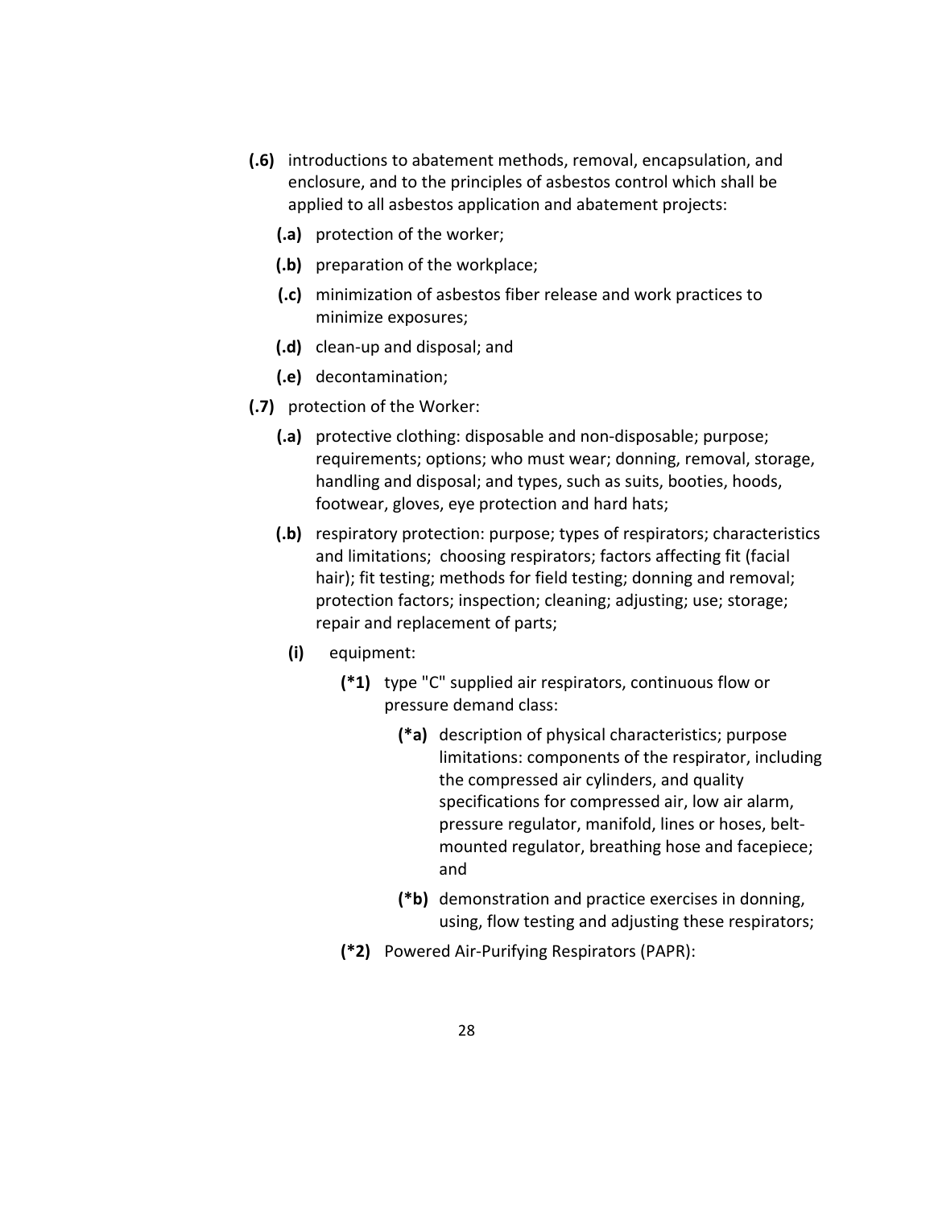**(.6)** introductions to abatement methods, removal, encapsulation, and enclosure, and to the principles of asbestos control which shall be applied to all asbestos application and abatement projects:

- **(.a)** protection of the worker;
- **(.b)** preparation of the workplace;
- **(.c)** minimization of asbestos fiber release and work practices to minimize exposures;
- **(.d)** clean-up and disposal; and
- **(.e)** decontamination;

**(.7)** protection of the Worker:

- **(.a)** protective clothing: disposable and non-disposable; purpose; requirements; options; who must wear; donning, removal, storage, handling and disposal; and types, such as suits, booties, hoods, footwear, gloves, eye protection and hard hats;
- **(.b)** respiratory protection: purpose; types of respirators; characteristics and limitations; choosing respirators; factors affecting fit (facial hair); fit testing; methods for field testing; donning and removal; protection factors; inspection; cleaning; adjusting; use; storage; repair and replacement of parts;
  - **(i)** equipment:
    - **(*1)** type "C" supplied air respirators, continuous flow or pressure demand class:
      - **(*a)** description of physical characteristics; purpose limitations: components of the respirator, including the compressed air cylinders, and quality specifications for compressed air, low air alarm, pressure regulator, manifold, lines or hoses, belt-mounted regulator, breathing hose and facepiece; and
      - **(*b)** demonstration and practice exercises in donning, using, flow testing and adjusting these respirators;
    - **(*2)** Powered Air-Purifying Respirators (PAPR):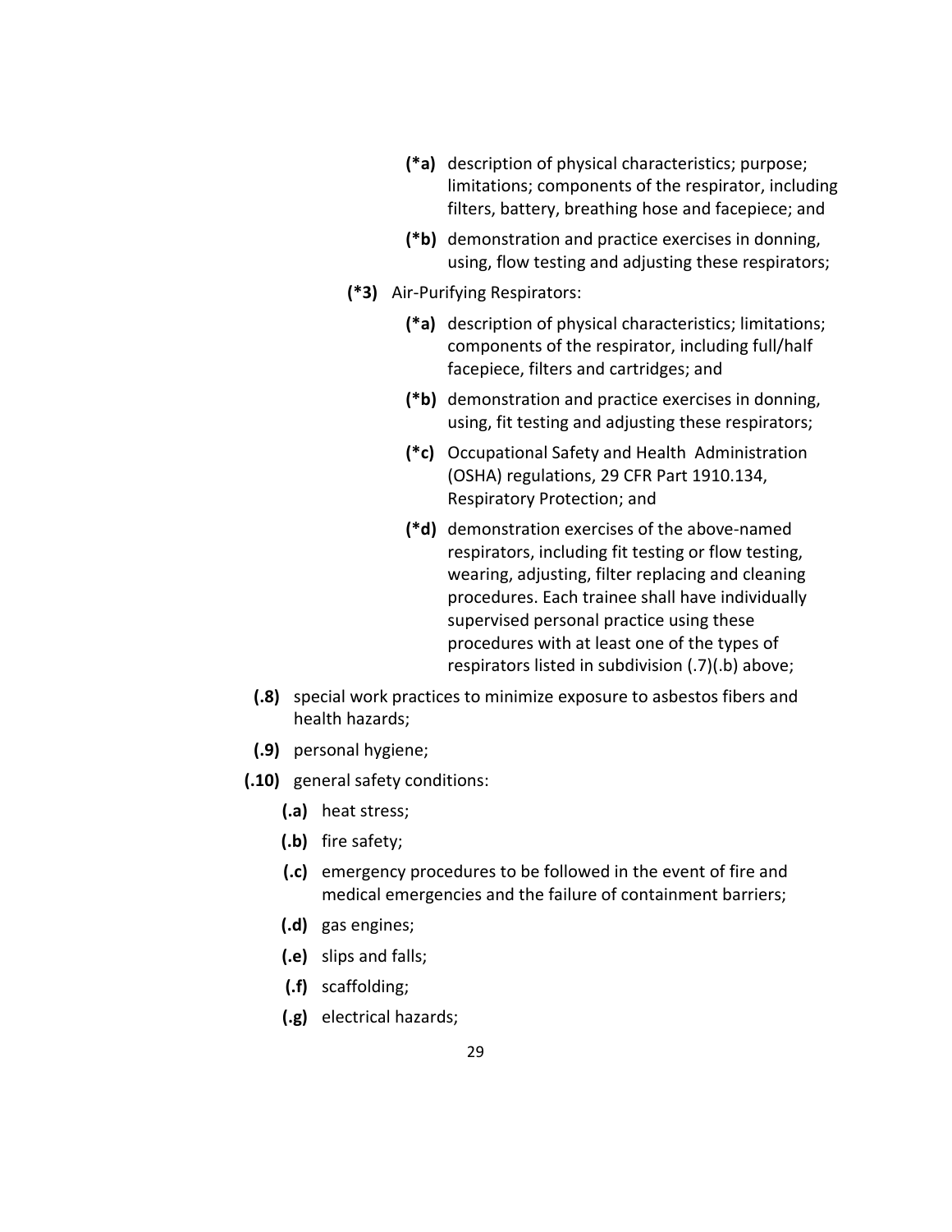- **(*a)** description of physical characteristics; purpose; limitations; components of the respirator, including filters, battery, breathing hose and facepiece; and
- **(*b)** demonstration and practice exercises in donning, using, flow testing and adjusting these respirators;

**(*3)** Air-Purifying Respirators:

- **(*a)** description of physical characteristics; limitations; components of the respirator, including full/half facepiece, filters and cartridges; and
- **(*b)** demonstration and practice exercises in donning, using, fit testing and adjusting these respirators;
- **(*c)** Occupational Safety and Health Administration (OSHA) regulations, 29 CFR Part 1910.134, Respiratory Protection; and
- **(*d)** demonstration exercises of the above-named respirators, including fit testing or flow testing, wearing, adjusting, filter replacing and cleaning procedures. Each trainee shall have individually supervised personal practice using these procedures with at least one of the types of respirators listed in subdivision (.7)(.b) above;

**(.8)** special work practices to minimize exposure to asbestos fibers and health hazards;

**(.9)** personal hygiene;

**(.10)** general safety conditions:

- **(.a)** heat stress;
- **(.b)** fire safety;
- **(.c)** emergency procedures to be followed in the event of fire and medical emergencies and the failure of containment barriers;
- **(.d)** gas engines;
- **(.e)** slips and falls;
- **(.f)** scaffolding;
- **(.g)** electrical hazards;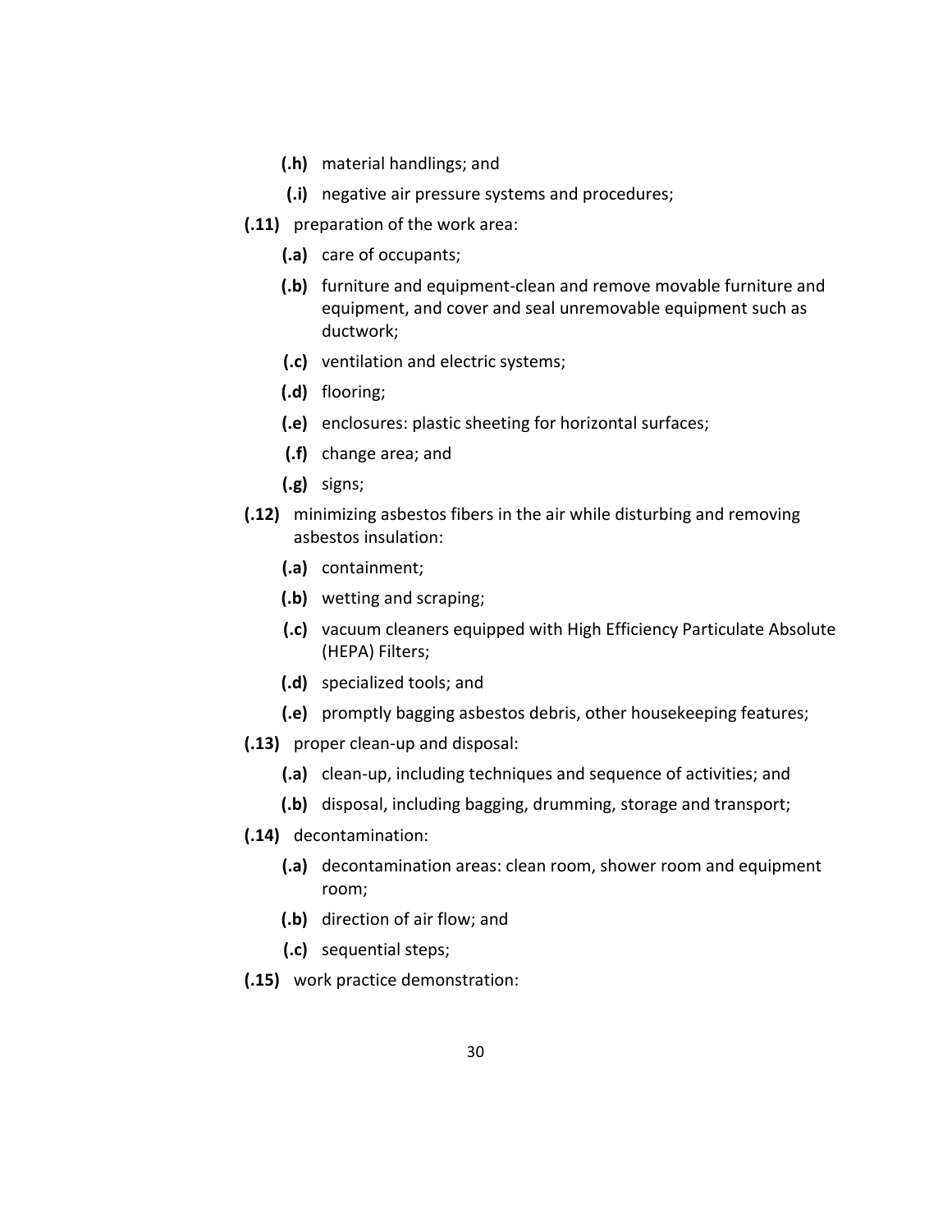- **(.h)** material handlings; and
- **(.i)** negative air pressure systems and procedures;

**(.11)** preparation of the work area:

- **(.a)** care of occupants;
- **(.b)** furniture and equipment-clean and remove movable furniture and equipment, and cover and seal unremovable equipment such as ductwork;
- **(.c)** ventilation and electric systems;
- **(.d)** flooring;
- **(.e)** enclosures: plastic sheeting for horizontal surfaces;
- **(.f)** change area; and
- **(.g)** signs;

**(.12)** minimizing asbestos fibers in the air while disturbing and removing asbestos insulation:

- **(.a)** containment;
- **(.b)** wetting and scraping;
- **(.c)** vacuum cleaners equipped with High Efficiency Particulate Absolute (HEPA) Filters;
- **(.d)** specialized tools; and
- **(.e)** promptly bagging asbestos debris, other housekeeping features;

**(.13)** proper clean-up and disposal:

- **(.a)** clean-up, including techniques and sequence of activities; and
- **(.b)** disposal, including bagging, drumming, storage and transport;

**(.14)** decontamination:

- **(.a)** decontamination areas: clean room, shower room and equipment room;
- **(.b)** direction of air flow; and
- **(.c)** sequential steps;

**(.15)** work practice demonstration: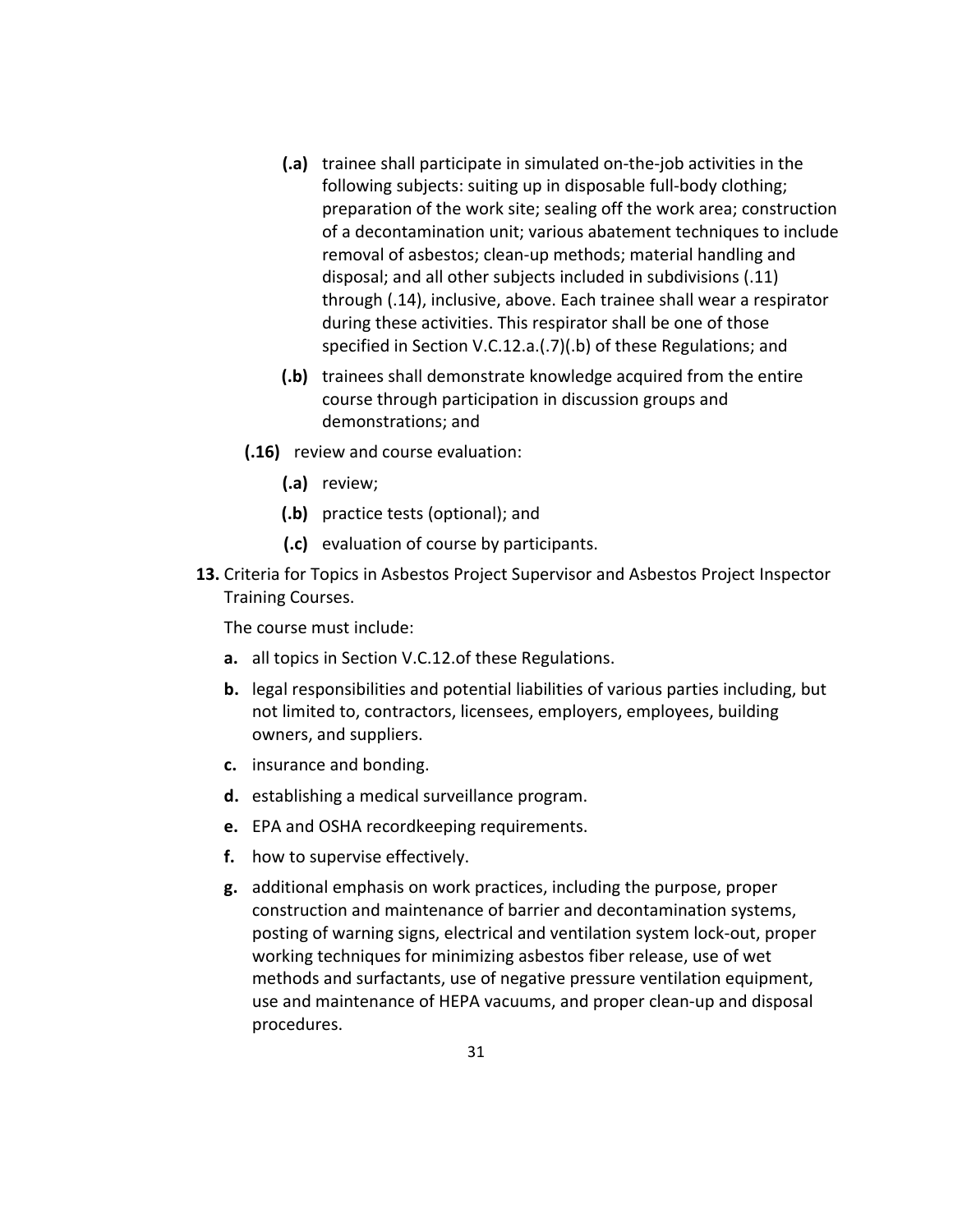- **(.a)** trainee shall participate in simulated on-the-job activities in the following subjects: suiting up in disposable full-body clothing; preparation of the work site; sealing off the work area; construction of a decontamination unit; various abatement techniques to include removal of asbestos; clean-up methods; material handling and disposal; and all other subjects included in subdivisions (.11) through (.14), inclusive, above. Each trainee shall wear a respirator during these activities. This respirator shall be one of those specified in Section V.C.12.a.(.7)(.b) of these Regulations; and
- **(.b)** trainees shall demonstrate knowledge acquired from the entire course through participation in discussion groups and demonstrations; and

**(.16)** review and course evaluation:

- **(.a)** review;
- **(.b)** practice tests (optional); and
- **(.c)** evaluation of course by participants.

**13.** Criteria for Topics in Asbestos Project Supervisor and Asbestos Project Inspector Training Courses.

The course must include:

- **a.** all topics in Section V.C.12.of these Regulations.
- **b.** legal responsibilities and potential liabilities of various parties including, but not limited to, contractors, licensees, employers, employees, building owners, and suppliers.
- **c.** insurance and bonding.
- **d.** establishing a medical surveillance program.
- **e.** EPA and OSHA recordkeeping requirements.
- **f.** how to supervise effectively.
- **g.** additional emphasis on work practices, including the purpose, proper construction and maintenance of barrier and decontamination systems, posting of warning signs, electrical and ventilation system lock-out, proper working techniques for minimizing asbestos fiber release, use of wet methods and surfactants, use of negative pressure ventilation equipment, use and maintenance of HEPA vacuums, and proper clean-up and disposal procedures.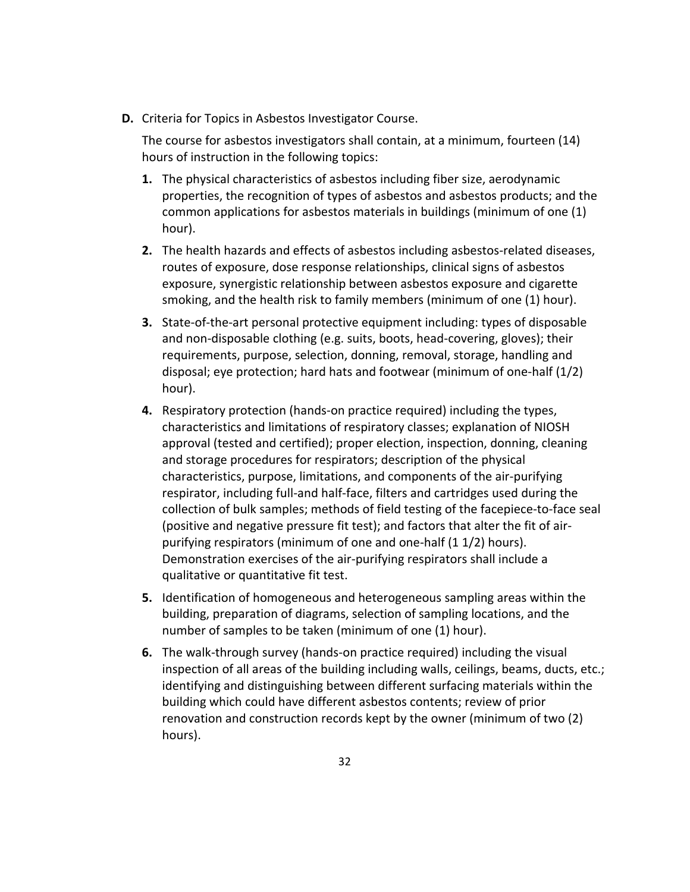**D.** Criteria for Topics in Asbestos Investigator Course.

The course for asbestos investigators shall contain, at a minimum, fourteen (14) hours of instruction in the following topics:

1. The physical characteristics of asbestos including fiber size, aerodynamic properties, the recognition of types of asbestos and asbestos products; and the common applications for asbestos materials in buildings (minimum of one (1) hour).
2. The health hazards and effects of asbestos including asbestos-related diseases, routes of exposure, dose response relationships, clinical signs of asbestos exposure, synergistic relationship between asbestos exposure and cigarette smoking, and the health risk to family members (minimum of one (1) hour).
3. State-of-the-art personal protective equipment including: types of disposable and non-disposable clothing (e.g. suits, boots, head-covering, gloves); their requirements, purpose, selection, donning, removal, storage, handling and disposal; eye protection; hard hats and footwear (minimum of one-half (1/2) hour).
4. Respiratory protection (hands-on practice required) including the types, characteristics and limitations of respiratory classes; explanation of NIOSH approval (tested and certified); proper election, inspection, donning, cleaning and storage procedures for respirators; description of the physical characteristics, purpose, limitations, and components of the air-purifying respirator, including full-and half-face, filters and cartridges used during the collection of bulk samples; methods of field testing of the facepiece-to-face seal (positive and negative pressure fit test); and factors that alter the fit of air-purifying respirators (minimum of one and one-half (1 1/2) hours). Demonstration exercises of the air-purifying respirators shall include a qualitative or quantitative fit test.
5. Identification of homogeneous and heterogeneous sampling areas within the building, preparation of diagrams, selection of sampling locations, and the number of samples to be taken (minimum of one (1) hour).
6. The walk-through survey (hands-on practice required) including the visual inspection of all areas of the building including walls, ceilings, beams, ducts, etc.; identifying and distinguishing between different surfacing materials within the building which could have different asbestos contents; review of prior renovation and construction records kept by the owner (minimum of two (2) hours).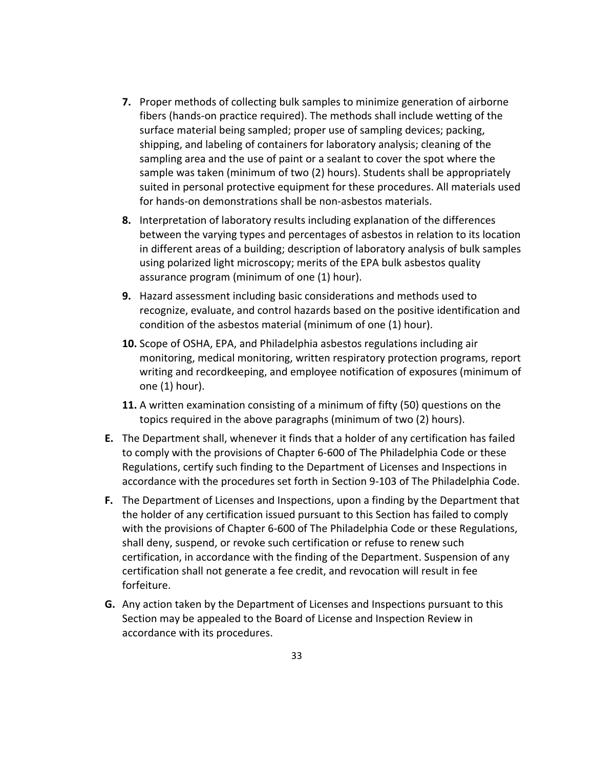7. Proper methods of collecting bulk samples to minimize generation of airborne fibers (hands-on practice required). The methods shall include wetting of the surface material being sampled; proper use of sampling devices; packing, shipping, and labeling of containers for laboratory analysis; cleaning of the sampling area and the use of paint or a sealant to cover the spot where the sample was taken (minimum of two (2) hours). Students shall be appropriately suited in personal protective equipment for these procedures. All materials used for hands-on demonstrations shall be non-asbestos materials.

8. Interpretation of laboratory results including explanation of the differences between the varying types and percentages of asbestos in relation to its location in different areas of a building; description of laboratory analysis of bulk samples using polarized light microscopy; merits of the EPA bulk asbestos quality assurance program (minimum of one (1) hour).

9. Hazard assessment including basic considerations and methods used to recognize, evaluate, and control hazards based on the positive identification and condition of the asbestos material (minimum of one (1) hour).

10. Scope of OSHA, EPA, and Philadelphia asbestos regulations including air monitoring, medical monitoring, written respiratory protection programs, report writing and recordkeeping, and employee notification of exposures (minimum of one (1) hour).

11. A written examination consisting of a minimum of fifty (50) questions on the topics required in the above paragraphs (minimum of two (2) hours).

**E.** The Department shall, whenever it finds that a holder of any certification has failed to comply with the provisions of Chapter 6-600 of The Philadelphia Code or these Regulations, certify such finding to the Department of Licenses and Inspections in accordance with the procedures set forth in Section 9-103 of The Philadelphia Code.

**F.** The Department of Licenses and Inspections, upon a finding by the Department that the holder of any certification issued pursuant to this Section has failed to comply with the provisions of Chapter 6-600 of The Philadelphia Code or these Regulations, shall deny, suspend, or revoke such certification or refuse to renew such certification, in accordance with the finding of the Department. Suspension of any certification shall not generate a fee credit, and revocation will result in fee forfeiture.

**G.** Any action taken by the Department of Licenses and Inspections pursuant to this Section may be appealed to the Board of License and Inspection Review in accordance with its procedures.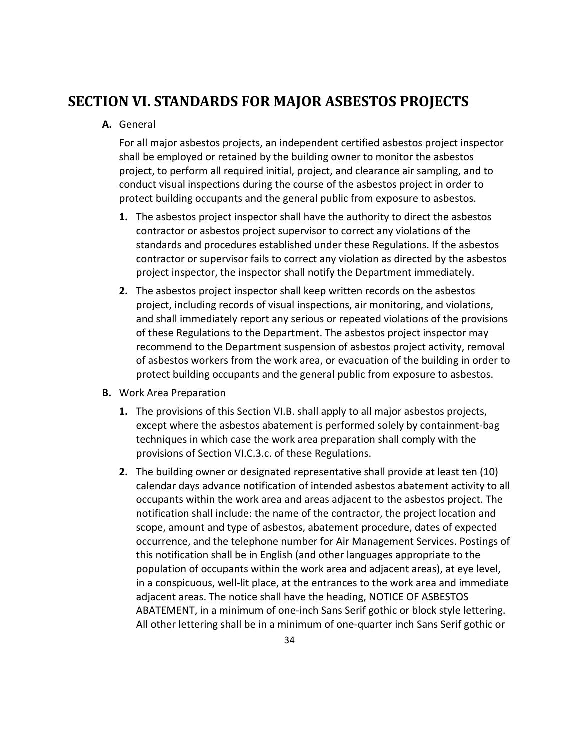# SECTION VI. STANDARDS FOR MAJOR ASBESTOS PROJECTS

**A.** General

For all major asbestos projects, an independent certified asbestos project inspector shall be employed or retained by the building owner to monitor the asbestos project, to perform all required initial, project, and clearance air sampling, and to conduct visual inspections during the course of the asbestos project in order to protect building occupants and the general public from exposure to asbestos.

**1.** The asbestos project inspector shall have the authority to direct the asbestos contractor or asbestos project supervisor to correct any violations of the standards and procedures established under these Regulations. If the asbestos contractor or supervisor fails to correct any violation as directed by the asbestos project inspector, the inspector shall notify the Department immediately.

**2.** The asbestos project inspector shall keep written records on the asbestos project, including records of visual inspections, air monitoring, and violations, and shall immediately report any serious or repeated violations of the provisions of these Regulations to the Department. The asbestos project inspector may recommend to the Department suspension of asbestos project activity, removal of asbestos workers from the work area, or evacuation of the building in order to protect building occupants and the general public from exposure to asbestos.

**B.** Work Area Preparation

**1.** The provisions of this Section VI.B. shall apply to all major asbestos projects, except where the asbestos abatement is performed solely by containment-bag techniques in which case the work area preparation shall comply with the provisions of Section VI.C.3.c. of these Regulations.

**2.** The building owner or designated representative shall provide at least ten (10) calendar days advance notification of intended asbestos abatement activity to all occupants within the work area and areas adjacent to the asbestos project. The notification shall include: the name of the contractor, the project location and scope, amount and type of asbestos, abatement procedure, dates of expected occurrence, and the telephone number for Air Management Services. Postings of this notification shall be in English (and other languages appropriate to the population of occupants within the work area and adjacent areas), at eye level, in a conspicuous, well-lit place, at the entrances to the work area and immediate adjacent areas. The notice shall have the heading, NOTICE OF ASBESTOS ABATEMENT, in a minimum of one-inch Sans Serif gothic or block style lettering. All other lettering shall be in a minimum of one-quarter inch Sans Serif gothic or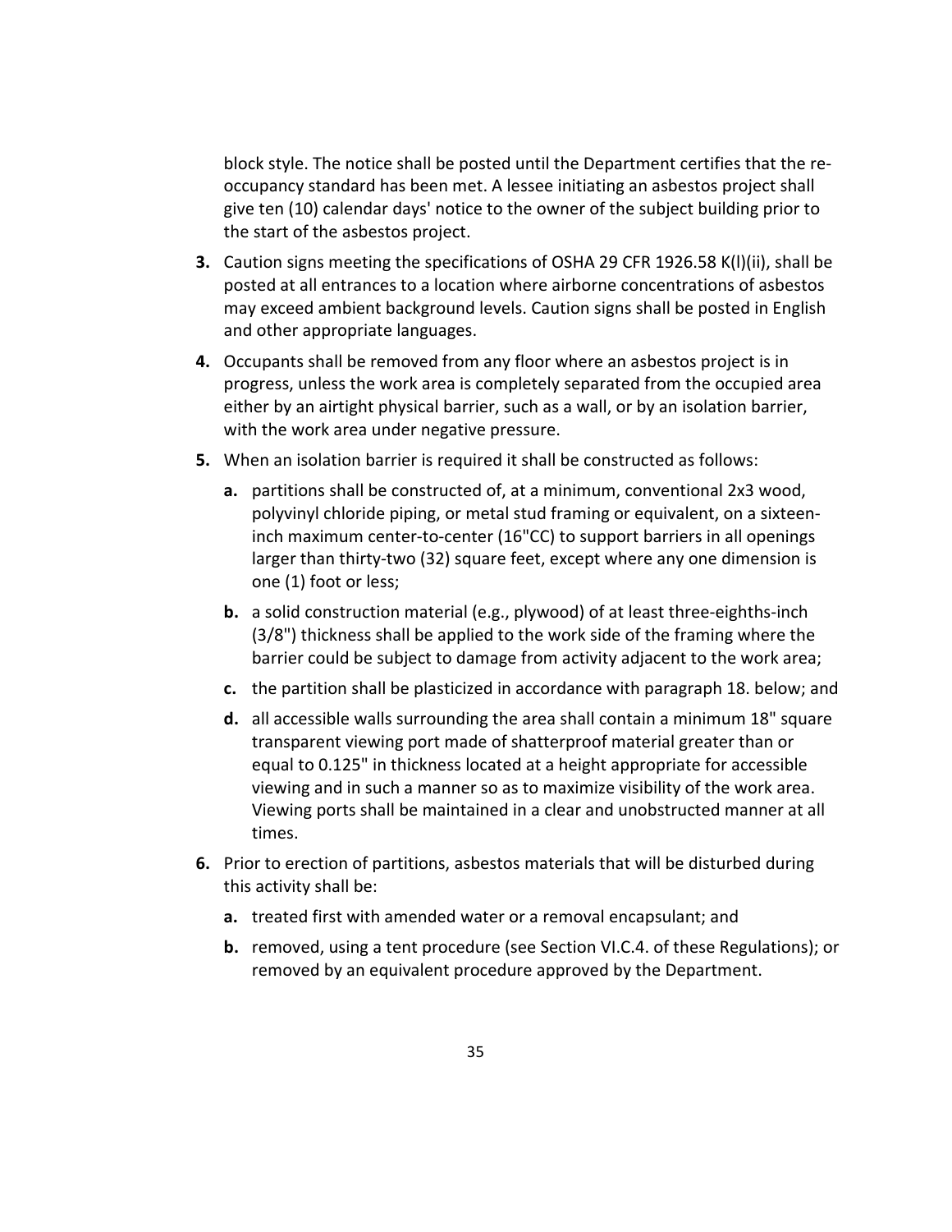block style. The notice shall be posted until the Department certifies that the re-occupancy standard has been met. A lessee initiating an asbestos project shall give ten (10) calendar days' notice to the owner of the subject building prior to the start of the asbestos project.

**3.** Caution signs meeting the specifications of OSHA 29 CFR 1926.58 K(l)(ii), shall be posted at all entrances to a location where airborne concentrations of asbestos may exceed ambient background levels. Caution signs shall be posted in English and other appropriate languages.

**4.** Occupants shall be removed from any floor where an asbestos project is in progress, unless the work area is completely separated from the occupied area either by an airtight physical barrier, such as a wall, or by an isolation barrier, with the work area under negative pressure.

**5.** When an isolation barrier is required it shall be constructed as follows:

   **a.** partitions shall be constructed of, at a minimum, conventional 2x3 wood, polyvinyl chloride piping, or metal stud framing or equivalent, on a sixteen-inch maximum center-to-center (16"CC) to support barriers in all openings larger than thirty-two (32) square feet, except where any one dimension is one (1) foot or less;

   **b.** a solid construction material (e.g., plywood) of at least three-eighths-inch (3/8") thickness shall be applied to the work side of the framing where the barrier could be subject to damage from activity adjacent to the work area;

   **c.** the partition shall be plasticized in accordance with paragraph 18. below; and

   **d.** all accessible walls surrounding the area shall contain a minimum 18" square transparent viewing port made of shatterproof material greater than or equal to 0.125" in thickness located at a height appropriate for accessible viewing and in such a manner so as to maximize visibility of the work area. Viewing ports shall be maintained in a clear and unobstructed manner at all times.

**6.** Prior to erection of partitions, asbestos materials that will be disturbed during this activity shall be:

   **a.** treated first with amended water or a removal encapsulant; and

   **b.** removed, using a tent procedure (see Section VI.C.4. of these Regulations); or removed by an equivalent procedure approved by the Department.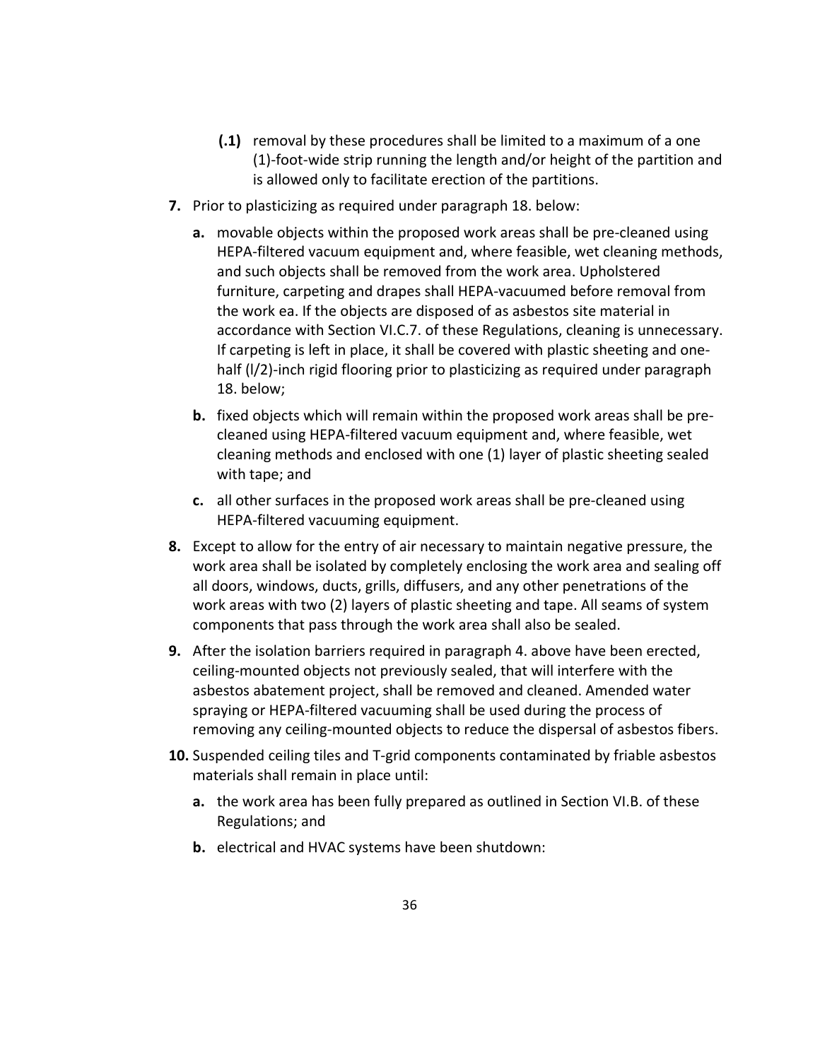**(.1)** removal by these procedures shall be limited to a maximum of a one (1)-foot-wide strip running the length and/or height of the partition and is allowed only to facilitate erection of the partitions.

**7.** Prior to plasticizing as required under paragraph 18. below:

**a.** movable objects within the proposed work areas shall be pre-cleaned using HEPA-filtered vacuum equipment and, where feasible, wet cleaning methods, and such objects shall be removed from the work area. Upholstered furniture, carpeting and drapes shall HEPA-vacuumed before removal from the work ea. If the objects are disposed of as asbestos site material in accordance with Section VI.C.7. of these Regulations, cleaning is unnecessary. If carpeting is left in place, it shall be covered with plastic sheeting and one-half (l/2)-inch rigid flooring prior to plasticizing as required under paragraph 18. below;

**b.** fixed objects which will remain within the proposed work areas shall be pre-cleaned using HEPA-filtered vacuum equipment and, where feasible, wet cleaning methods and enclosed with one (1) layer of plastic sheeting sealed with tape; and

**c.** all other surfaces in the proposed work areas shall be pre-cleaned using HEPA-filtered vacuuming equipment.

**8.** Except to allow for the entry of air necessary to maintain negative pressure, the work area shall be isolated by completely enclosing the work area and sealing off all doors, windows, ducts, grills, diffusers, and any other penetrations of the work areas with two (2) layers of plastic sheeting and tape. All seams of system components that pass through the work area shall also be sealed.

**9.** After the isolation barriers required in paragraph 4. above have been erected, ceiling-mounted objects not previously sealed, that will interfere with the asbestos abatement project, shall be removed and cleaned. Amended water spraying or HEPA-filtered vacuuming shall be used during the process of removing any ceiling-mounted objects to reduce the dispersal of asbestos fibers.

**10.** Suspended ceiling tiles and T-grid components contaminated by friable asbestos materials shall remain in place until:

**a.** the work area has been fully prepared as outlined in Section VI.B. of these Regulations; and

**b.** electrical and HVAC systems have been shutdown: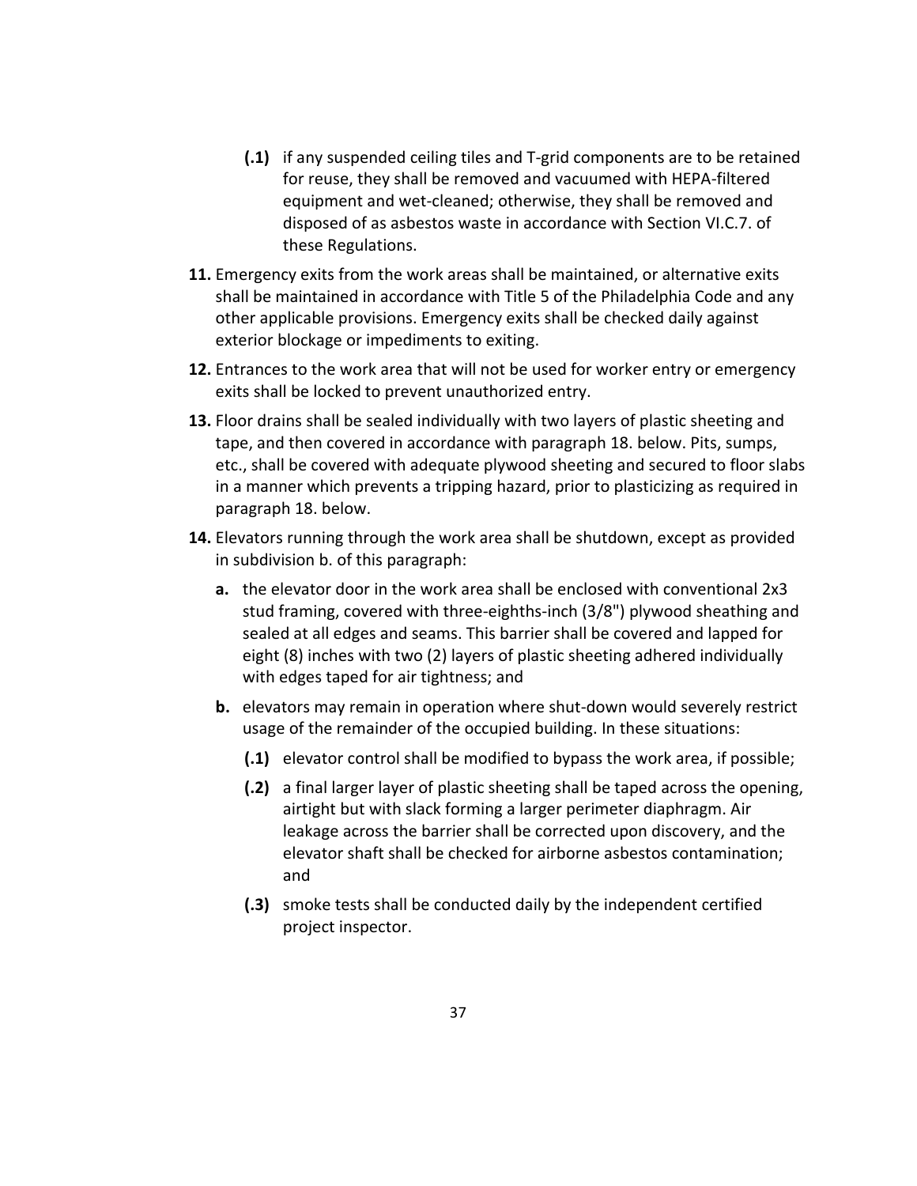- **(.1)** if any suspended ceiling tiles and T-grid components are to be retained for reuse, they shall be removed and vacuumed with HEPA-filtered equipment and wet-cleaned; otherwise, they shall be removed and disposed of as asbestos waste in accordance with Section VI.C.7. of these Regulations.

**11.** Emergency exits from the work areas shall be maintained, or alternative exits shall be maintained in accordance with Title 5 of the Philadelphia Code and any other applicable provisions. Emergency exits shall be checked daily against exterior blockage or impediments to exiting.

**12.** Entrances to the work area that will not be used for worker entry or emergency exits shall be locked to prevent unauthorized entry.

**13.** Floor drains shall be sealed individually with two layers of plastic sheeting and tape, and then covered in accordance with paragraph 18. below. Pits, sumps, etc., shall be covered with adequate plywood sheeting and secured to floor slabs in a manner which prevents a tripping hazard, prior to plasticizing as required in paragraph 18. below.

**14.** Elevators running through the work area shall be shutdown, except as provided in subdivision b. of this paragraph:

- **a.** the elevator door in the work area shall be enclosed with conventional 2x3 stud framing, covered with three-eighths-inch (3/8") plywood sheathing and sealed at all edges and seams. This barrier shall be covered and lapped for eight (8) inches with two (2) layers of plastic sheeting adhered individually with edges taped for air tightness; and
- **b.** elevators may remain in operation where shut-down would severely restrict usage of the remainder of the occupied building. In these situations:
  - **(.1)** elevator control shall be modified to bypass the work area, if possible;
  - **(.2)** a final larger layer of plastic sheeting shall be taped across the opening, airtight but with slack forming a larger perimeter diaphragm. Air leakage across the barrier shall be corrected upon discovery, and the elevator shaft shall be checked for airborne asbestos contamination; and
  - **(.3)** smoke tests shall be conducted daily by the independent certified project inspector.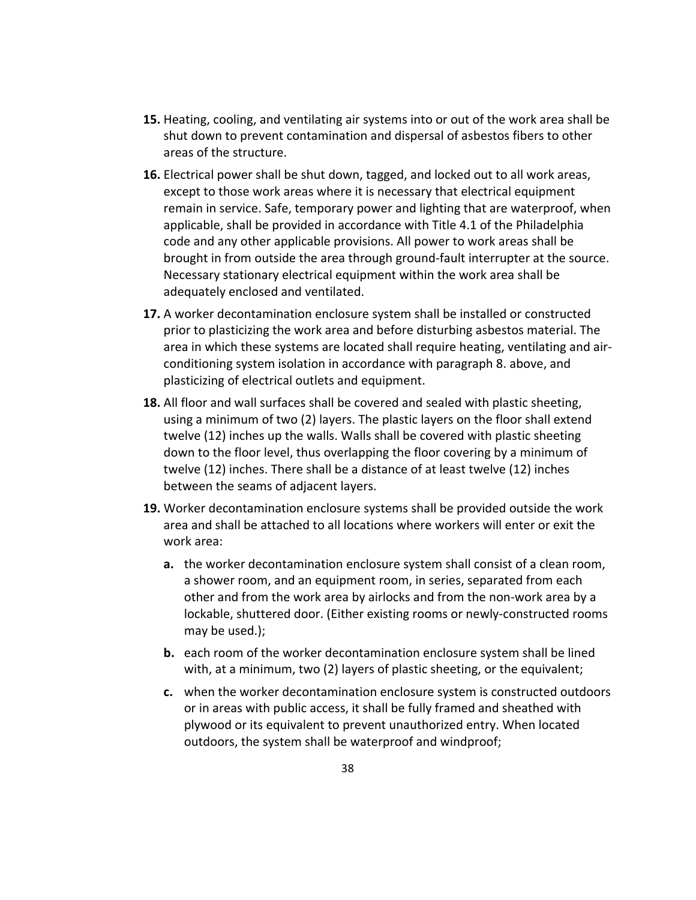**15.** Heating, cooling, and ventilating air systems into or out of the work area shall be shut down to prevent contamination and dispersal of asbestos fibers to other areas of the structure.

**16.** Electrical power shall be shut down, tagged, and locked out to all work areas, except to those work areas where it is necessary that electrical equipment remain in service. Safe, temporary power and lighting that are waterproof, when applicable, shall be provided in accordance with Title 4.1 of the Philadelphia code and any other applicable provisions. All power to work areas shall be brought in from outside the area through ground-fault interrupter at the source. Necessary stationary electrical equipment within the work area shall be adequately enclosed and ventilated.

**17.** A worker decontamination enclosure system shall be installed or constructed prior to plasticizing the work area and before disturbing asbestos material. The area in which these systems are located shall require heating, ventilating and air-conditioning system isolation in accordance with paragraph 8. above, and plasticizing of electrical outlets and equipment.

**18.** All floor and wall surfaces shall be covered and sealed with plastic sheeting, using a minimum of two (2) layers. The plastic layers on the floor shall extend twelve (12) inches up the walls. Walls shall be covered with plastic sheeting down to the floor level, thus overlapping the floor covering by a minimum of twelve (12) inches. There shall be a distance of at least twelve (12) inches between the seams of adjacent layers.

**19.** Worker decontamination enclosure systems shall be provided outside the work area and shall be attached to all locations where workers will enter or exit the work area:

- **a.** the worker decontamination enclosure system shall consist of a clean room, a shower room, and an equipment room, in series, separated from each other and from the work area by airlocks and from the non-work area by a lockable, shuttered door. (Either existing rooms or newly-constructed rooms may be used.);
- **b.** each room of the worker decontamination enclosure system shall be lined with, at a minimum, two (2) layers of plastic sheeting, or the equivalent;
- **c.** when the worker decontamination enclosure system is constructed outdoors or in areas with public access, it shall be fully framed and sheathed with plywood or its equivalent to prevent unauthorized entry. When located outdoors, the system shall be waterproof and windproof;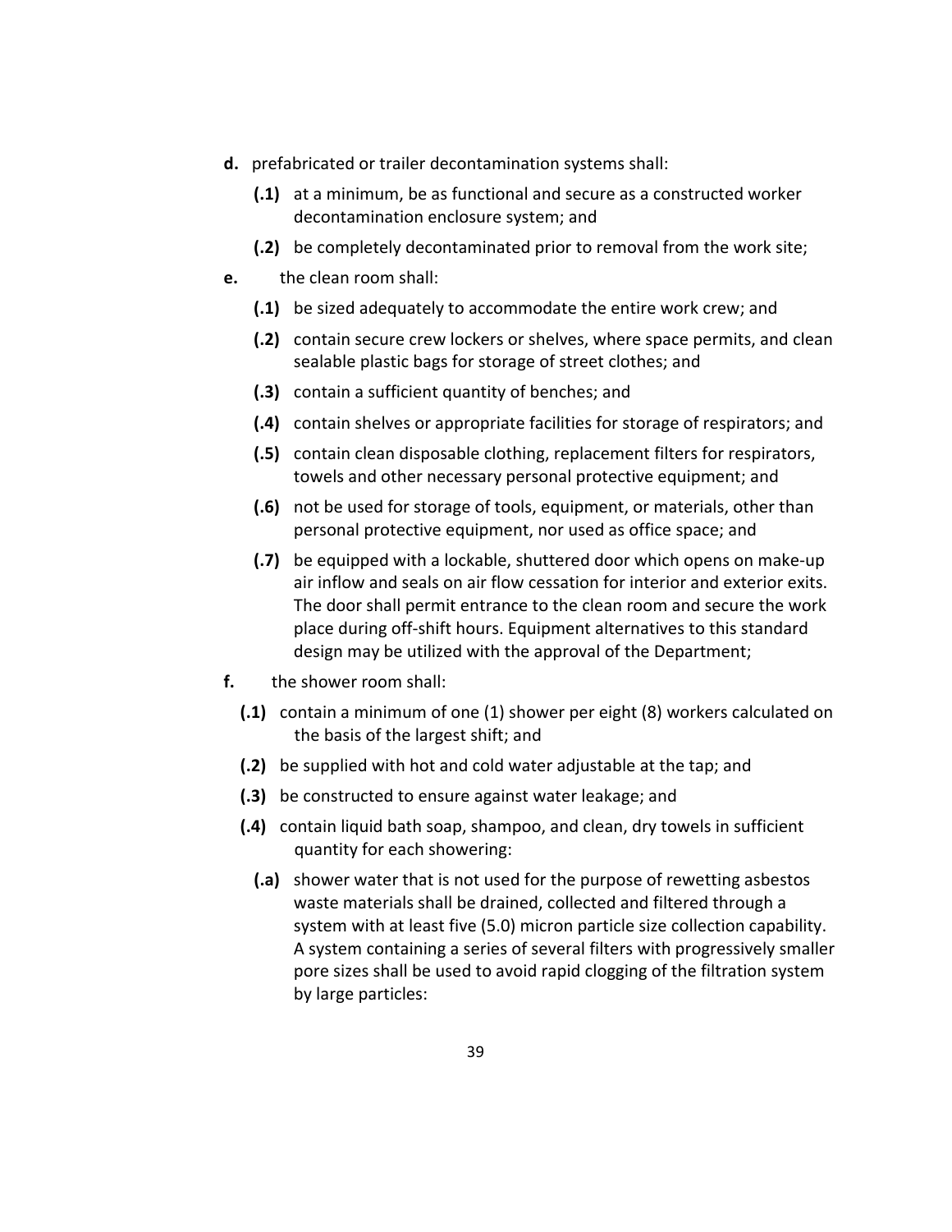**d.** prefabricated or trailer decontamination systems shall:

- **(.1)** at a minimum, be as functional and secure as a constructed worker decontamination enclosure system; and
- **(.2)** be completely decontaminated prior to removal from the work site;

**e.** the clean room shall:

- **(.1)** be sized adequately to accommodate the entire work crew; and
- **(.2)** contain secure crew lockers or shelves, where space permits, and clean sealable plastic bags for storage of street clothes; and
- **(.3)** contain a sufficient quantity of benches; and
- **(.4)** contain shelves or appropriate facilities for storage of respirators; and
- **(.5)** contain clean disposable clothing, replacement filters for respirators, towels and other necessary personal protective equipment; and
- **(.6)** not be used for storage of tools, equipment, or materials, other than personal protective equipment, nor used as office space; and
- **(.7)** be equipped with a lockable, shuttered door which opens on make-up air inflow and seals on air flow cessation for interior and exterior exits. The door shall permit entrance to the clean room and secure the work place during off-shift hours. Equipment alternatives to this standard design may be utilized with the approval of the Department;

**f.** the shower room shall:

- **(.1)** contain a minimum of one (1) shower per eight (8) workers calculated on the basis of the largest shift; and
- **(.2)** be supplied with hot and cold water adjustable at the tap; and
- **(.3)** be constructed to ensure against water leakage; and
- **(.4)** contain liquid bath soap, shampoo, and clean, dry towels in sufficient quantity for each showering:
  - **(.a)** shower water that is not used for the purpose of rewetting asbestos waste materials shall be drained, collected and filtered through a system with at least five (5.0) micron particle size collection capability. A system containing a series of several filters with progressively smaller pore sizes shall be used to avoid rapid clogging of the filtration system by large particles: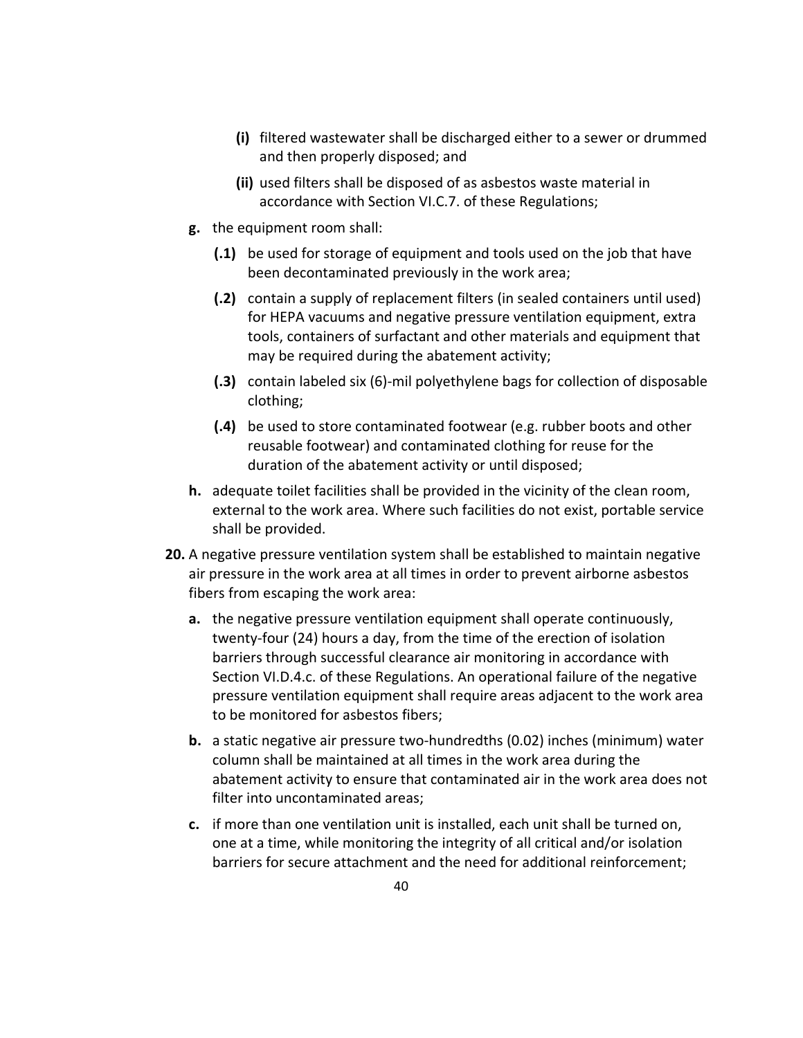- **(i)** filtered wastewater shall be discharged either to a sewer or drummed and then properly disposed; and
- **(ii)** used filters shall be disposed of as asbestos waste material in accordance with Section VI.C.7. of these Regulations;

**g.** the equipment room shall:

- **(.1)** be used for storage of equipment and tools used on the job that have been decontaminated previously in the work area;
- **(.2)** contain a supply of replacement filters (in sealed containers until used) for HEPA vacuums and negative pressure ventilation equipment, extra tools, containers of surfactant and other materials and equipment that may be required during the abatement activity;
- **(.3)** contain labeled six (6)-mil polyethylene bags for collection of disposable clothing;
- **(.4)** be used to store contaminated footwear (e.g. rubber boots and other reusable footwear) and contaminated clothing for reuse for the duration of the abatement activity or until disposed;

**h.** adequate toilet facilities shall be provided in the vicinity of the clean room, external to the work area. Where such facilities do not exist, portable service shall be provided.

**20.** A negative pressure ventilation system shall be established to maintain negative air pressure in the work area at all times in order to prevent airborne asbestos fibers from escaping the work area:

**a.** the negative pressure ventilation equipment shall operate continuously, twenty-four (24) hours a day, from the time of the erection of isolation barriers through successful clearance air monitoring in accordance with Section VI.D.4.c. of these Regulations. An operational failure of the negative pressure ventilation equipment shall require areas adjacent to the work area to be monitored for asbestos fibers;

**b.** a static negative air pressure two-hundredths (0.02) inches (minimum) water column shall be maintained at all times in the work area during the abatement activity to ensure that contaminated air in the work area does not filter into uncontaminated areas;

**c.** if more than one ventilation unit is installed, each unit shall be turned on, one at a time, while monitoring the integrity of all critical and/or isolation barriers for secure attachment and the need for additional reinforcement;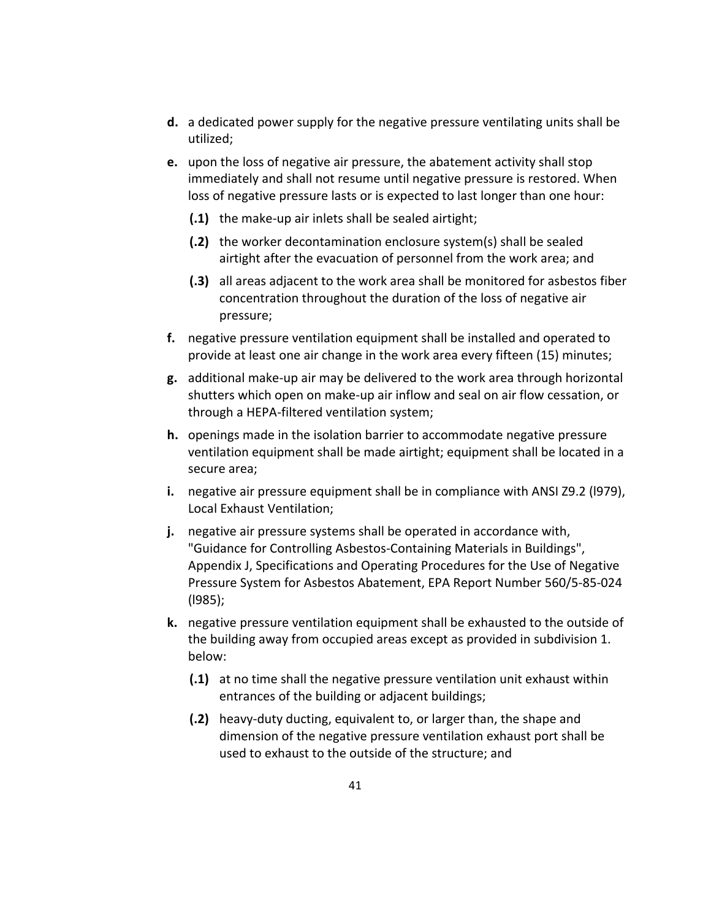**d.** a dedicated power supply for the negative pressure ventilating units shall be utilized;

**e.** upon the loss of negative air pressure, the abatement activity shall stop immediately and shall not resume until negative pressure is restored. When loss of negative pressure lasts or is expected to last longer than one hour:

- **(.1)** the make-up air inlets shall be sealed airtight;
- **(.2)** the worker decontamination enclosure system(s) shall be sealed airtight after the evacuation of personnel from the work area; and
- **(.3)** all areas adjacent to the work area shall be monitored for asbestos fiber concentration throughout the duration of the loss of negative air pressure;

**f.** negative pressure ventilation equipment shall be installed and operated to provide at least one air change in the work area every fifteen (15) minutes;

**g.** additional make-up air may be delivered to the work area through horizontal shutters which open on make-up air inflow and seal on air flow cessation, or through a HEPA-filtered ventilation system;

**h.** openings made in the isolation barrier to accommodate negative pressure ventilation equipment shall be made airtight; equipment shall be located in a secure area;

**i.** negative air pressure equipment shall be in compliance with ANSI Z9.2 (l979), Local Exhaust Ventilation;

**j.** negative air pressure systems shall be operated in accordance with, "Guidance for Controlling Asbestos-Containing Materials in Buildings", Appendix J, Specifications and Operating Procedures for the Use of Negative Pressure System for Asbestos Abatement, EPA Report Number 560/5-85-024 (l985);

**k.** negative pressure ventilation equipment shall be exhausted to the outside of the building away from occupied areas except as provided in subdivision 1. below:

- **(.1)** at no time shall the negative pressure ventilation unit exhaust within entrances of the building or adjacent buildings;
- **(.2)** heavy-duty ducting, equivalent to, or larger than, the shape and dimension of the negative pressure ventilation exhaust port shall be used to exhaust to the outside of the structure; and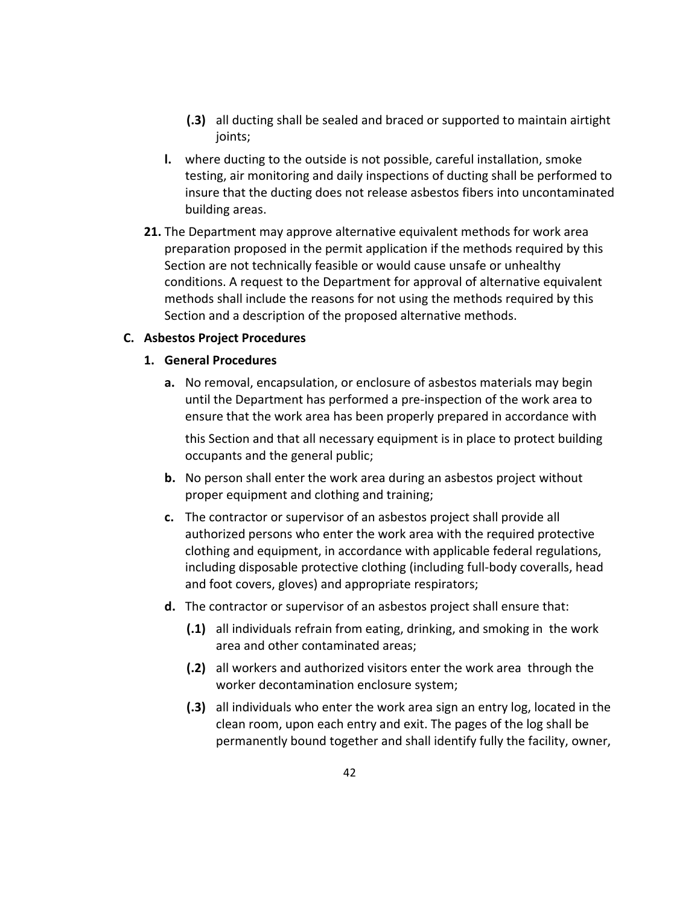- **(.3)** all ducting shall be sealed and braced or supported to maintain airtight joints;

**l.** where ducting to the outside is not possible, careful installation, smoke testing, air monitoring and daily inspections of ducting shall be performed to insure that the ducting does not release asbestos fibers into uncontaminated building areas.

**21.** The Department may approve alternative equivalent methods for work area preparation proposed in the permit application if the methods required by this Section are not technically feasible or would cause unsafe or unhealthy conditions. A request to the Department for approval of alternative equivalent methods shall include the reasons for not using the methods required by this Section and a description of the proposed alternative methods.

### C. Asbestos Project Procedures

#### 1. General Procedures

**a.** No removal, encapsulation, or enclosure of asbestos materials may begin until the Department has performed a pre-inspection of the work area to ensure that the work area has been properly prepared in accordance with this Section and that all necessary equipment is in place to protect building occupants and the general public;

**b.** No person shall enter the work area during an asbestos project without proper equipment and clothing and training;

**c.** The contractor or supervisor of an asbestos project shall provide all authorized persons who enter the work area with the required protective clothing and equipment, in accordance with applicable federal regulations, including disposable protective clothing (including full-body coveralls, head and foot covers, gloves) and appropriate respirators;

**d.** The contractor or supervisor of an asbestos project shall ensure that:

- **(.1)** all individuals refrain from eating, drinking, and smoking in the work area and other contaminated areas;
- **(.2)** all workers and authorized visitors enter the work area through the worker decontamination enclosure system;
- **(.3)** all individuals who enter the work area sign an entry log, located in the clean room, upon each entry and exit. The pages of the log shall be permanently bound together and shall identify fully the facility, owner,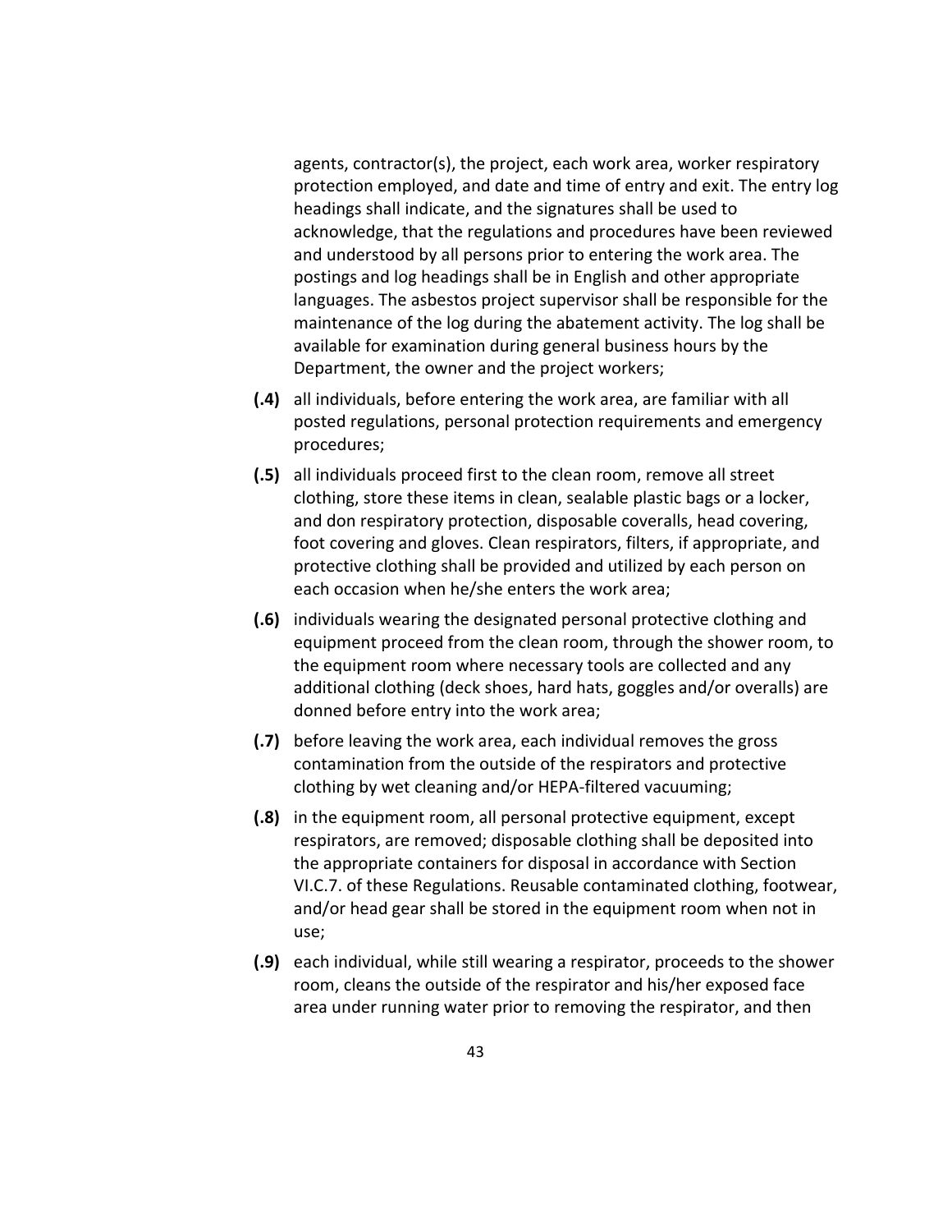agents, contractor(s), the project, each work area, worker respiratory protection employed, and date and time of entry and exit. The entry log headings shall indicate, and the signatures shall be used to acknowledge, that the regulations and procedures have been reviewed and understood by all persons prior to entering the work area. The postings and log headings shall be in English and other appropriate languages. The asbestos project supervisor shall be responsible for the maintenance of the log during the abatement activity. The log shall be available for examination during general business hours by the Department, the owner and the project workers;

**(.4)** all individuals, before entering the work area, are familiar with all posted regulations, personal protection requirements and emergency procedures;

**(.5)** all individuals proceed first to the clean room, remove all street clothing, store these items in clean, sealable plastic bags or a locker, and don respiratory protection, disposable coveralls, head covering, foot covering and gloves. Clean respirators, filters, if appropriate, and protective clothing shall be provided and utilized by each person on each occasion when he/she enters the work area;

**(.6)** individuals wearing the designated personal protective clothing and equipment proceed from the clean room, through the shower room, to the equipment room where necessary tools are collected and any additional clothing (deck shoes, hard hats, goggles and/or overalls) are donned before entry into the work area;

**(.7)** before leaving the work area, each individual removes the gross contamination from the outside of the respirators and protective clothing by wet cleaning and/or HEPA-filtered vacuuming;

**(.8)** in the equipment room, all personal protective equipment, except respirators, are removed; disposable clothing shall be deposited into the appropriate containers for disposal in accordance with Section VI.C.7. of these Regulations. Reusable contaminated clothing, footwear, and/or head gear shall be stored in the equipment room when not in use;

**(.9)** each individual, while still wearing a respirator, proceeds to the shower room, cleans the outside of the respirator and his/her exposed face area under running water prior to removing the respirator, and then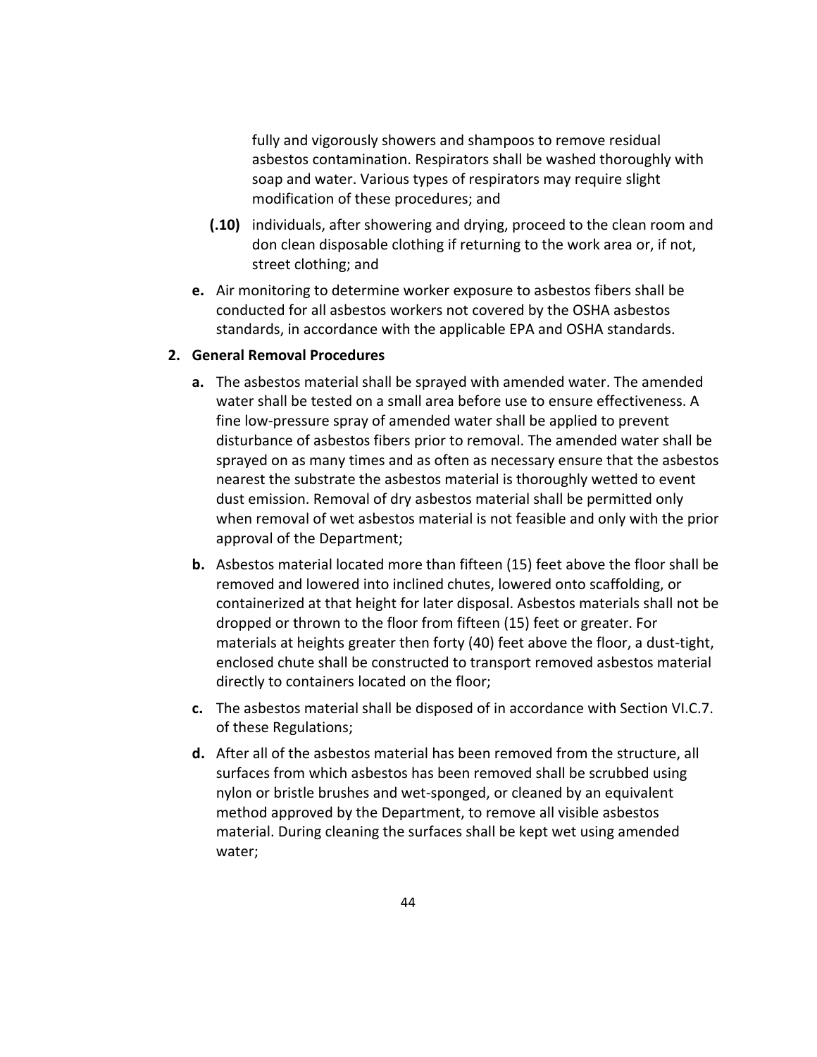fully and vigorously showers and shampoos to remove residual asbestos contamination. Respirators shall be washed thoroughly with soap and water. Various types of respirators may require slight modification of these procedures; and

**(.10)** individuals, after showering and drying, proceed to the clean room and don clean disposable clothing if returning to the work area or, if not, street clothing; and

**e.** Air monitoring to determine worker exposure to asbestos fibers shall be conducted for all asbestos workers not covered by the OSHA asbestos standards, in accordance with the applicable EPA and OSHA standards.

**2. General Removal Procedures**

**a.** The asbestos material shall be sprayed with amended water. The amended water shall be tested on a small area before use to ensure effectiveness. A fine low-pressure spray of amended water shall be applied to prevent disturbance of asbestos fibers prior to removal. The amended water shall be sprayed on as many times and as often as necessary ensure that the asbestos nearest the substrate the asbestos material is thoroughly wetted to event dust emission. Removal of dry asbestos material shall be permitted only when removal of wet asbestos material is not feasible and only with the prior approval of the Department;

**b.** Asbestos material located more than fifteen (15) feet above the floor shall be removed and lowered into inclined chutes, lowered onto scaffolding, or containerized at that height for later disposal. Asbestos materials shall not be dropped or thrown to the floor from fifteen (15) feet or greater. For materials at heights greater then forty (40) feet above the floor, a dust-tight, enclosed chute shall be constructed to transport removed asbestos material directly to containers located on the floor;

**c.** The asbestos material shall be disposed of in accordance with Section VI.C.7. of these Regulations;

**d.** After all of the asbestos material has been removed from the structure, all surfaces from which asbestos has been removed shall be scrubbed using nylon or bristle brushes and wet-sponged, or cleaned by an equivalent method approved by the Department, to remove all visible asbestos material. During cleaning the surfaces shall be kept wet using amended water;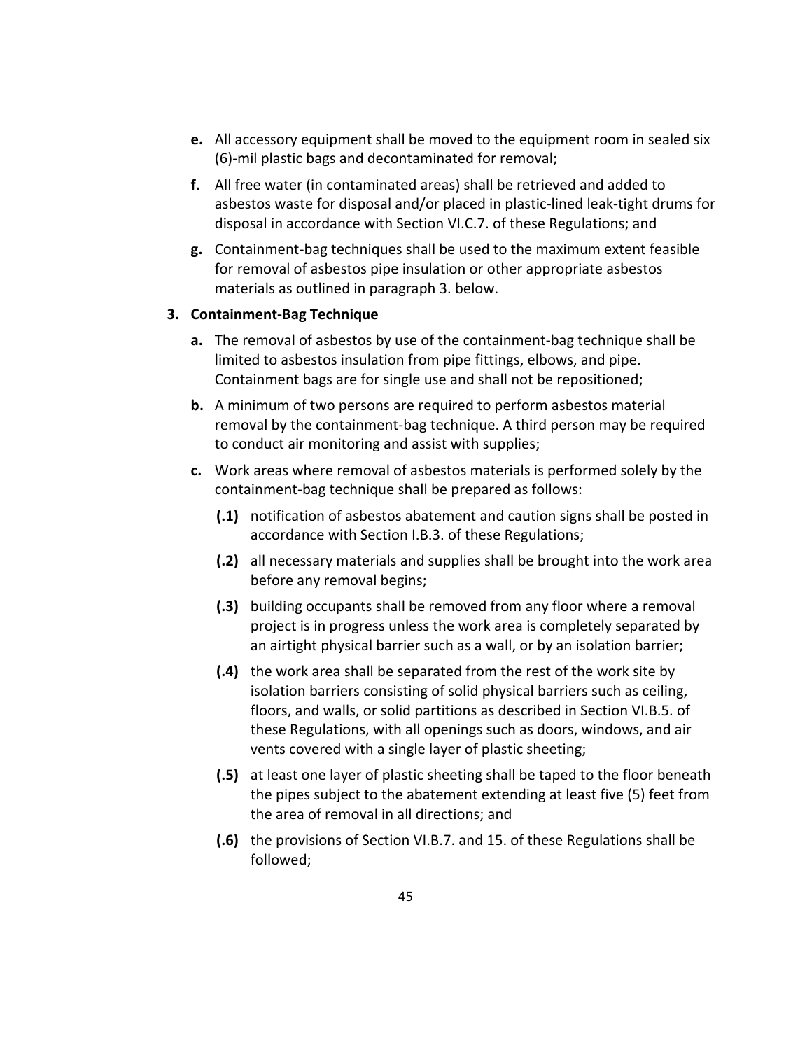- **e.** All accessory equipment shall be moved to the equipment room in sealed six (6)-mil plastic bags and decontaminated for removal;
- **f.** All free water (in contaminated areas) shall be retrieved and added to asbestos waste for disposal and/or placed in plastic-lined leak-tight drums for disposal in accordance with Section VI.C.7. of these Regulations; and
- **g.** Containment-bag techniques shall be used to the maximum extent feasible for removal of asbestos pipe insulation or other appropriate asbestos materials as outlined in paragraph 3. below.

**3. Containment-Bag Technique**

- **a.** The removal of asbestos by use of the containment-bag technique shall be limited to asbestos insulation from pipe fittings, elbows, and pipe. Containment bags are for single use and shall not be repositioned;
- **b.** A minimum of two persons are required to perform asbestos material removal by the containment-bag technique. A third person may be required to conduct air monitoring and assist with supplies;
- **c.** Work areas where removal of asbestos materials is performed solely by the containment-bag technique shall be prepared as follows:
  - **(.1)** notification of asbestos abatement and caution signs shall be posted in accordance with Section I.B.3. of these Regulations;
  - **(.2)** all necessary materials and supplies shall be brought into the work area before any removal begins;
  - **(.3)** building occupants shall be removed from any floor where a removal project is in progress unless the work area is completely separated by an airtight physical barrier such as a wall, or by an isolation barrier;
  - **(.4)** the work area shall be separated from the rest of the work site by isolation barriers consisting of solid physical barriers such as ceiling, floors, and walls, or solid partitions as described in Section VI.B.5. of these Regulations, with all openings such as doors, windows, and air vents covered with a single layer of plastic sheeting;
  - **(.5)** at least one layer of plastic sheeting shall be taped to the floor beneath the pipes subject to the abatement extending at least five (5) feet from the area of removal in all directions; and
  - **(.6)** the provisions of Section VI.B.7. and 15. of these Regulations shall be followed;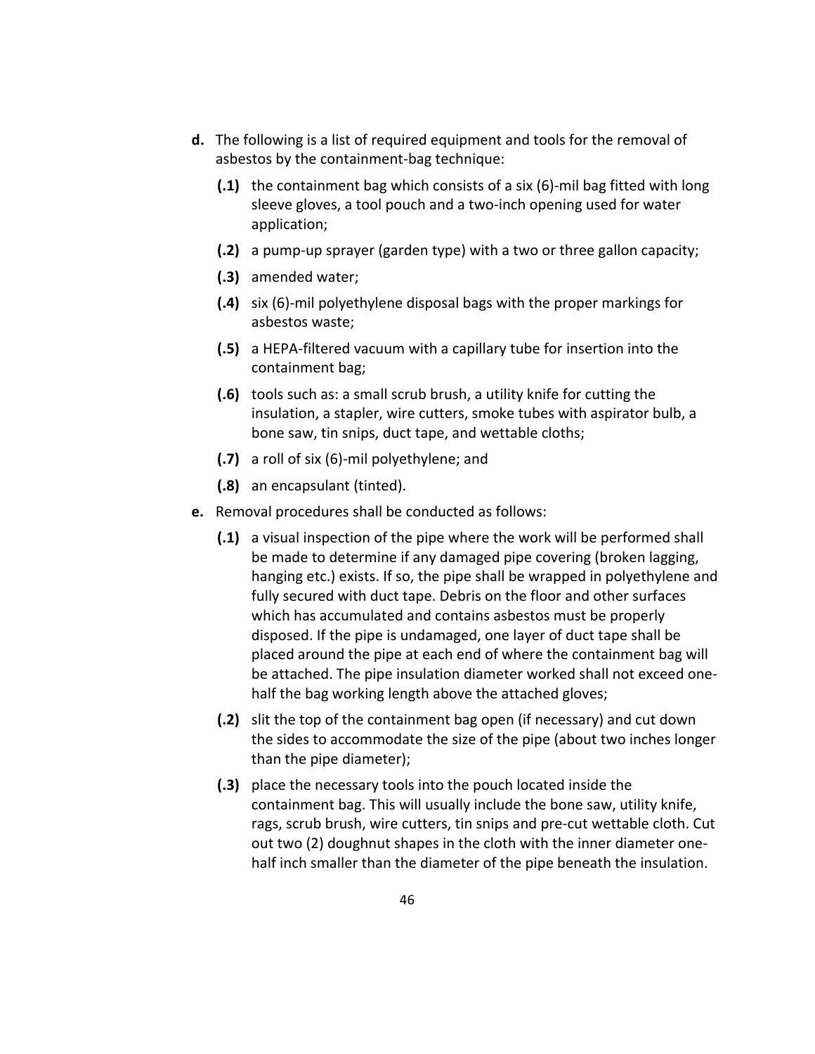**d.** The following is a list of required equipment and tools for the removal of asbestos by the containment-bag technique:

**(.1)** the containment bag which consists of a six (6)-mil bag fitted with long sleeve gloves, a tool pouch and a two-inch opening used for water application;

**(.2)** a pump-up sprayer (garden type) with a two or three gallon capacity;

**(.3)** amended water;

**(.4)** six (6)-mil polyethylene disposal bags with the proper markings for asbestos waste;

**(.5)** a HEPA-filtered vacuum with a capillary tube for insertion into the containment bag;

**(.6)** tools such as: a small scrub brush, a utility knife for cutting the insulation, a stapler, wire cutters, smoke tubes with aspirator bulb, a bone saw, tin snips, duct tape, and wettable cloths;

**(.7)** a roll of six (6)-mil polyethylene; and

**(.8)** an encapsulant (tinted).

**e.** Removal procedures shall be conducted as follows:

**(.1)** a visual inspection of the pipe where the work will be performed shall be made to determine if any damaged pipe covering (broken lagging, hanging etc.) exists. If so, the pipe shall be wrapped in polyethylene and fully secured with duct tape. Debris on the floor and other surfaces which has accumulated and contains asbestos must be properly disposed. If the pipe is undamaged, one layer of duct tape shall be placed around the pipe at each end of where the containment bag will be attached. The pipe insulation diameter worked shall not exceed one-half the bag working length above the attached gloves;

**(.2)** slit the top of the containment bag open (if necessary) and cut down the sides to accommodate the size of the pipe (about two inches longer than the pipe diameter);

**(.3)** place the necessary tools into the pouch located inside the containment bag. This will usually include the bone saw, utility knife, rags, scrub brush, wire cutters, tin snips and pre-cut wettable cloth. Cut out two (2) doughnut shapes in the cloth with the inner diameter one-half inch smaller than the diameter of the pipe beneath the insulation.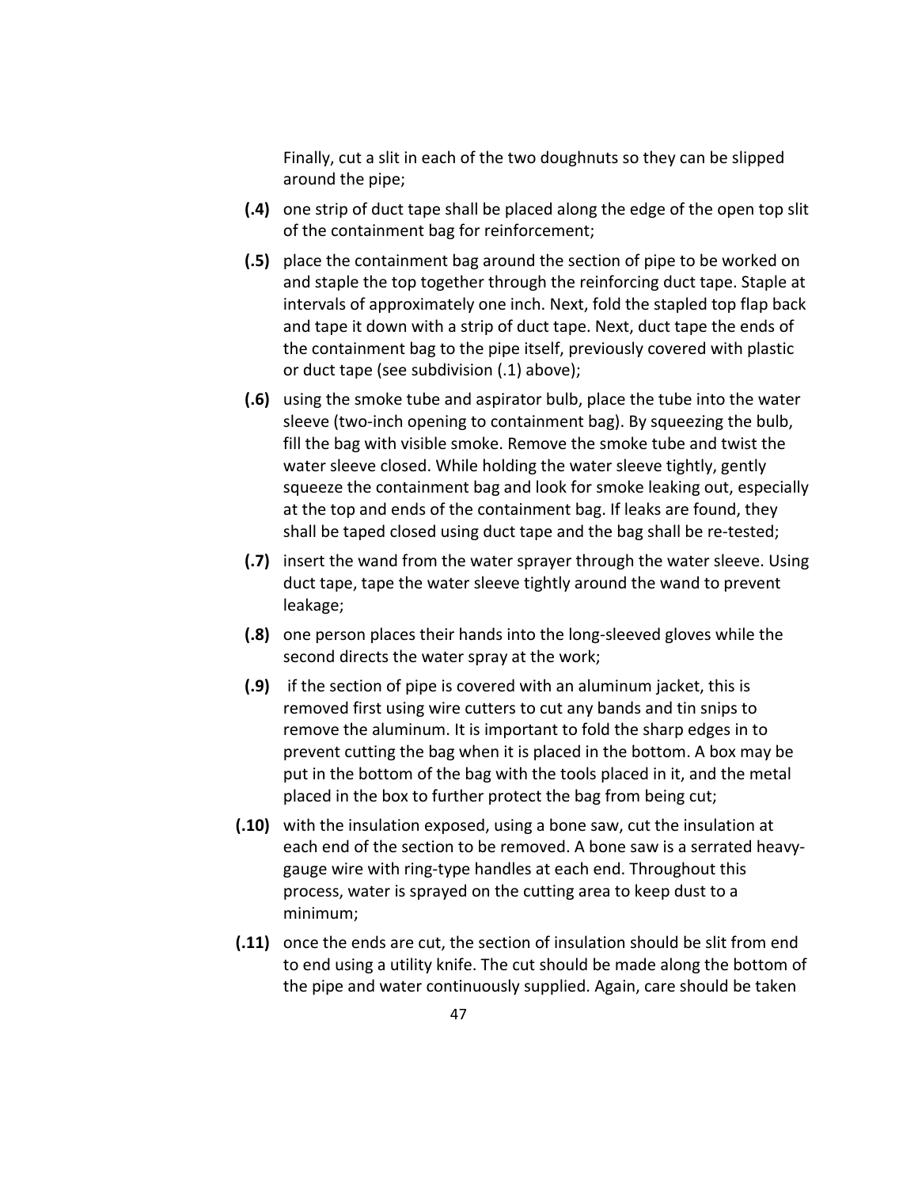Finally, cut a slit in each of the two doughnuts so they can be slipped around the pipe;

**(.4)** one strip of duct tape shall be placed along the edge of the open top slit of the containment bag for reinforcement;

**(.5)** place the containment bag around the section of pipe to be worked on and staple the top together through the reinforcing duct tape. Staple at intervals of approximately one inch. Next, fold the stapled top flap back and tape it down with a strip of duct tape. Next, duct tape the ends of the containment bag to the pipe itself, previously covered with plastic or duct tape (see subdivision (.1) above);

**(.6)** using the smoke tube and aspirator bulb, place the tube into the water sleeve (two-inch opening to containment bag). By squeezing the bulb, fill the bag with visible smoke. Remove the smoke tube and twist the water sleeve closed. While holding the water sleeve tightly, gently squeeze the containment bag and look for smoke leaking out, especially at the top and ends of the containment bag. If leaks are found, they shall be taped closed using duct tape and the bag shall be re-tested;

**(.7)** insert the wand from the water sprayer through the water sleeve. Using duct tape, tape the water sleeve tightly around the wand to prevent leakage;

**(.8)** one person places their hands into the long-sleeved gloves while the second directs the water spray at the work;

**(.9)** if the section of pipe is covered with an aluminum jacket, this is removed first using wire cutters to cut any bands and tin snips to remove the aluminum. It is important to fold the sharp edges in to prevent cutting the bag when it is placed in the bottom. A box may be put in the bottom of the bag with the tools placed in it, and the metal placed in the box to further protect the bag from being cut;

**(.10)** with the insulation exposed, using a bone saw, cut the insulation at each end of the section to be removed. A bone saw is a serrated heavy-gauge wire with ring-type handles at each end. Throughout this process, water is sprayed on the cutting area to keep dust to a minimum;

**(.11)** once the ends are cut, the section of insulation should be slit from end to end using a utility knife. The cut should be made along the bottom of the pipe and water continuously supplied. Again, care should be taken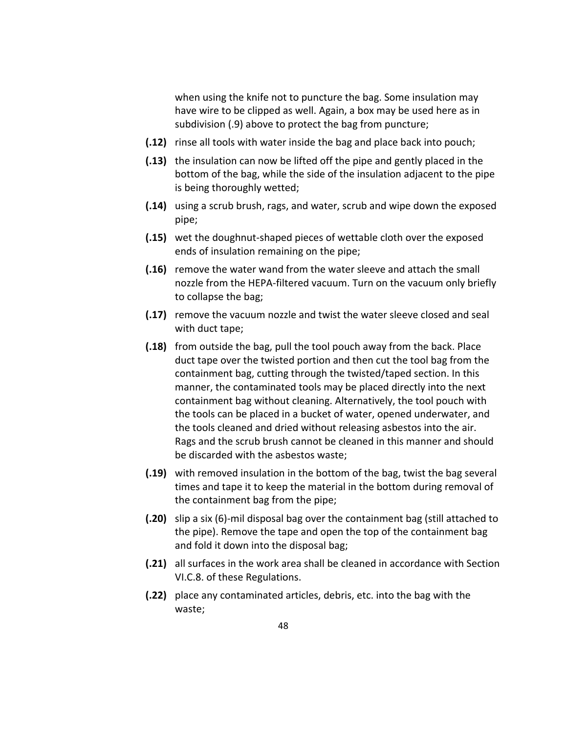when using the knife not to puncture the bag. Some insulation may have wire to be clipped as well. Again, a box may be used here as in subdivision (.9) above to protect the bag from puncture;

**(.12)** rinse all tools with water inside the bag and place back into pouch;

**(.13)** the insulation can now be lifted off the pipe and gently placed in the bottom of the bag, while the side of the insulation adjacent to the pipe is being thoroughly wetted;

**(.14)** using a scrub brush, rags, and water, scrub and wipe down the exposed pipe;

**(.15)** wet the doughnut-shaped pieces of wettable cloth over the exposed ends of insulation remaining on the pipe;

**(.16)** remove the water wand from the water sleeve and attach the small nozzle from the HEPA-filtered vacuum. Turn on the vacuum only briefly to collapse the bag;

**(.17)** remove the vacuum nozzle and twist the water sleeve closed and seal with duct tape;

**(.18)** from outside the bag, pull the tool pouch away from the back. Place duct tape over the twisted portion and then cut the tool bag from the containment bag, cutting through the twisted/taped section. In this manner, the contaminated tools may be placed directly into the next containment bag without cleaning. Alternatively, the tool pouch with the tools can be placed in a bucket of water, opened underwater, and the tools cleaned and dried without releasing asbestos into the air. Rags and the scrub brush cannot be cleaned in this manner and should be discarded with the asbestos waste;

**(.19)** with removed insulation in the bottom of the bag, twist the bag several times and tape it to keep the material in the bottom during removal of the containment bag from the pipe;

**(.20)** slip a six (6)-mil disposal bag over the containment bag (still attached to the pipe). Remove the tape and open the top of the containment bag and fold it down into the disposal bag;

**(.21)** all surfaces in the work area shall be cleaned in accordance with Section VI.C.8. of these Regulations.

**(.22)** place any contaminated articles, debris, etc. into the bag with the waste;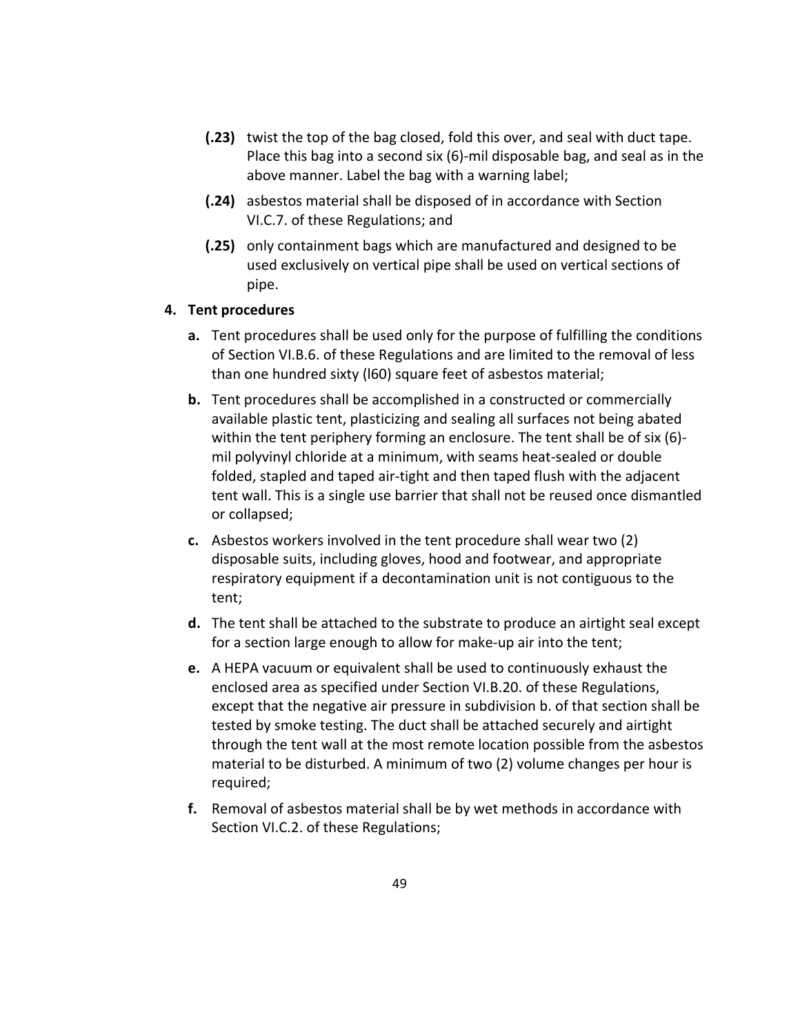**(.23)** twist the top of the bag closed, fold this over, and seal with duct tape. Place this bag into a second six (6)-mil disposable bag, and seal as in the above manner. Label the bag with a warning label;

**(.24)** asbestos material shall be disposed of in accordance with Section VI.C.7. of these Regulations; and

**(.25)** only containment bags which are manufactured and designed to be used exclusively on vertical pipe shall be used on vertical sections of pipe.

**4. Tent procedures**

**a.** Tent procedures shall be used only for the purpose of fulfilling the conditions of Section VI.B.6. of these Regulations and are limited to the removal of less than one hundred sixty (l60) square feet of asbestos material;

**b.** Tent procedures shall be accomplished in a constructed or commercially available plastic tent, plasticizing and sealing all surfaces not being abated within the tent periphery forming an enclosure. The tent shall be of six (6)-mil polyvinyl chloride at a minimum, with seams heat-sealed or double folded, stapled and taped air-tight and then taped flush with the adjacent tent wall. This is a single use barrier that shall not be reused once dismantled or collapsed;

**c.** Asbestos workers involved in the tent procedure shall wear two (2) disposable suits, including gloves, hood and footwear, and appropriate respiratory equipment if a decontamination unit is not contiguous to the tent;

**d.** The tent shall be attached to the substrate to produce an airtight seal except for a section large enough to allow for make-up air into the tent;

**e.** A HEPA vacuum or equivalent shall be used to continuously exhaust the enclosed area as specified under Section VI.B.20. of these Regulations, except that the negative air pressure in subdivision b. of that section shall be tested by smoke testing. The duct shall be attached securely and airtight through the tent wall at the most remote location possible from the asbestos material to be disturbed. A minimum of two (2) volume changes per hour is required;

**f.** Removal of asbestos material shall be by wet methods in accordance with Section VI.C.2. of these Regulations;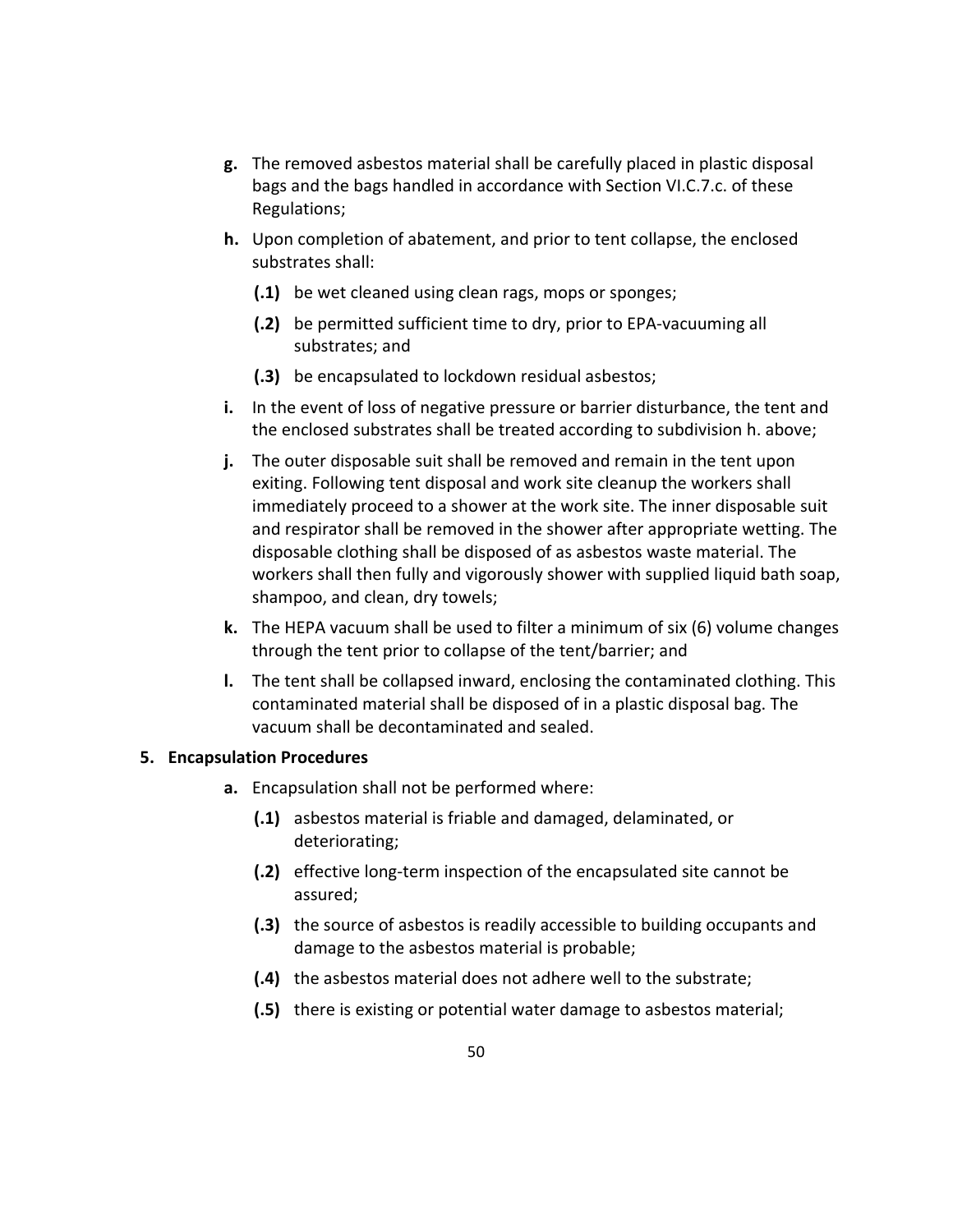- **g.** The removed asbestos material shall be carefully placed in plastic disposal bags and the bags handled in accordance with Section VI.C.7.c. of these Regulations;
- **h.** Upon completion of abatement, and prior to tent collapse, the enclosed substrates shall:
  - **(.1)** be wet cleaned using clean rags, mops or sponges;
  - **(.2)** be permitted sufficient time to dry, prior to EPA-vacuuming all substrates; and
  - **(.3)** be encapsulated to lockdown residual asbestos;
- **i.** In the event of loss of negative pressure or barrier disturbance, the tent and the enclosed substrates shall be treated according to subdivision h. above;
- **j.** The outer disposable suit shall be removed and remain in the tent upon exiting. Following tent disposal and work site cleanup the workers shall immediately proceed to a shower at the work site. The inner disposable suit and respirator shall be removed in the shower after appropriate wetting. The disposable clothing shall be disposed of as asbestos waste material. The workers shall then fully and vigorously shower with supplied liquid bath soap, shampoo, and clean, dry towels;
- **k.** The HEPA vacuum shall be used to filter a minimum of six (6) volume changes through the tent prior to collapse of the tent/barrier; and
- **l.** The tent shall be collapsed inward, enclosing the contaminated clothing. This contaminated material shall be disposed of in a plastic disposal bag. The vacuum shall be decontaminated and sealed.

**5. Encapsulation Procedures**

- **a.** Encapsulation shall not be performed where:
  - **(.1)** asbestos material is friable and damaged, delaminated, or deteriorating;
  - **(.2)** effective long-term inspection of the encapsulated site cannot be assured;
  - **(.3)** the source of asbestos is readily accessible to building occupants and damage to the asbestos material is probable;
  - **(.4)** the asbestos material does not adhere well to the substrate;
  - **(.5)** there is existing or potential water damage to asbestos material;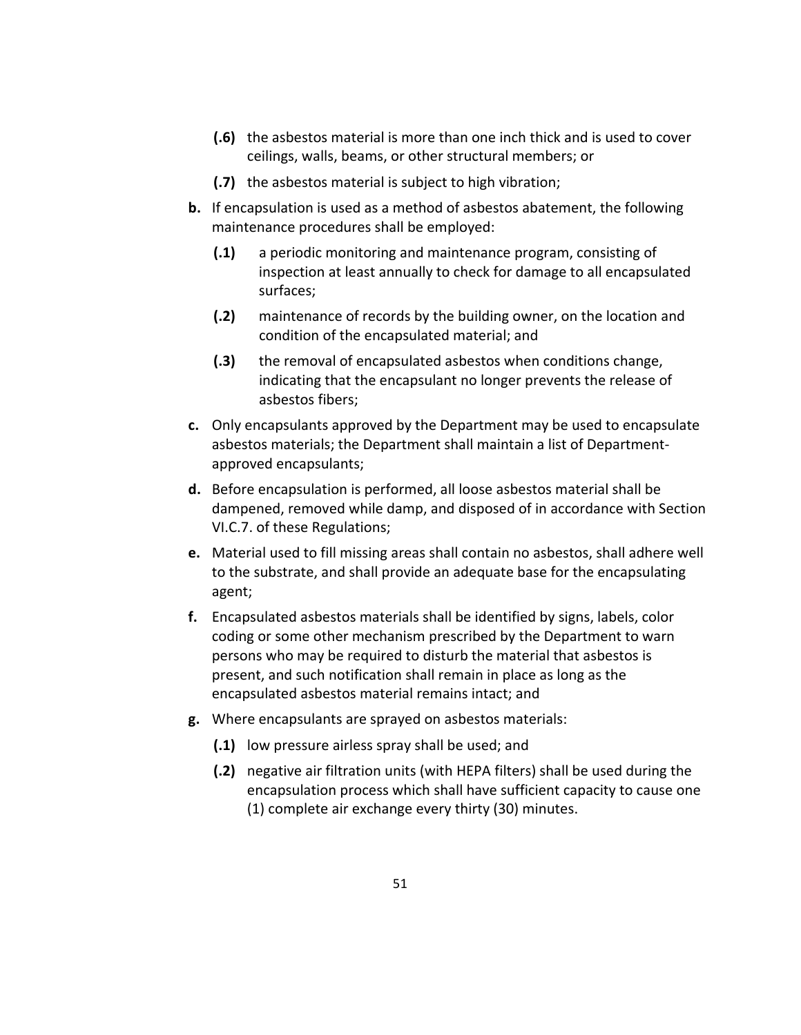- **(.6)** the asbestos material is more than one inch thick and is used to cover ceilings, walls, beams, or other structural members; or
- **(.7)** the asbestos material is subject to high vibration;

**b.** If encapsulation is used as a method of asbestos abatement, the following maintenance procedures shall be employed:

- **(.1)** a periodic monitoring and maintenance program, consisting of inspection at least annually to check for damage to all encapsulated surfaces;
- **(.2)** maintenance of records by the building owner, on the location and condition of the encapsulated material; and
- **(.3)** the removal of encapsulated asbestos when conditions change, indicating that the encapsulant no longer prevents the release of asbestos fibers;

**c.** Only encapsulants approved by the Department may be used to encapsulate asbestos materials; the Department shall maintain a list of Department-approved encapsulants;

**d.** Before encapsulation is performed, all loose asbestos material shall be dampened, removed while damp, and disposed of in accordance with Section VI.C.7. of these Regulations;

**e.** Material used to fill missing areas shall contain no asbestos, shall adhere well to the substrate, and shall provide an adequate base for the encapsulating agent;

**f.** Encapsulated asbestos materials shall be identified by signs, labels, color coding or some other mechanism prescribed by the Department to warn persons who may be required to disturb the material that asbestos is present, and such notification shall remain in place as long as the encapsulated asbestos material remains intact; and

**g.** Where encapsulants are sprayed on asbestos materials:

- **(.1)** low pressure airless spray shall be used; and
- **(.2)** negative air filtration units (with HEPA filters) shall be used during the encapsulation process which shall have sufficient capacity to cause one (1) complete air exchange every thirty (30) minutes.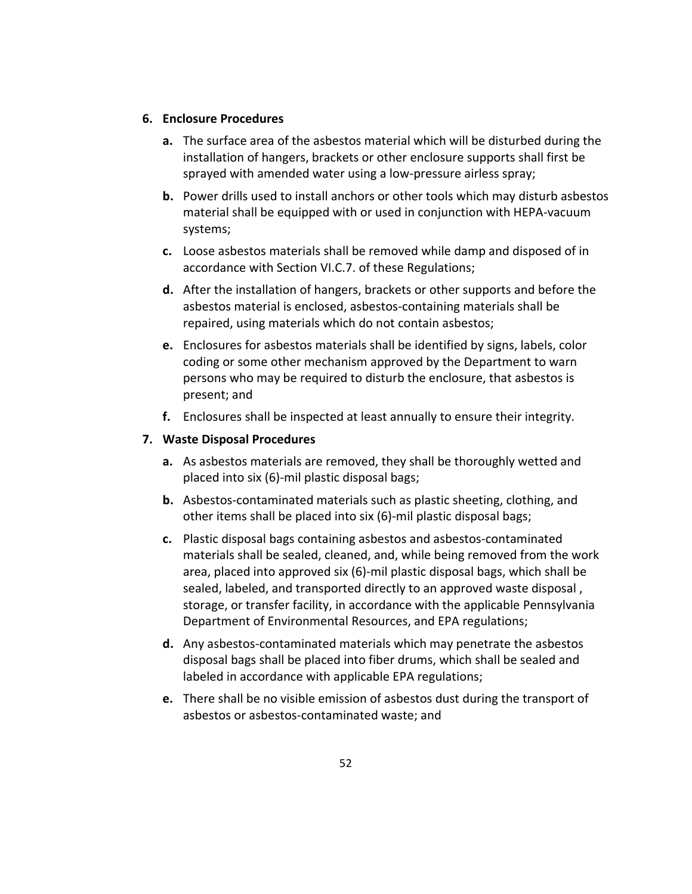6. **Enclosure Procedures**

   **a.** The surface area of the asbestos material which will be disturbed during the installation of hangers, brackets or other enclosure supports shall first be sprayed with amended water using a low-pressure airless spray;

   **b.** Power drills used to install anchors or other tools which may disturb asbestos material shall be equipped with or used in conjunction with HEPA-vacuum systems;

   **c.** Loose asbestos materials shall be removed while damp and disposed of in accordance with Section VI.C.7. of these Regulations;

   **d.** After the installation of hangers, brackets or other supports and before the asbestos material is enclosed, asbestos-containing materials shall be repaired, using materials which do not contain asbestos;

   **e.** Enclosures for asbestos materials shall be identified by signs, labels, color coding or some other mechanism approved by the Department to warn persons who may be required to disturb the enclosure, that asbestos is present; and

   **f.** Enclosures shall be inspected at least annually to ensure their integrity.

7. **Waste Disposal Procedures**

   **a.** As asbestos materials are removed, they shall be thoroughly wetted and placed into six (6)-mil plastic disposal bags;

   **b.** Asbestos-contaminated materials such as plastic sheeting, clothing, and other items shall be placed into six (6)-mil plastic disposal bags;

   **c.** Plastic disposal bags containing asbestos and asbestos-contaminated materials shall be sealed, cleaned, and, while being removed from the work area, placed into approved six (6)-mil plastic disposal bags, which shall be sealed, labeled, and transported directly to an approved waste disposal , storage, or transfer facility, in accordance with the applicable Pennsylvania Department of Environmental Resources, and EPA regulations;

   **d.** Any asbestos-contaminated materials which may penetrate the asbestos disposal bags shall be placed into fiber drums, which shall be sealed and labeled in accordance with applicable EPA regulations;

   **e.** There shall be no visible emission of asbestos dust during the transport of asbestos or asbestos-contaminated waste; and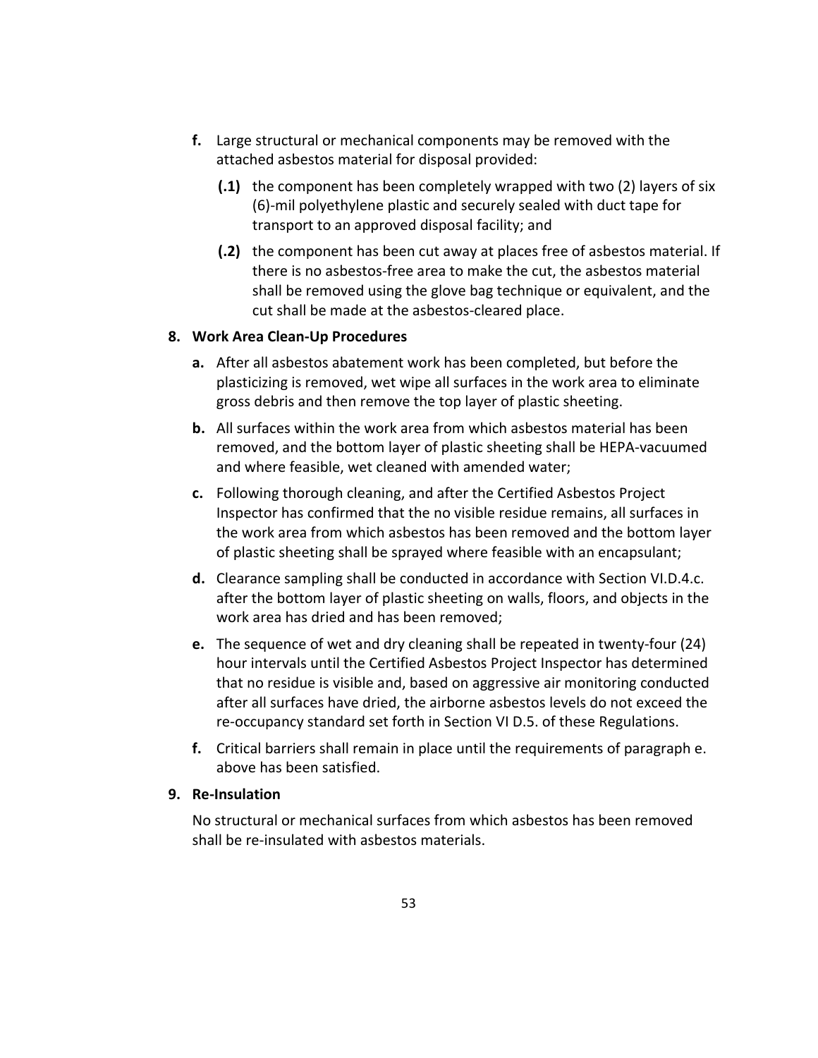**f.** Large structural or mechanical components may be removed with the attached asbestos material for disposal provided:

**(.1)** the component has been completely wrapped with two (2) layers of six (6)-mil polyethylene plastic and securely sealed with duct tape for transport to an approved disposal facility; and

**(.2)** the component has been cut away at places free of asbestos material. If there is no asbestos-free area to make the cut, the asbestos material shall be removed using the glove bag technique or equivalent, and the cut shall be made at the asbestos-cleared place.

**8. Work Area Clean-Up Procedures**

**a.** After all asbestos abatement work has been completed, but before the plasticizing is removed, wet wipe all surfaces in the work area to eliminate gross debris and then remove the top layer of plastic sheeting.

**b.** All surfaces within the work area from which asbestos material has been removed, and the bottom layer of plastic sheeting shall be HEPA-vacuumed and where feasible, wet cleaned with amended water;

**c.** Following thorough cleaning, and after the Certified Asbestos Project Inspector has confirmed that the no visible residue remains, all surfaces in the work area from which asbestos has been removed and the bottom layer of plastic sheeting shall be sprayed where feasible with an encapsulant;

**d.** Clearance sampling shall be conducted in accordance with Section VI.D.4.c. after the bottom layer of plastic sheeting on walls, floors, and objects in the work area has dried and has been removed;

**e.** The sequence of wet and dry cleaning shall be repeated in twenty-four (24) hour intervals until the Certified Asbestos Project Inspector has determined that no residue is visible and, based on aggressive air monitoring conducted after all surfaces have dried, the airborne asbestos levels do not exceed the re-occupancy standard set forth in Section VI D.5. of these Regulations.

**f.** Critical barriers shall remain in place until the requirements of paragraph e. above has been satisfied.

**9. Re-Insulation**

No structural or mechanical surfaces from which asbestos has been removed shall be re-insulated with asbestos materials.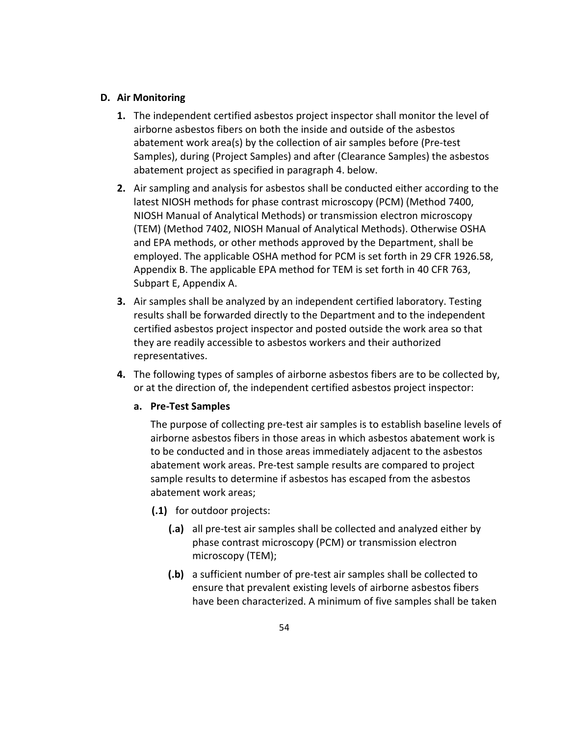## D. Air Monitoring

1. The independent certified asbestos project inspector shall monitor the level of airborne asbestos fibers on both the inside and outside of the asbestos abatement work area(s) by the collection of air samples before (Pre-test Samples), during (Project Samples) and after (Clearance Samples) the asbestos abatement project as specified in paragraph 4. below.

2. Air sampling and analysis for asbestos shall be conducted either according to the latest NIOSH methods for phase contrast microscopy (PCM) (Method 7400, NIOSH Manual of Analytical Methods) or transmission electron microscopy (TEM) (Method 7402, NIOSH Manual of Analytical Methods). Otherwise OSHA and EPA methods, or other methods approved by the Department, shall be employed. The applicable OSHA method for PCM is set forth in 29 CFR 1926.58, Appendix B. The applicable EPA method for TEM is set forth in 40 CFR 763, Subpart E, Appendix A.

3. Air samples shall be analyzed by an independent certified laboratory. Testing results shall be forwarded directly to the Department and to the independent certified asbestos project inspector and posted outside the work area so that they are readily accessible to asbestos workers and their authorized representatives.

4. The following types of samples of airborne asbestos fibers are to be collected by, or at the direction of, the independent certified asbestos project inspector:

   **a. Pre-Test Samples**

   The purpose of collecting pre-test air samples is to establish baseline levels of airborne asbestos fibers in those areas in which asbestos abatement work is to be conducted and in those areas immediately adjacent to the asbestos abatement work areas. Pre-test sample results are compared to project sample results to determine if asbestos has escaped from the asbestos abatement work areas;

   **(.1)** for outdoor projects:

   **(.a)** all pre-test air samples shall be collected and analyzed either by phase contrast microscopy (PCM) or transmission electron microscopy (TEM);

   **(.b)** a sufficient number of pre-test air samples shall be collected to ensure that prevalent existing levels of airborne asbestos fibers have been characterized. A minimum of five samples shall be taken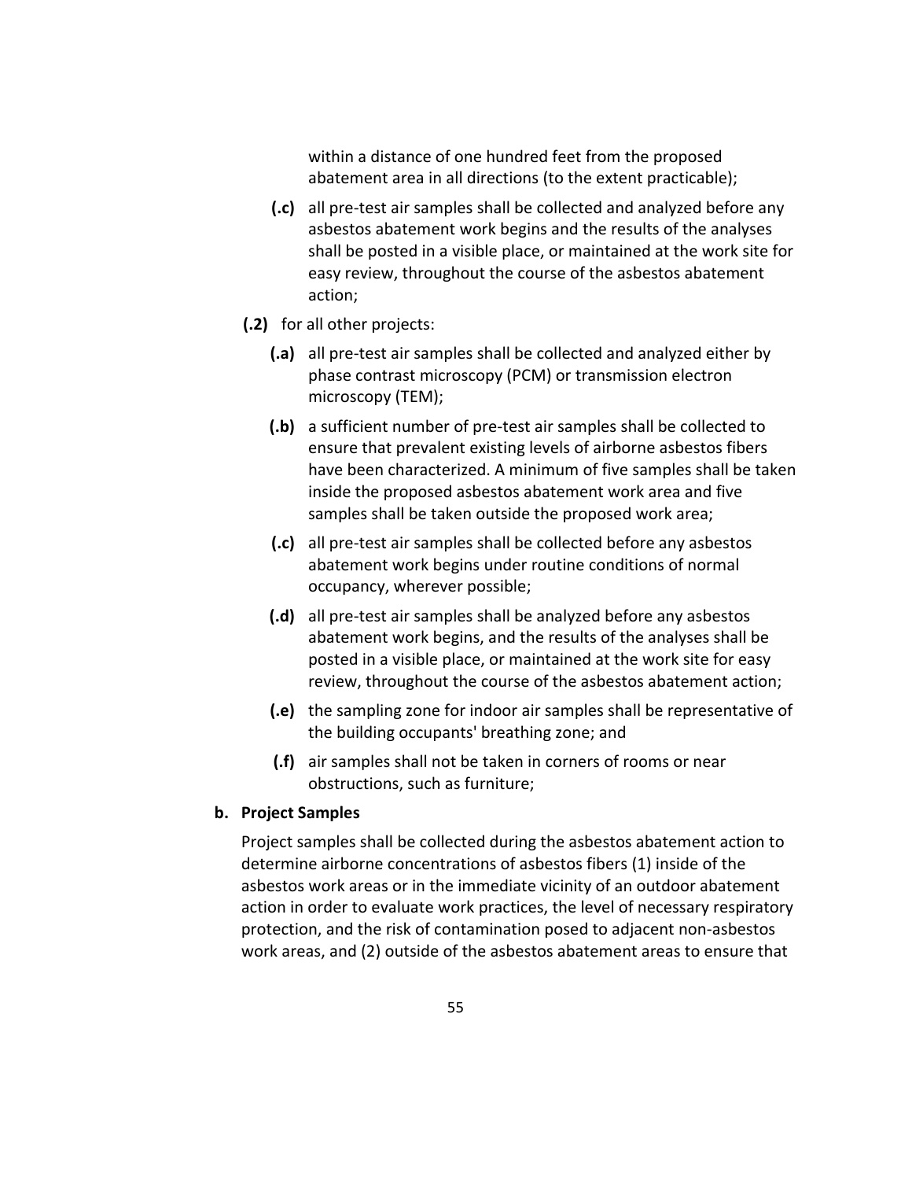within a distance of one hundred feet from the proposed abatement area in all directions (to the extent practicable);

- **(.c)** all pre-test air samples shall be collected and analyzed before any asbestos abatement work begins and the results of the analyses shall be posted in a visible place, or maintained at the work site for easy review, throughout the course of the asbestos abatement action;

**(.2)** for all other projects:

- **(.a)** all pre-test air samples shall be collected and analyzed either by phase contrast microscopy (PCM) or transmission electron microscopy (TEM);
- **(.b)** a sufficient number of pre-test air samples shall be collected to ensure that prevalent existing levels of airborne asbestos fibers have been characterized. A minimum of five samples shall be taken inside the proposed asbestos abatement work area and five samples shall be taken outside the proposed work area;
- **(.c)** all pre-test air samples shall be collected before any asbestos abatement work begins under routine conditions of normal occupancy, wherever possible;
- **(.d)** all pre-test air samples shall be analyzed before any asbestos abatement work begins, and the results of the analyses shall be posted in a visible place, or maintained at the work site for easy review, throughout the course of the asbestos abatement action;
- **(.e)** the sampling zone for indoor air samples shall be representative of the building occupants' breathing zone; and
- **(.f)** air samples shall not be taken in corners of rooms or near obstructions, such as furniture;

**b. Project Samples**

Project samples shall be collected during the asbestos abatement action to determine airborne concentrations of asbestos fibers (1) inside of the asbestos work areas or in the immediate vicinity of an outdoor abatement action in order to evaluate work practices, the level of necessary respiratory protection, and the risk of contamination posed to adjacent non-asbestos work areas, and (2) outside of the asbestos abatement areas to ensure that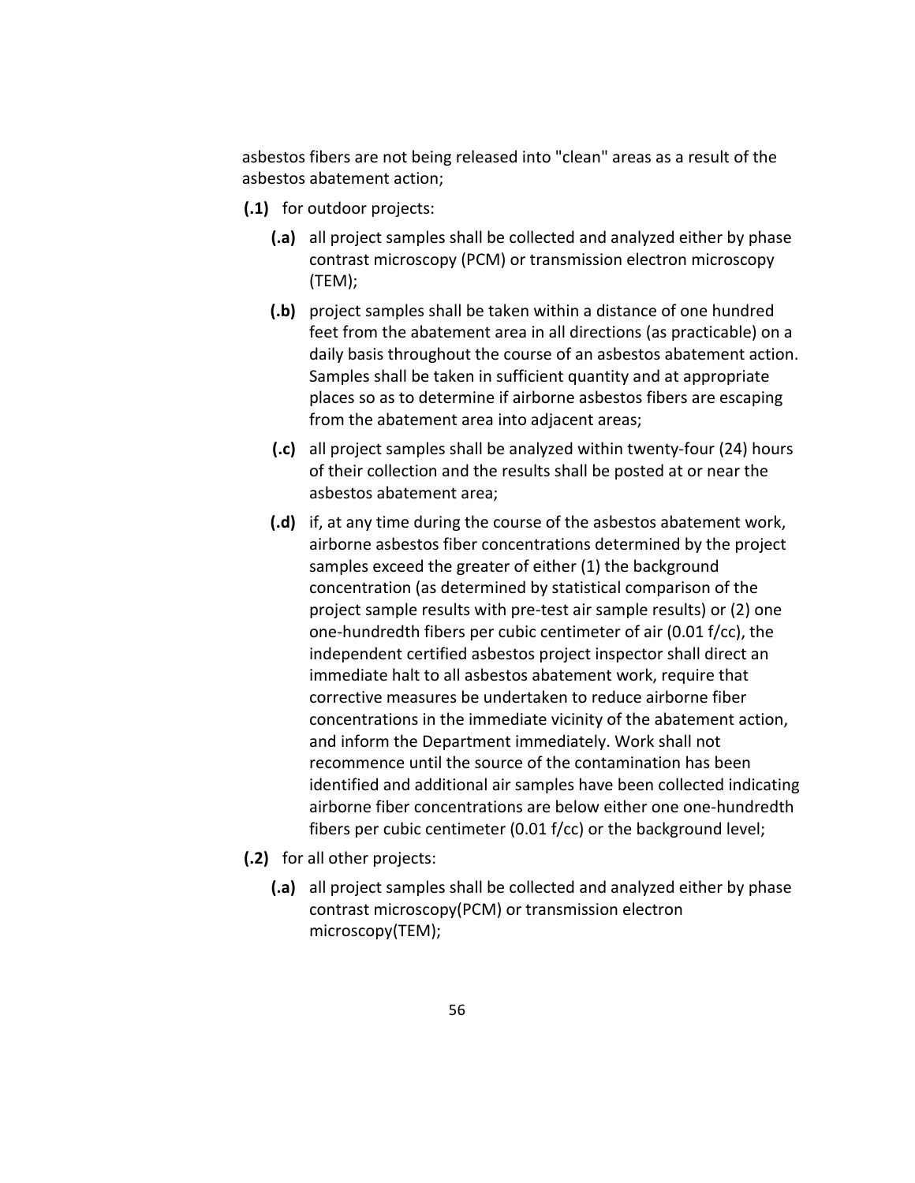asbestos fibers are not being released into "clean" areas as a result of the asbestos abatement action;

- **(.1)** for outdoor projects:
  - **(.a)** all project samples shall be collected and analyzed either by phase contrast microscopy (PCM) or transmission electron microscopy (TEM);
  - **(.b)** project samples shall be taken within a distance of one hundred feet from the abatement area in all directions (as practicable) on a daily basis throughout the course of an asbestos abatement action. Samples shall be taken in sufficient quantity and at appropriate places so as to determine if airborne asbestos fibers are escaping from the abatement area into adjacent areas;
  - **(.c)** all project samples shall be analyzed within twenty-four (24) hours of their collection and the results shall be posted at or near the asbestos abatement area;
  - **(.d)** if, at any time during the course of the asbestos abatement work, airborne asbestos fiber concentrations determined by the project samples exceed the greater of either (1) the background concentration (as determined by statistical comparison of the project sample results with pre-test air sample results) or (2) one one-hundredth fibers per cubic centimeter of air (0.01 f/cc), the independent certified asbestos project inspector shall direct an immediate halt to all asbestos abatement work, require that corrective measures be undertaken to reduce airborne fiber concentrations in the immediate vicinity of the abatement action, and inform the Department immediately. Work shall not recommence until the source of the contamination has been identified and additional air samples have been collected indicating airborne fiber concentrations are below either one one-hundredth fibers per cubic centimeter (0.01 f/cc) or the background level;
- **(.2)** for all other projects:
  - **(.a)** all project samples shall be collected and analyzed either by phase contrast microscopy(PCM) or transmission electron microscopy(TEM);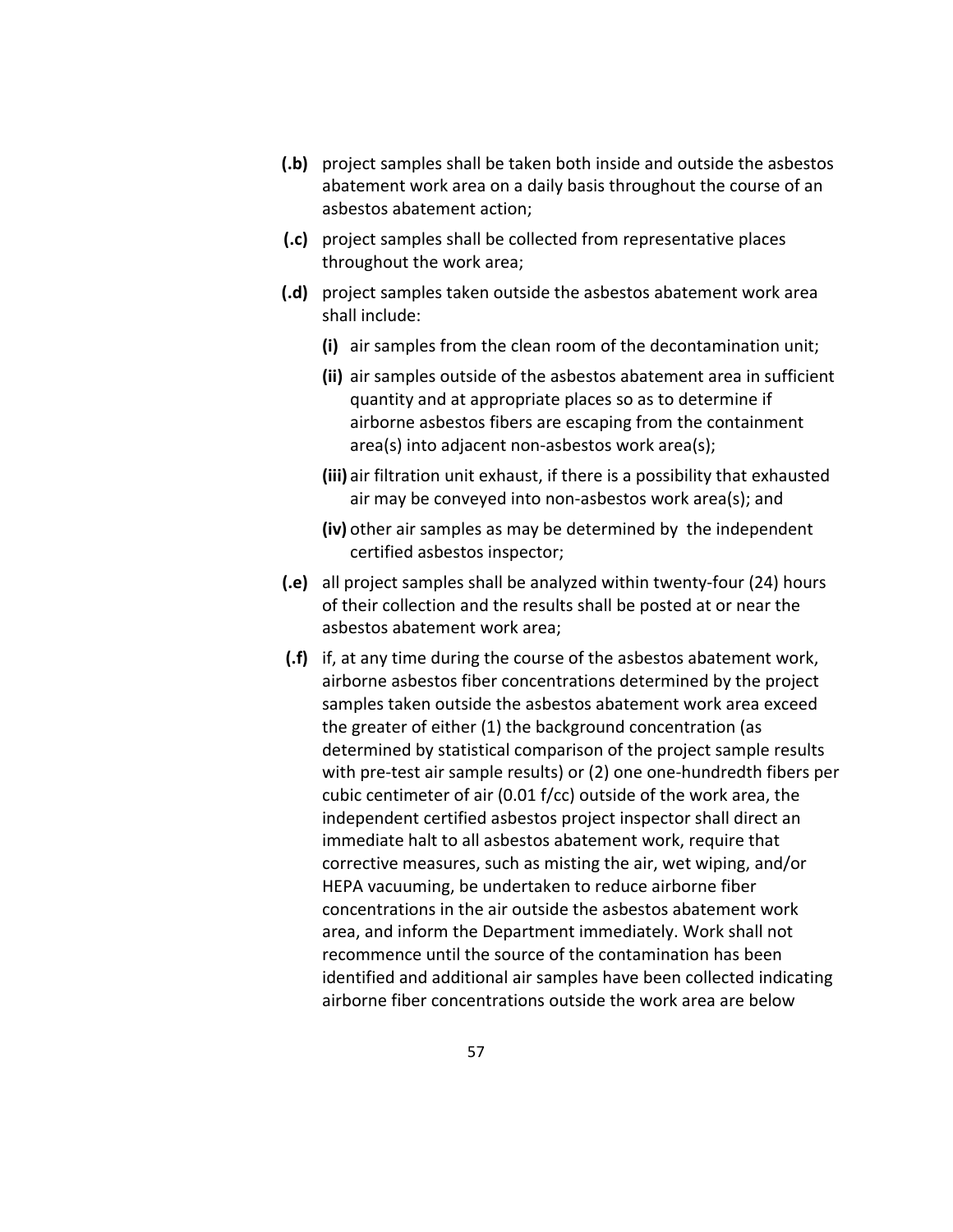**(.b)** project samples shall be taken both inside and outside the asbestos abatement work area on a daily basis throughout the course of an asbestos abatement action;

**(.c)** project samples shall be collected from representative places throughout the work area;

**(.d)** project samples taken outside the asbestos abatement work area shall include:

- **(i)** air samples from the clean room of the decontamination unit;
- **(ii)** air samples outside of the asbestos abatement area in sufficient quantity and at appropriate places so as to determine if airborne asbestos fibers are escaping from the containment area(s) into adjacent non-asbestos work area(s);
- **(iii)** air filtration unit exhaust, if there is a possibility that exhausted air may be conveyed into non-asbestos work area(s); and
- **(iv)** other air samples as may be determined by the independent certified asbestos inspector;

**(.e)** all project samples shall be analyzed within twenty-four (24) hours of their collection and the results shall be posted at or near the asbestos abatement work area;

**(.f)** if, at any time during the course of the asbestos abatement work, airborne asbestos fiber concentrations determined by the project samples taken outside the asbestos abatement work area exceed the greater of either (1) the background concentration (as determined by statistical comparison of the project sample results with pre-test air sample results) or (2) one one-hundredth fibers per cubic centimeter of air (0.01 f/cc) outside of the work area, the independent certified asbestos project inspector shall direct an immediate halt to all asbestos abatement work, require that corrective measures, such as misting the air, wet wiping, and/or HEPA vacuuming, be undertaken to reduce airborne fiber concentrations in the air outside the asbestos abatement work area, and inform the Department immediately. Work shall not recommence until the source of the contamination has been identified and additional air samples have been collected indicating airborne fiber concentrations outside the work area are below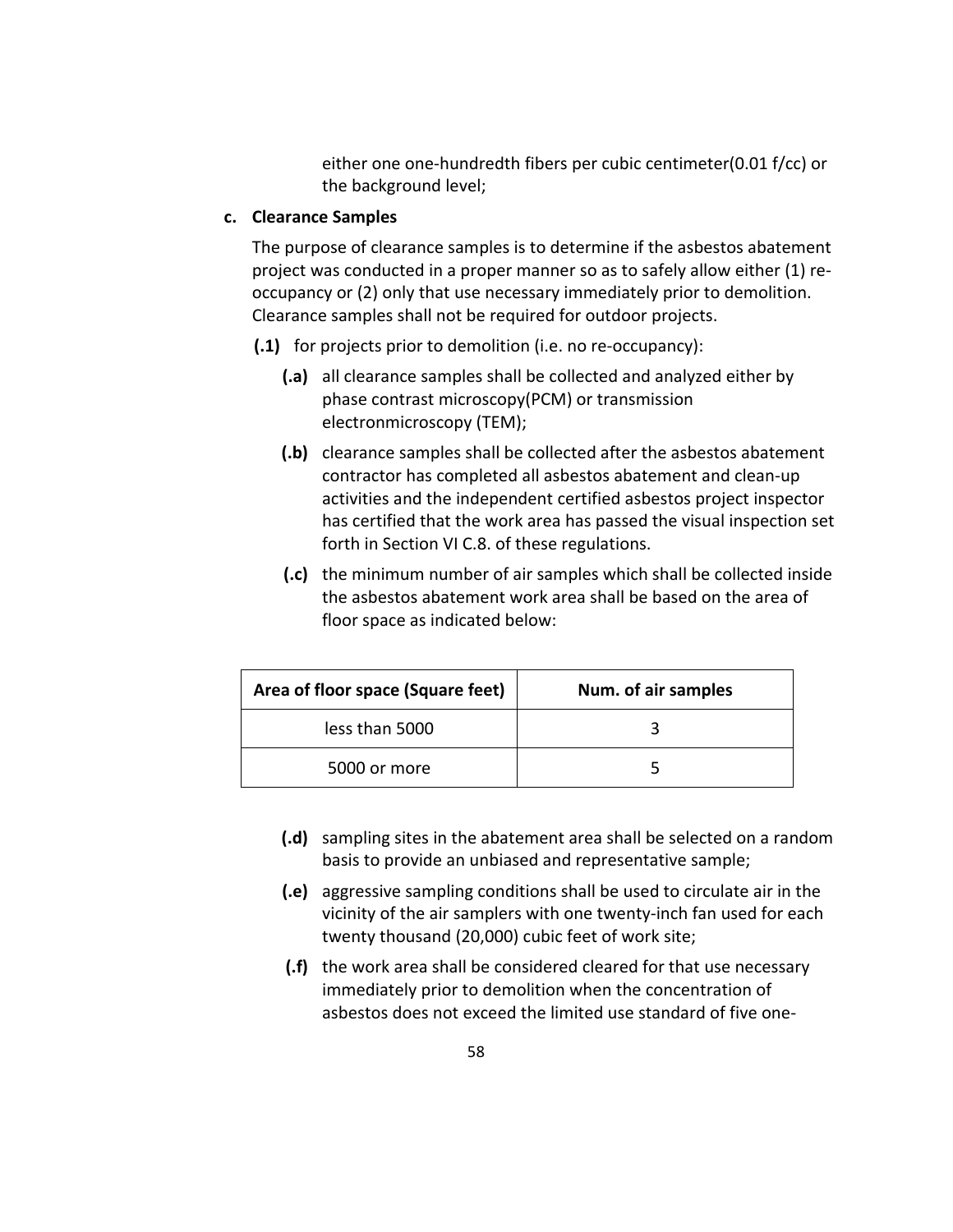either one one-hundredth fibers per cubic centimeter(0.01 f/cc) or the background level;

**c. Clearance Samples**

The purpose of clearance samples is to determine if the asbestos abatement project was conducted in a proper manner so as to safely allow either (1) re-occupancy or (2) only that use necessary immediately prior to demolition. Clearance samples shall not be required for outdoor projects.

**(.1)** for projects prior to demolition (i.e. no re-occupancy):

**(.a)** all clearance samples shall be collected and analyzed either by phase contrast microscopy(PCM) or transmission electronmicroscopy (TEM);

**(.b)** clearance samples shall be collected after the asbestos abatement contractor has completed all asbestos abatement and clean-up activities and the independent certified asbestos project inspector has certified that the work area has passed the visual inspection set forth in Section VI C.8. of these regulations.

**(.c)** the minimum number of air samples which shall be collected inside the asbestos abatement work area shall be based on the area of floor space as indicated below:

| Area of floor space (Square feet) | Num. of air samples |
| --- | --- |
| less than 5000 | 3 |
| 5000 or more | 5 |

**(.d)** sampling sites in the abatement area shall be selected on a random basis to provide an unbiased and representative sample;

**(.e)** aggressive sampling conditions shall be used to circulate air in the vicinity of the air samplers with one twenty-inch fan used for each twenty thousand (20,000) cubic feet of work site;

**(.f)** the work area shall be considered cleared for that use necessary immediately prior to demolition when the concentration of asbestos does not exceed the limited use standard of five one-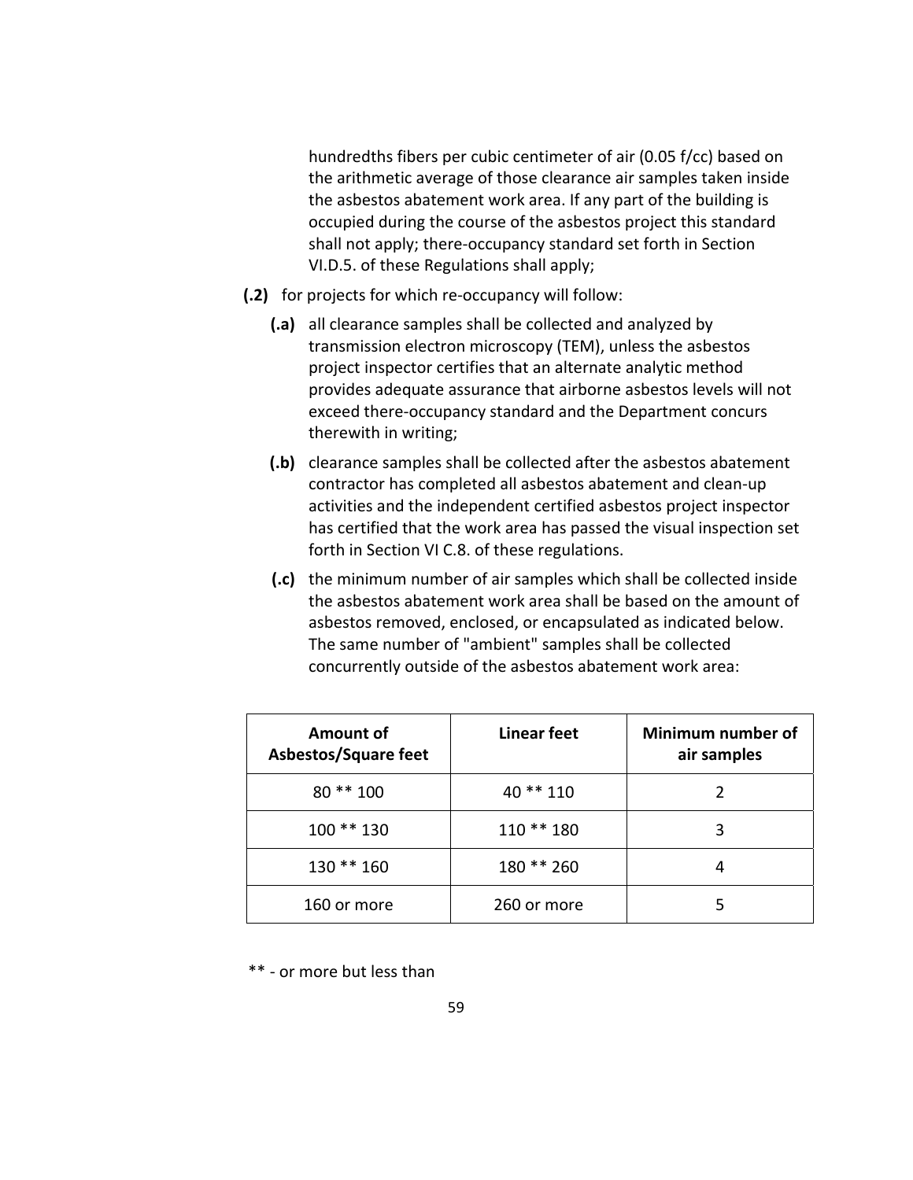hundredths fibers per cubic centimeter of air (0.05 f/cc) based on the arithmetic average of those clearance air samples taken inside the asbestos abatement work area. If any part of the building is occupied during the course of the asbestos project this standard shall not apply; there-occupancy standard set forth in Section VI.D.5. of these Regulations shall apply;

**(.2)** for projects for which re-occupancy will follow:

**(.a)** all clearance samples shall be collected and analyzed by transmission electron microscopy (TEM), unless the asbestos project inspector certifies that an alternate analytic method provides adequate assurance that airborne asbestos levels will not exceed there-occupancy standard and the Department concurs therewith in writing;

**(.b)** clearance samples shall be collected after the asbestos abatement contractor has completed all asbestos abatement and clean-up activities and the independent certified asbestos project inspector has certified that the work area has passed the visual inspection set forth in Section VI C.8. of these regulations.

**(.c)** the minimum number of air samples which shall be collected inside the asbestos abatement work area shall be based on the amount of asbestos removed, enclosed, or encapsulated as indicated below. The same number of "ambient" samples shall be collected concurrently outside of the asbestos abatement work area:

| Amount of Asbestos/Square feet | Linear feet | Minimum number of air samples |
|---|---|---|
| 80 ** 100 | 40 ** 110 | 2 |
| 100 ** 130 | 110 ** 180 | 3 |
| 130 ** 160 | 180 ** 260 | 4 |
| 160 or more | 260 or more | 5 |

** - or more but less than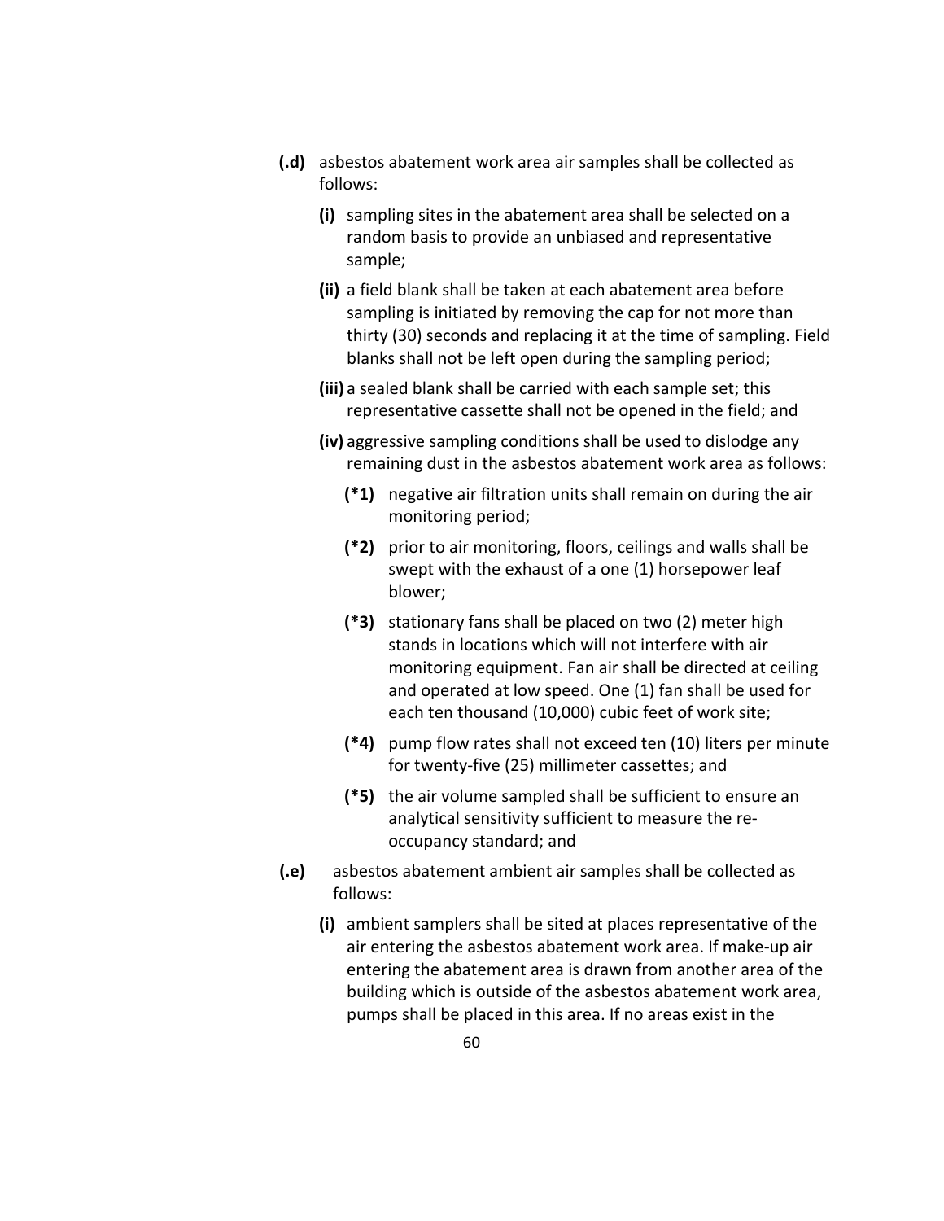**(.d)** asbestos abatement work area air samples shall be collected as follows:

- **(i)** sampling sites in the abatement area shall be selected on a random basis to provide an unbiased and representative sample;
- **(ii)** a field blank shall be taken at each abatement area before sampling is initiated by removing the cap for not more than thirty (30) seconds and replacing it at the time of sampling. Field blanks shall not be left open during the sampling period;
- **(iii)** a sealed blank shall be carried with each sample set; this representative cassette shall not be opened in the field; and
- **(iv)** aggressive sampling conditions shall be used to dislodge any remaining dust in the asbestos abatement work area as follows:
  - **(*1)** negative air filtration units shall remain on during the air monitoring period;
  - **(*2)** prior to air monitoring, floors, ceilings and walls shall be swept with the exhaust of a one (1) horsepower leaf blower;
  - **(*3)** stationary fans shall be placed on two (2) meter high stands in locations which will not interfere with air monitoring equipment. Fan air shall be directed at ceiling and operated at low speed. One (1) fan shall be used for each ten thousand (10,000) cubic feet of work site;
  - **(*4)** pump flow rates shall not exceed ten (10) liters per minute for twenty-five (25) millimeter cassettes; and
  - **(*5)** the air volume sampled shall be sufficient to ensure an analytical sensitivity sufficient to measure the re-occupancy standard; and

**(.e)** asbestos abatement ambient air samples shall be collected as follows:

- **(i)** ambient samplers shall be sited at places representative of the air entering the asbestos abatement work area. If make-up air entering the abatement area is drawn from another area of the building which is outside of the asbestos abatement work area, pumps shall be placed in this area. If no areas exist in the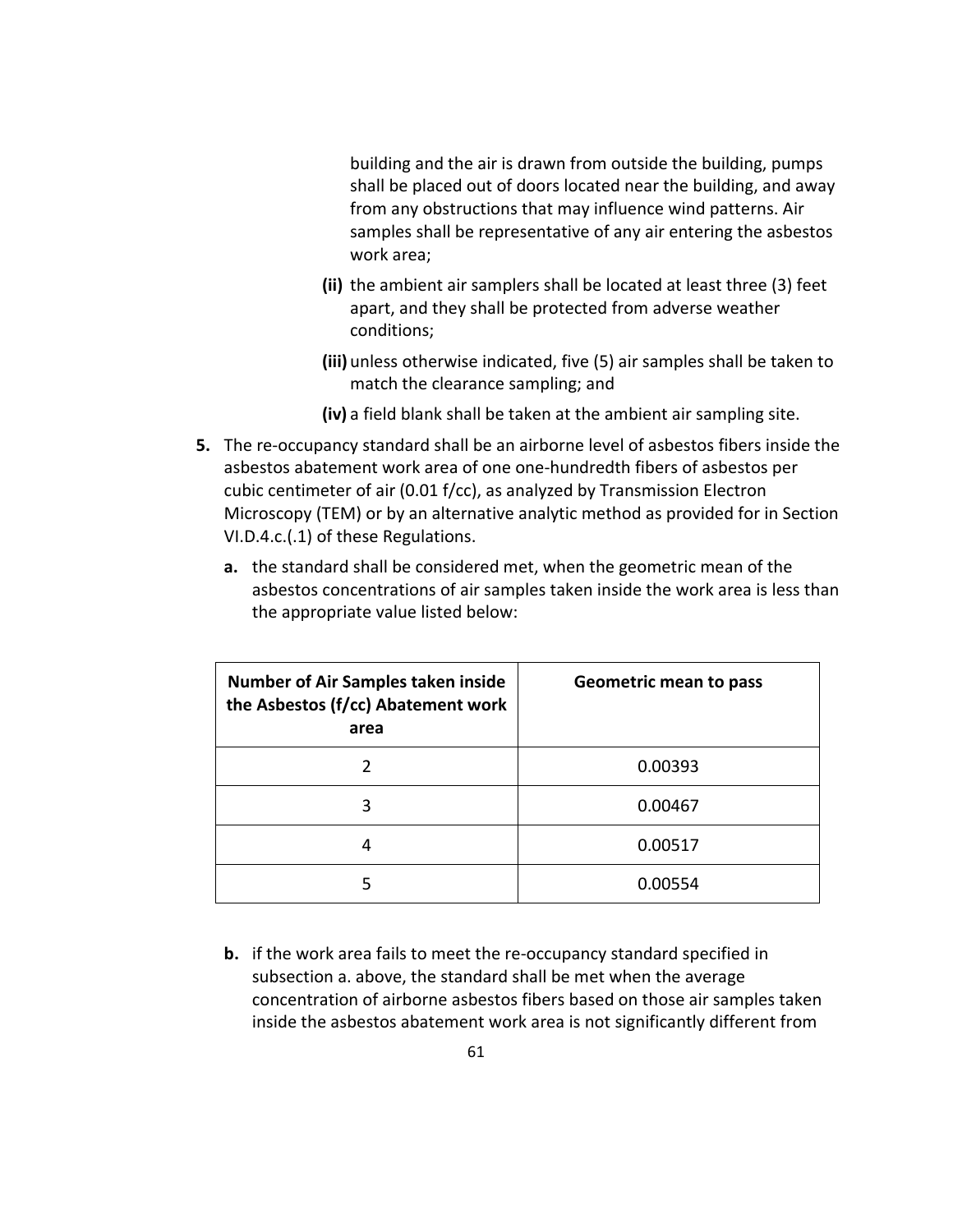building and the air is drawn from outside the building, pumps shall be placed out of doors located near the building, and away from any obstructions that may influence wind patterns. Air samples shall be representative of any air entering the asbestos work area;

**(ii)** the ambient air samplers shall be located at least three (3) feet apart, and they shall be protected from adverse weather conditions;

**(iii)** unless otherwise indicated, five (5) air samples shall be taken to match the clearance sampling; and

**(iv)** a field blank shall be taken at the ambient air sampling site.

**5.** The re-occupancy standard shall be an airborne level of asbestos fibers inside the asbestos abatement work area of one one-hundredth fibers of asbestos per cubic centimeter of air (0.01 f/cc), as analyzed by Transmission Electron Microscopy (TEM) or by an alternative analytic method as provided for in Section VI.D.4.c.(.1) of these Regulations.

**a.** the standard shall be considered met, when the geometric mean of the asbestos concentrations of air samples taken inside the work area is less than the appropriate value listed below:

| Number of Air Samples taken inside the Asbestos (f/cc) Abatement work area | Geometric mean to pass |
|---|---|
| 2 | 0.00393 |
| 3 | 0.00467 |
| 4 | 0.00517 |
| 5 | 0.00554 |

**b.** if the work area fails to meet the re-occupancy standard specified in subsection a. above, the standard shall be met when the average concentration of airborne asbestos fibers based on those air samples taken inside the asbestos abatement work area is not significantly different from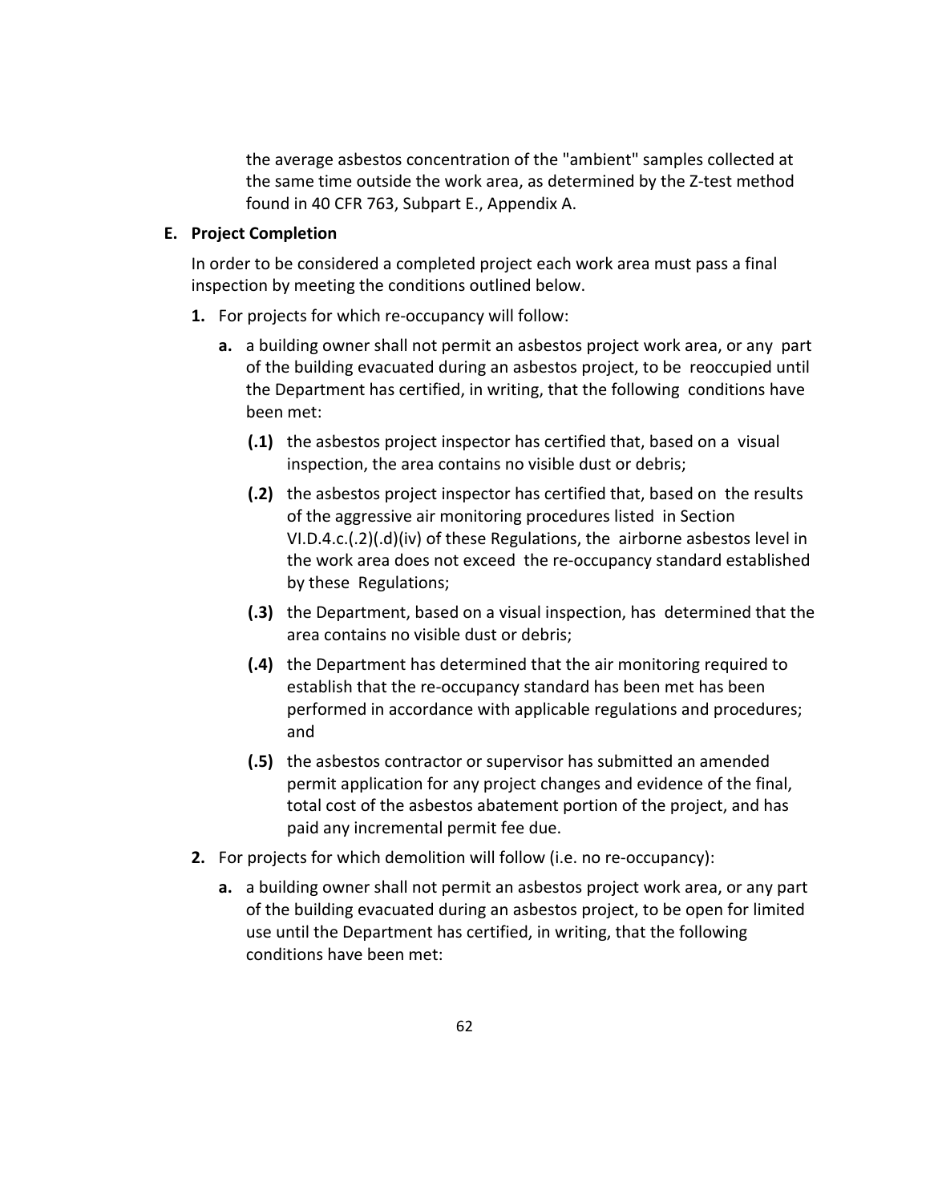the average asbestos concentration of the "ambient" samples collected at the same time outside the work area, as determined by the Z-test method found in 40 CFR 763, Subpart E., Appendix A.

**E. Project Completion**

In order to be considered a completed project each work area must pass a final inspection by meeting the conditions outlined below.

**1.** For projects for which re-occupancy will follow:

**a.** a building owner shall not permit an asbestos project work area, or any part of the building evacuated during an asbestos project, to be reoccupied until the Department has certified, in writing, that the following conditions have been met:

**(.1)** the asbestos project inspector has certified that, based on a visual inspection, the area contains no visible dust or debris;

**(.2)** the asbestos project inspector has certified that, based on the results of the aggressive air monitoring procedures listed in Section VI.D.4.c.(.2)(.d)(iv) of these Regulations, the airborne asbestos level in the work area does not exceed the re-occupancy standard established by these Regulations;

**(.3)** the Department, based on a visual inspection, has determined that the area contains no visible dust or debris;

**(.4)** the Department has determined that the air monitoring required to establish that the re-occupancy standard has been met has been performed in accordance with applicable regulations and procedures; and

**(.5)** the asbestos contractor or supervisor has submitted an amended permit application for any project changes and evidence of the final, total cost of the asbestos abatement portion of the project, and has paid any incremental permit fee due.

**2.** For projects for which demolition will follow (i.e. no re-occupancy):

**a.** a building owner shall not permit an asbestos project work area, or any part of the building evacuated during an asbestos project, to be open for limited use until the Department has certified, in writing, that the following conditions have been met: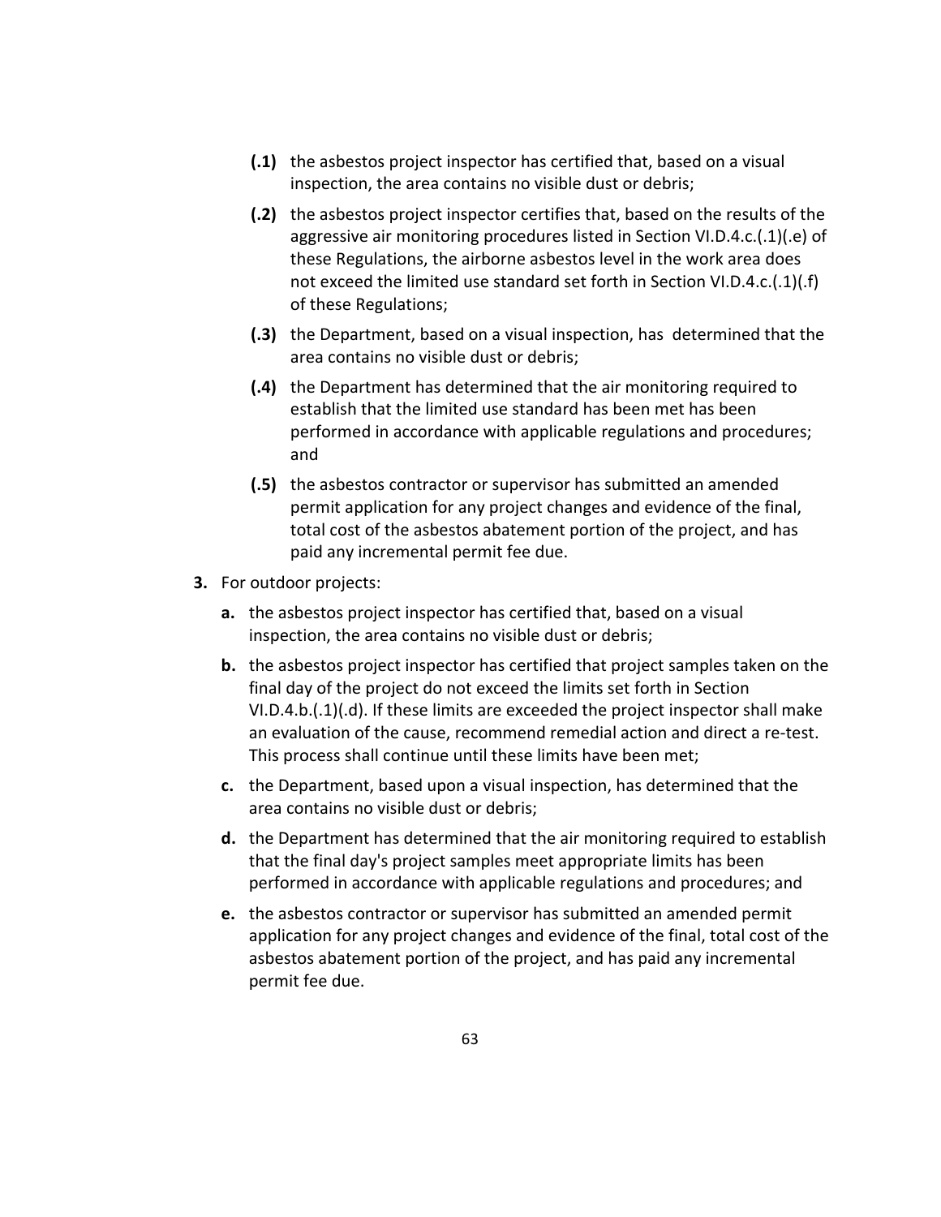- **(.1)** the asbestos project inspector has certified that, based on a visual inspection, the area contains no visible dust or debris;
- **(.2)** the asbestos project inspector certifies that, based on the results of the aggressive air monitoring procedures listed in Section VI.D.4.c.(.1)(.e) of these Regulations, the airborne asbestos level in the work area does not exceed the limited use standard set forth in Section VI.D.4.c.(.1)(.f) of these Regulations;
- **(.3)** the Department, based on a visual inspection, has determined that the area contains no visible dust or debris;
- **(.4)** the Department has determined that the air monitoring required to establish that the limited use standard has been met has been performed in accordance with applicable regulations and procedures; and
- **(.5)** the asbestos contractor or supervisor has submitted an amended permit application for any project changes and evidence of the final, total cost of the asbestos abatement portion of the project, and has paid any incremental permit fee due.

**3.** For outdoor projects:

- **a.** the asbestos project inspector has certified that, based on a visual inspection, the area contains no visible dust or debris;
- **b.** the asbestos project inspector has certified that project samples taken on the final day of the project do not exceed the limits set forth in Section VI.D.4.b.(.1)(.d). If these limits are exceeded the project inspector shall make an evaluation of the cause, recommend remedial action and direct a re-test. This process shall continue until these limits have been met;
- **c.** the Department, based upon a visual inspection, has determined that the area contains no visible dust or debris;
- **d.** the Department has determined that the air monitoring required to establish that the final day's project samples meet appropriate limits has been performed in accordance with applicable regulations and procedures; and
- **e.** the asbestos contractor or supervisor has submitted an amended permit application for any project changes and evidence of the final, total cost of the asbestos abatement portion of the project, and has paid any incremental permit fee due.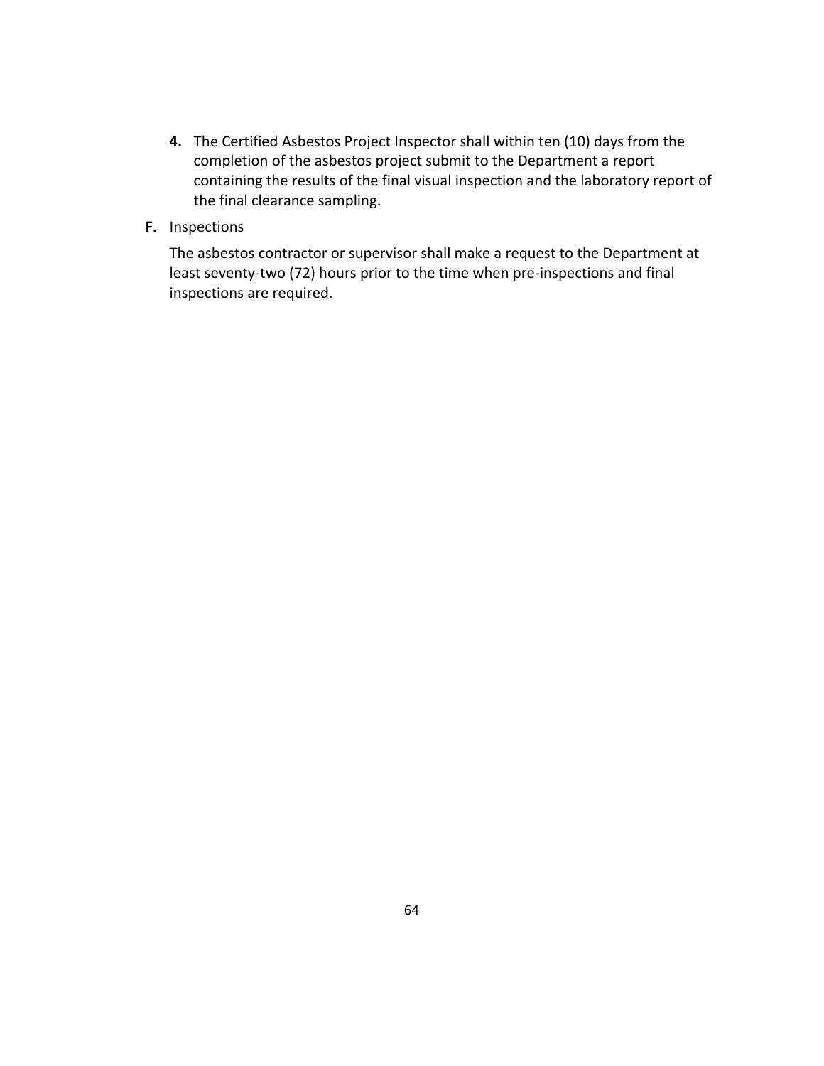4. The Certified Asbestos Project Inspector shall within ten (10) days from the completion of the asbestos project submit to the Department a report containing the results of the final visual inspection and the laboratory report of the final clearance sampling.

**F.** Inspections

The asbestos contractor or supervisor shall make a request to the Department at least seventy-two (72) hours prior to the time when pre-inspections and final inspections are required.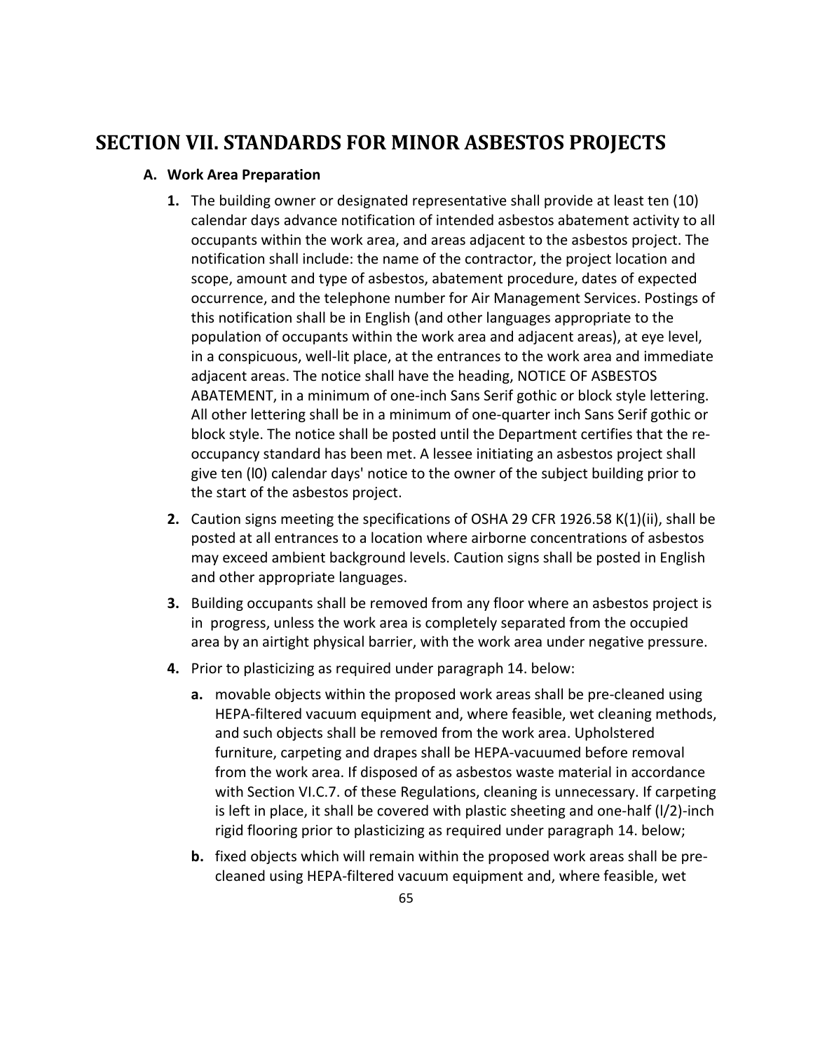# SECTION VII. STANDARDS FOR MINOR ASBESTOS PROJECTS

## A. Work Area Preparation

1. The building owner or designated representative shall provide at least ten (10) calendar days advance notification of intended asbestos abatement activity to all occupants within the work area, and areas adjacent to the asbestos project. The notification shall include: the name of the contractor, the project location and scope, amount and type of asbestos, abatement procedure, dates of expected occurrence, and the telephone number for Air Management Services. Postings of this notification shall be in English (and other languages appropriate to the population of occupants within the work area and adjacent areas), at eye level, in a conspicuous, well-lit place, at the entrances to the work area and immediate adjacent areas. The notice shall have the heading, NOTICE OF ASBESTOS ABATEMENT, in a minimum of one-inch Sans Serif gothic or block style lettering. All other lettering shall be in a minimum of one-quarter inch Sans Serif gothic or block style. The notice shall be posted until the Department certifies that the re-occupancy standard has been met. A lessee initiating an asbestos project shall give ten (l0) calendar days' notice to the owner of the subject building prior to the start of the asbestos project.

2. Caution signs meeting the specifications of OSHA 29 CFR 1926.58 K(1)(ii), shall be posted at all entrances to a location where airborne concentrations of asbestos may exceed ambient background levels. Caution signs shall be posted in English and other appropriate languages.

3. Building occupants shall be removed from any floor where an asbestos project is in progress, unless the work area is completely separated from the occupied area by an airtight physical barrier, with the work area under negative pressure.

4. Prior to plasticizing as required under paragraph 14. below:

   a. movable objects within the proposed work areas shall be pre-cleaned using HEPA-filtered vacuum equipment and, where feasible, wet cleaning methods, and such objects shall be removed from the work area. Upholstered furniture, carpeting and drapes shall be HEPA-vacuumed before removal from the work area. If disposed of as asbestos waste material in accordance with Section VI.C.7. of these Regulations, cleaning is unnecessary. If carpeting is left in place, it shall be covered with plastic sheeting and one-half (l/2)-inch rigid flooring prior to plasticizing as required under paragraph 14. below;

   b. fixed objects which will remain within the proposed work areas shall be pre-cleaned using HEPA-filtered vacuum equipment and, where feasible, wet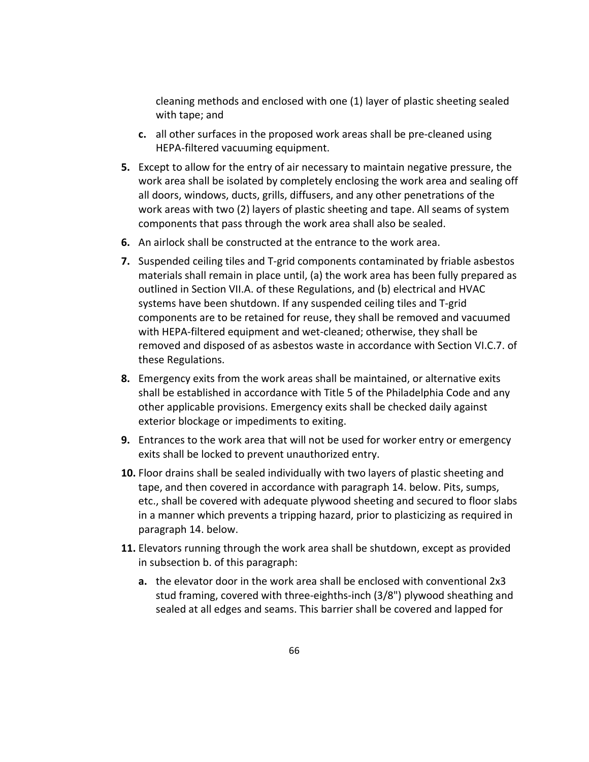cleaning methods and enclosed with one (1) layer of plastic sheeting sealed with tape; and

- **c.** all other surfaces in the proposed work areas shall be pre-cleaned using HEPA-filtered vacuuming equipment.

**5.** Except to allow for the entry of air necessary to maintain negative pressure, the work area shall be isolated by completely enclosing the work area and sealing off all doors, windows, ducts, grills, diffusers, and any other penetrations of the work areas with two (2) layers of plastic sheeting and tape. All seams of system components that pass through the work area shall also be sealed.

**6.** An airlock shall be constructed at the entrance to the work area.

**7.** Suspended ceiling tiles and T-grid components contaminated by friable asbestos materials shall remain in place until, (a) the work area has been fully prepared as outlined in Section VII.A. of these Regulations, and (b) electrical and HVAC systems have been shutdown. If any suspended ceiling tiles and T-grid components are to be retained for reuse, they shall be removed and vacuumed with HEPA-filtered equipment and wet-cleaned; otherwise, they shall be removed and disposed of as asbestos waste in accordance with Section VI.C.7. of these Regulations.

**8.** Emergency exits from the work areas shall be maintained, or alternative exits shall be established in accordance with Title 5 of the Philadelphia Code and any other applicable provisions. Emergency exits shall be checked daily against exterior blockage or impediments to exiting.

**9.** Entrances to the work area that will not be used for worker entry or emergency exits shall be locked to prevent unauthorized entry.

**10.** Floor drains shall be sealed individually with two layers of plastic sheeting and tape, and then covered in accordance with paragraph 14. below. Pits, sumps, etc., shall be covered with adequate plywood sheeting and secured to floor slabs in a manner which prevents a tripping hazard, prior to plasticizing as required in paragraph 14. below.

**11.** Elevators running through the work area shall be shutdown, except as provided in subsection b. of this paragraph:

- **a.** the elevator door in the work area shall be enclosed with conventional 2x3 stud framing, covered with three-eighths-inch (3/8") plywood sheathing and sealed at all edges and seams. This barrier shall be covered and lapped for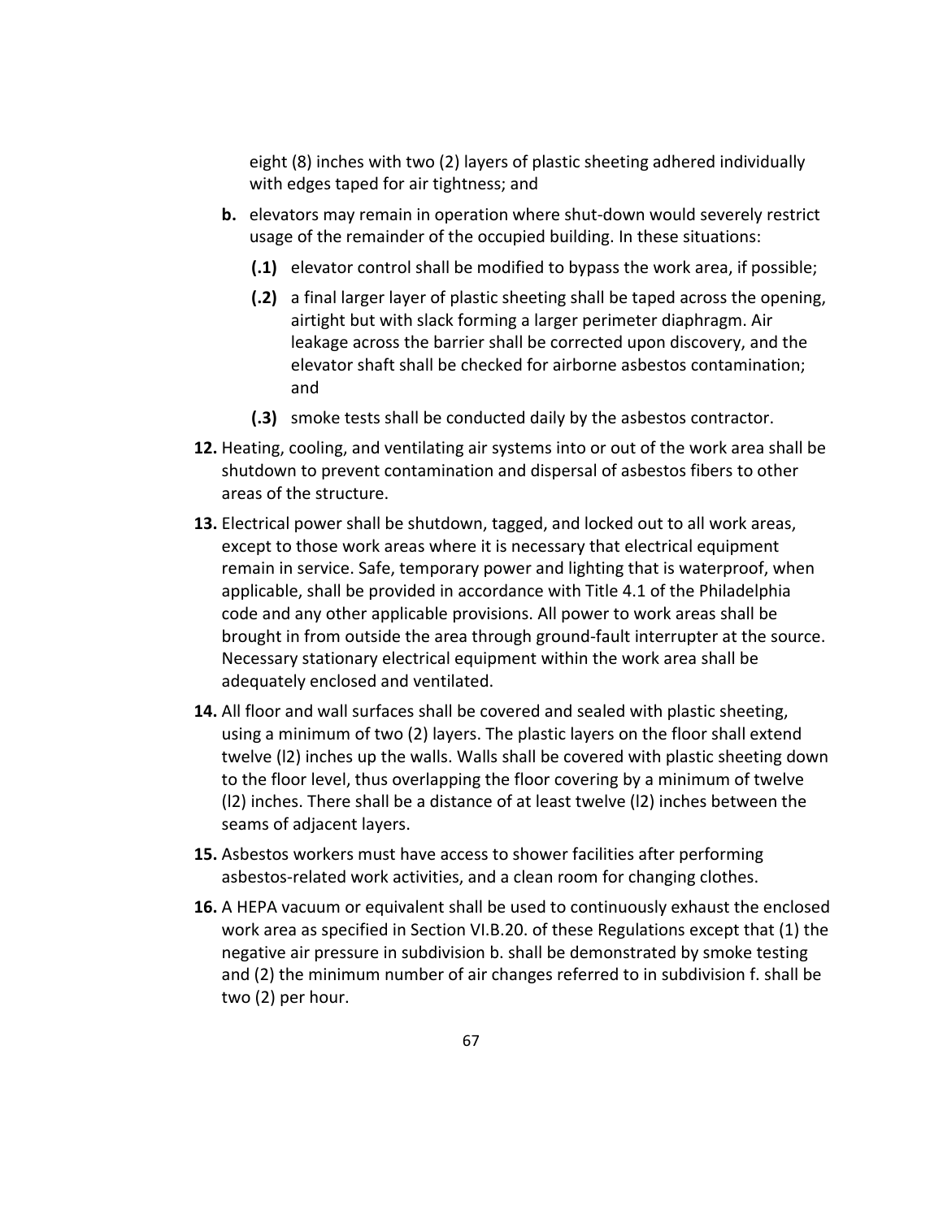eight (8) inches with two (2) layers of plastic sheeting adhered individually with edges taped for air tightness; and

**b.** elevators may remain in operation where shut-down would severely restrict usage of the remainder of the occupied building. In these situations:

  **(.1)** elevator control shall be modified to bypass the work area, if possible;

  **(.2)** a final larger layer of plastic sheeting shall be taped across the opening, airtight but with slack forming a larger perimeter diaphragm. Air leakage across the barrier shall be corrected upon discovery, and the elevator shaft shall be checked for airborne asbestos contamination; and

  **(.3)** smoke tests shall be conducted daily by the asbestos contractor.

**12.** Heating, cooling, and ventilating air systems into or out of the work area shall be shutdown to prevent contamination and dispersal of asbestos fibers to other areas of the structure.

**13.** Electrical power shall be shutdown, tagged, and locked out to all work areas, except to those work areas where it is necessary that electrical equipment remain in service. Safe, temporary power and lighting that is waterproof, when applicable, shall be provided in accordance with Title 4.1 of the Philadelphia code and any other applicable provisions. All power to work areas shall be brought in from outside the area through ground-fault interrupter at the source. Necessary stationary electrical equipment within the work area shall be adequately enclosed and ventilated.

**14.** All floor and wall surfaces shall be covered and sealed with plastic sheeting, using a minimum of two (2) layers. The plastic layers on the floor shall extend twelve (l2) inches up the walls. Walls shall be covered with plastic sheeting down to the floor level, thus overlapping the floor covering by a minimum of twelve (l2) inches. There shall be a distance of at least twelve (l2) inches between the seams of adjacent layers.

**15.** Asbestos workers must have access to shower facilities after performing asbestos-related work activities, and a clean room for changing clothes.

**16.** A HEPA vacuum or equivalent shall be used to continuously exhaust the enclosed work area as specified in Section VI.B.20. of these Regulations except that (1) the negative air pressure in subdivision b. shall be demonstrated by smoke testing and (2) the minimum number of air changes referred to in subdivision f. shall be two (2) per hour.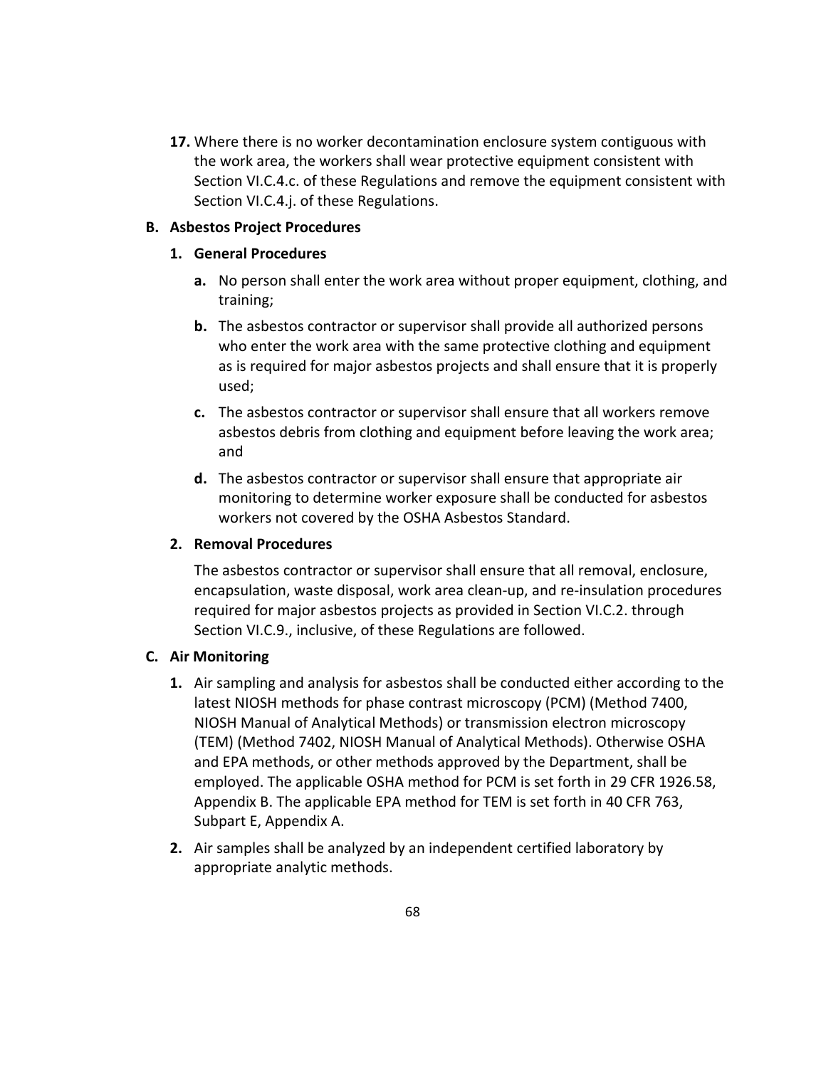**17.** Where there is no worker decontamination enclosure system contiguous with the work area, the workers shall wear protective equipment consistent with Section VI.C.4.c. of these Regulations and remove the equipment consistent with Section VI.C.4.j. of these Regulations.

**B. Asbestos Project Procedures**

**1. General Procedures**

**a.** No person shall enter the work area without proper equipment, clothing, and training;

**b.** The asbestos contractor or supervisor shall provide all authorized persons who enter the work area with the same protective clothing and equipment as is required for major asbestos projects and shall ensure that it is properly used;

**c.** The asbestos contractor or supervisor shall ensure that all workers remove asbestos debris from clothing and equipment before leaving the work area; and

**d.** The asbestos contractor or supervisor shall ensure that appropriate air monitoring to determine worker exposure shall be conducted for asbestos workers not covered by the OSHA Asbestos Standard.

**2. Removal Procedures**

The asbestos contractor or supervisor shall ensure that all removal, enclosure, encapsulation, waste disposal, work area clean-up, and re-insulation procedures required for major asbestos projects as provided in Section VI.C.2. through Section VI.C.9., inclusive, of these Regulations are followed.

**C. Air Monitoring**

**1.** Air sampling and analysis for asbestos shall be conducted either according to the latest NIOSH methods for phase contrast microscopy (PCM) (Method 7400, NIOSH Manual of Analytical Methods) or transmission electron microscopy (TEM) (Method 7402, NIOSH Manual of Analytical Methods). Otherwise OSHA and EPA methods, or other methods approved by the Department, shall be employed. The applicable OSHA method for PCM is set forth in 29 CFR 1926.58, Appendix B. The applicable EPA method for TEM is set forth in 40 CFR 763, Subpart E, Appendix A.

**2.** Air samples shall be analyzed by an independent certified laboratory by appropriate analytic methods.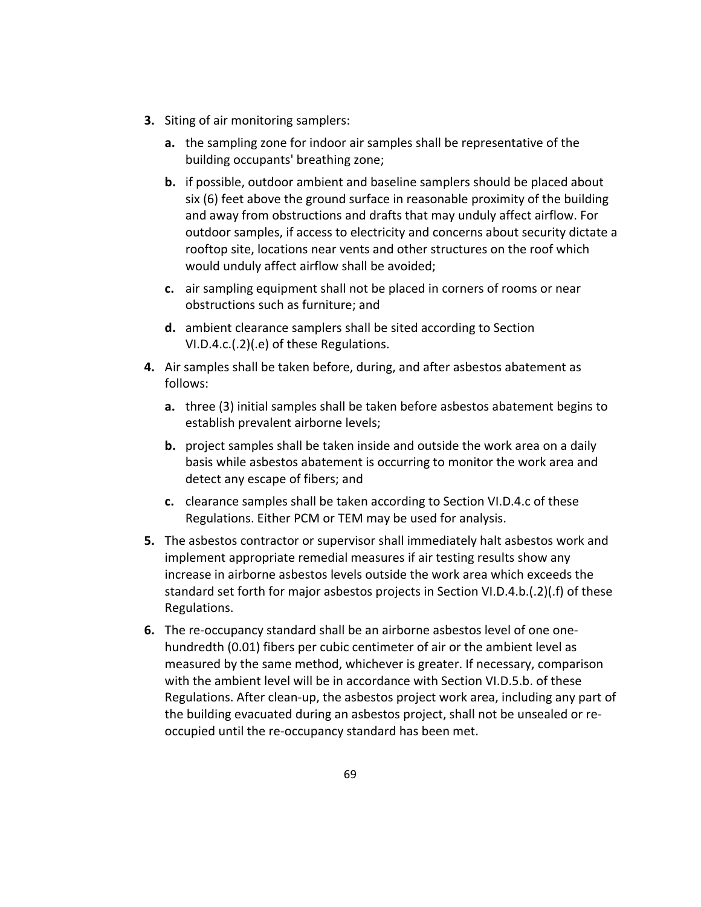**3.** Siting of air monitoring samplers:

   **a.** the sampling zone for indoor air samples shall be representative of the building occupants' breathing zone;

   **b.** if possible, outdoor ambient and baseline samplers should be placed about six (6) feet above the ground surface in reasonable proximity of the building and away from obstructions and drafts that may unduly affect airflow. For outdoor samples, if access to electricity and concerns about security dictate a rooftop site, locations near vents and other structures on the roof which would unduly affect airflow shall be avoided;

   **c.** air sampling equipment shall not be placed in corners of rooms or near obstructions such as furniture; and

   **d.** ambient clearance samplers shall be sited according to Section VI.D.4.c.(.2)(.e) of these Regulations.

**4.** Air samples shall be taken before, during, and after asbestos abatement as follows:

   **a.** three (3) initial samples shall be taken before asbestos abatement begins to establish prevalent airborne levels;

   **b.** project samples shall be taken inside and outside the work area on a daily basis while asbestos abatement is occurring to monitor the work area and detect any escape of fibers; and

   **c.** clearance samples shall be taken according to Section VI.D.4.c of these Regulations. Either PCM or TEM may be used for analysis.

**5.** The asbestos contractor or supervisor shall immediately halt asbestos work and implement appropriate remedial measures if air testing results show any increase in airborne asbestos levels outside the work area which exceeds the standard set forth for major asbestos projects in Section VI.D.4.b.(.2)(.f) of these Regulations.

**6.** The re-occupancy standard shall be an airborne asbestos level of one one-hundredth (0.01) fibers per cubic centimeter of air or the ambient level as measured by the same method, whichever is greater. If necessary, comparison with the ambient level will be in accordance with Section VI.D.5.b. of these Regulations. After clean-up, the asbestos project work area, including any part of the building evacuated during an asbestos project, shall not be unsealed or re-occupied until the re-occupancy standard has been met.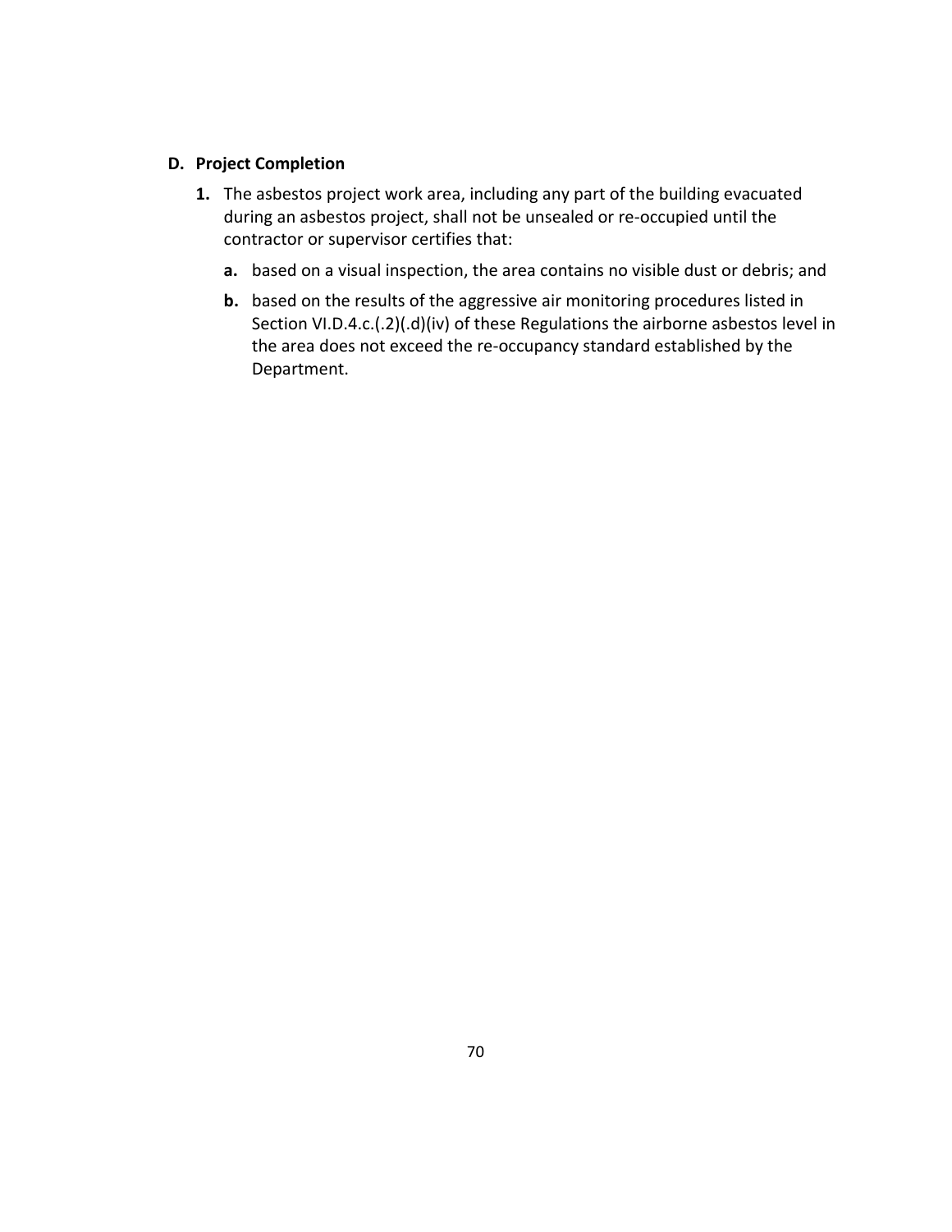### D. Project Completion

1. The asbestos project work area, including any part of the building evacuated during an asbestos project, shall not be unsealed or re-occupied until the contractor or supervisor certifies that:

   a. based on a visual inspection, the area contains no visible dust or debris; and

   b. based on the results of the aggressive air monitoring procedures listed in Section VI.D.4.c.(.2)(.d)(iv) of these Regulations the airborne asbestos level in the area does not exceed the re-occupancy standard established by the Department.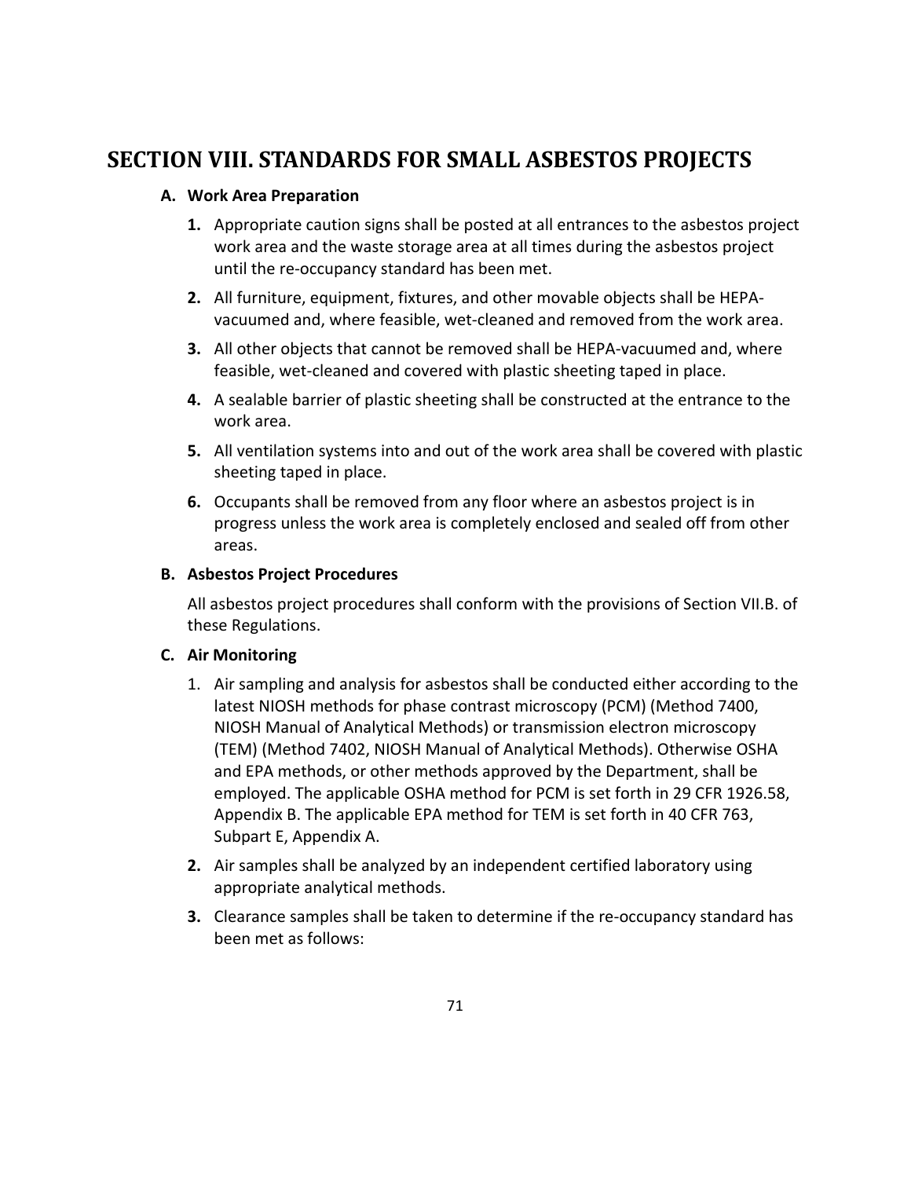# SECTION VIII. STANDARDS FOR SMALL ASBESTOS PROJECTS

**A. Work Area Preparation**

1. Appropriate caution signs shall be posted at all entrances to the asbestos project work area and the waste storage area at all times during the asbestos project until the re-occupancy standard has been met.
2. All furniture, equipment, fixtures, and other movable objects shall be HEPA-vacuumed and, where feasible, wet-cleaned and removed from the work area.
3. All other objects that cannot be removed shall be HEPA-vacuumed and, where feasible, wet-cleaned and covered with plastic sheeting taped in place.
4. A sealable barrier of plastic sheeting shall be constructed at the entrance to the work area.
5. All ventilation systems into and out of the work area shall be covered with plastic sheeting taped in place.
6. Occupants shall be removed from any floor where an asbestos project is in progress unless the work area is completely enclosed and sealed off from other areas.

**B. Asbestos Project Procedures**

All asbestos project procedures shall conform with the provisions of Section VII.B. of these Regulations.

**C. Air Monitoring**

1. Air sampling and analysis for asbestos shall be conducted either according to the latest NIOSH methods for phase contrast microscopy (PCM) (Method 7400, NIOSH Manual of Analytical Methods) or transmission electron microscopy (TEM) (Method 7402, NIOSH Manual of Analytical Methods). Otherwise OSHA and EPA methods, or other methods approved by the Department, shall be employed. The applicable OSHA method for PCM is set forth in 29 CFR 1926.58, Appendix B. The applicable EPA method for TEM is set forth in 40 CFR 763, Subpart E, Appendix A.
2. Air samples shall be analyzed by an independent certified laboratory using appropriate analytical methods.
3. Clearance samples shall be taken to determine if the re-occupancy standard has been met as follows: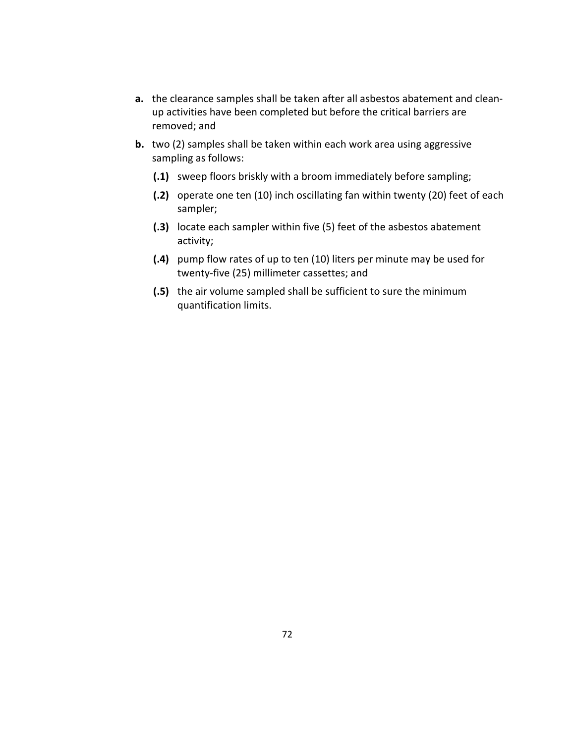**a.** the clearance samples shall be taken after all asbestos abatement and clean-up activities have been completed but before the critical barriers are removed; and

**b.** two (2) samples shall be taken within each work area using aggressive sampling as follows:

   **(.1)** sweep floors briskly with a broom immediately before sampling;

   **(.2)** operate one ten (10) inch oscillating fan within twenty (20) feet of each sampler;

   **(.3)** locate each sampler within five (5) feet of the asbestos abatement activity;

   **(.4)** pump flow rates of up to ten (10) liters per minute may be used for twenty-five (25) millimeter cassettes; and

   **(.5)** the air volume sampled shall be sufficient to sure the minimum quantification limits.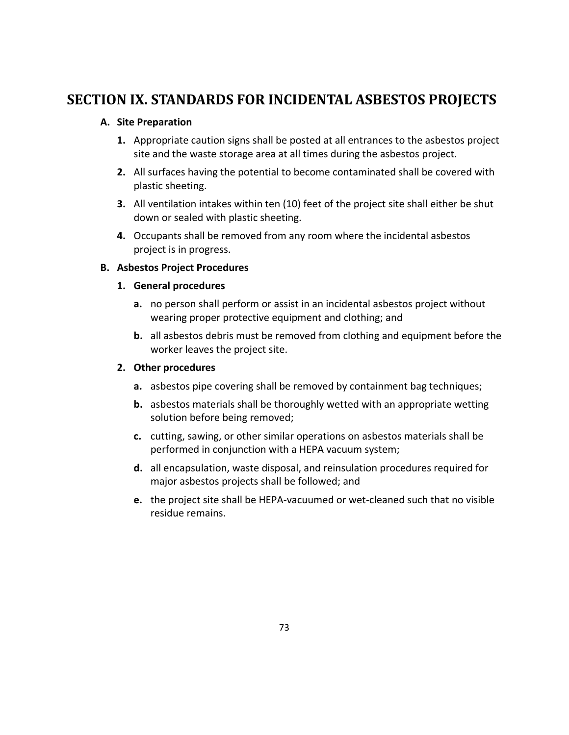# SECTION IX. STANDARDS FOR INCIDENTAL ASBESTOS PROJECTS

**A. Site Preparation**

**1.** Appropriate caution signs shall be posted at all entrances to the asbestos project site and the waste storage area at all times during the asbestos project.

**2.** All surfaces having the potential to become contaminated shall be covered with plastic sheeting.

**3.** All ventilation intakes within ten (10) feet of the project site shall either be shut down or sealed with plastic sheeting.

**4.** Occupants shall be removed from any room where the incidental asbestos project is in progress.

**B. Asbestos Project Procedures**

**1. General procedures**

**a.** no person shall perform or assist in an incidental asbestos project without wearing proper protective equipment and clothing; and

**b.** all asbestos debris must be removed from clothing and equipment before the worker leaves the project site.

**2. Other procedures**

**a.** asbestos pipe covering shall be removed by containment bag techniques;

**b.** asbestos materials shall be thoroughly wetted with an appropriate wetting solution before being removed;

**c.** cutting, sawing, or other similar operations on asbestos materials shall be performed in conjunction with a HEPA vacuum system;

**d.** all encapsulation, waste disposal, and reinsulation procedures required for major asbestos projects shall be followed; and

**e.** the project site shall be HEPA-vacuumed or wet-cleaned such that no visible residue remains.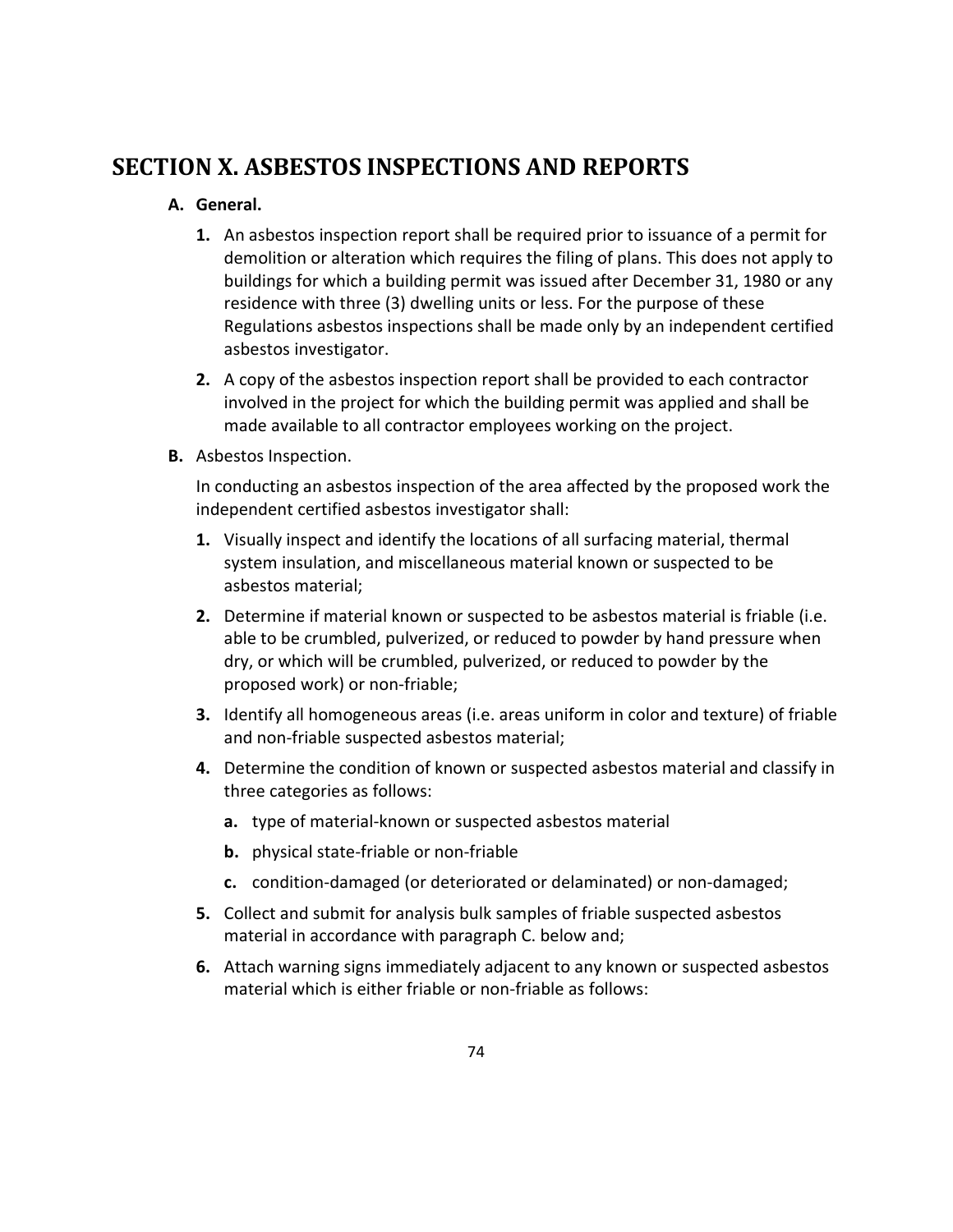# SECTION X. ASBESTOS INSPECTIONS AND REPORTS

**A. General.**

1. An asbestos inspection report shall be required prior to issuance of a permit for demolition or alteration which requires the filing of plans. This does not apply to buildings for which a building permit was issued after December 31, 1980 or any residence with three (3) dwelling units or less. For the purpose of these Regulations asbestos inspections shall be made only by an independent certified asbestos investigator.

2. A copy of the asbestos inspection report shall be provided to each contractor involved in the project for which the building permit was applied and shall be made available to all contractor employees working on the project.

**B.** Asbestos Inspection.

In conducting an asbestos inspection of the area affected by the proposed work the independent certified asbestos investigator shall:

1. Visually inspect and identify the locations of all surfacing material, thermal system insulation, and miscellaneous material known or suspected to be asbestos material;

2. Determine if material known or suspected to be asbestos material is friable (i.e. able to be crumbled, pulverized, or reduced to powder by hand pressure when dry, or which will be crumbled, pulverized, or reduced to powder by the proposed work) or non-friable;

3. Identify all homogeneous areas (i.e. areas uniform in color and texture) of friable and non-friable suspected asbestos material;

4. Determine the condition of known or suspected asbestos material and classify in three categories as follows:

   a. type of material-known or suspected asbestos material

   b. physical state-friable or non-friable

   c. condition-damaged (or deteriorated or delaminated) or non-damaged;

5. Collect and submit for analysis bulk samples of friable suspected asbestos material in accordance with paragraph C. below and;

6. Attach warning signs immediately adjacent to any known or suspected asbestos material which is either friable or non-friable as follows: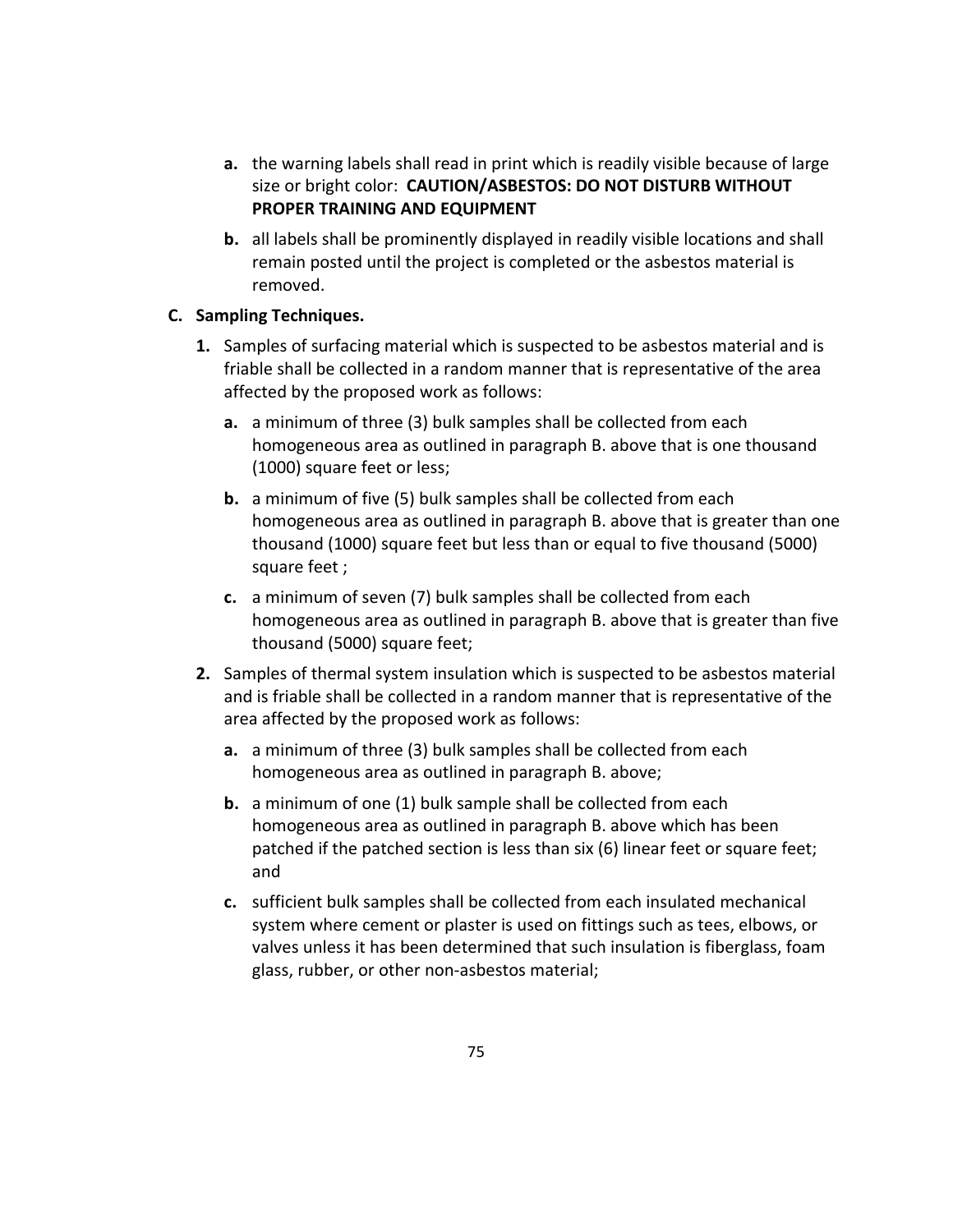- **a.** the warning labels shall read in print which is readily visible because of large size or bright color: **CAUTION/ASBESTOS: DO NOT DISTURB WITHOUT PROPER TRAINING AND EQUIPMENT**
- **b.** all labels shall be prominently displayed in readily visible locations and shall remain posted until the project is completed or the asbestos material is removed.

**C. Sampling Techniques.**

1. Samples of surfacing material which is suspected to be asbestos material and is friable shall be collected in a random manner that is representative of the area affected by the proposed work as follows:
   - **a.** a minimum of three (3) bulk samples shall be collected from each homogeneous area as outlined in paragraph B. above that is one thousand (1000) square feet or less;
   - **b.** a minimum of five (5) bulk samples shall be collected from each homogeneous area as outlined in paragraph B. above that is greater than one thousand (1000) square feet but less than or equal to five thousand (5000) square feet ;
   - **c.** a minimum of seven (7) bulk samples shall be collected from each homogeneous area as outlined in paragraph B. above that is greater than five thousand (5000) square feet;
2. Samples of thermal system insulation which is suspected to be asbestos material and is friable shall be collected in a random manner that is representative of the area affected by the proposed work as follows:
   - **a.** a minimum of three (3) bulk samples shall be collected from each homogeneous area as outlined in paragraph B. above;
   - **b.** a minimum of one (1) bulk sample shall be collected from each homogeneous area as outlined in paragraph B. above which has been patched if the patched section is less than six (6) linear feet or square feet; and
   - **c.** sufficient bulk samples shall be collected from each insulated mechanical system where cement or plaster is used on fittings such as tees, elbows, or valves unless it has been determined that such insulation is fiberglass, foam glass, rubber, or other non-asbestos material;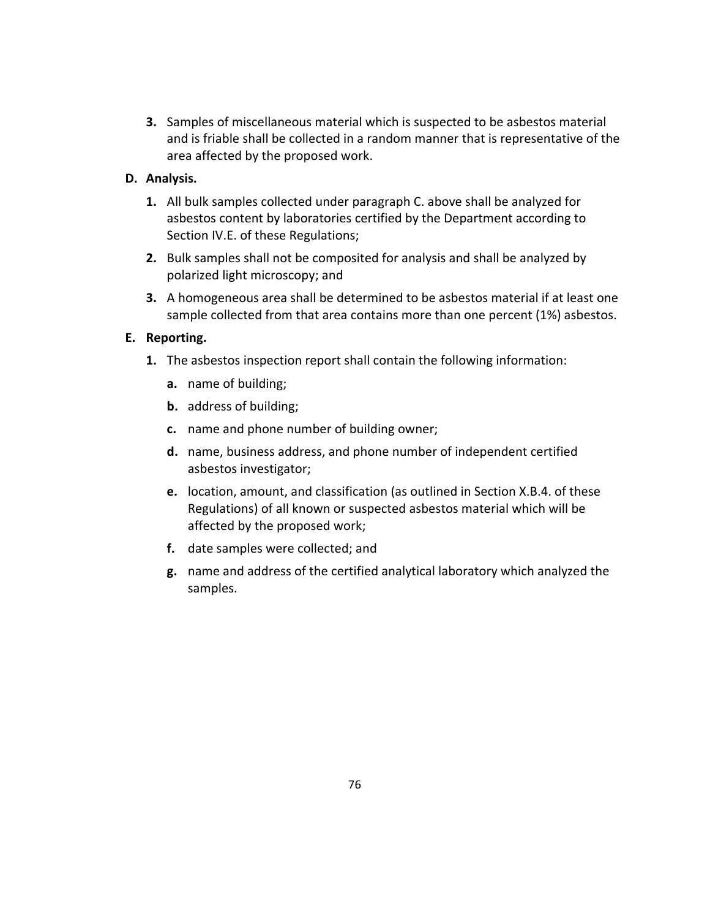3. Samples of miscellaneous material which is suspected to be asbestos material and is friable shall be collected in a random manner that is representative of the area affected by the proposed work.

**D. Analysis.**

1. All bulk samples collected under paragraph C. above shall be analyzed for asbestos content by laboratories certified by the Department according to Section IV.E. of these Regulations;
2. Bulk samples shall not be composited for analysis and shall be analyzed by polarized light microscopy; and
3. A homogeneous area shall be determined to be asbestos material if at least one sample collected from that area contains more than one percent (1%) asbestos.

**E. Reporting.**

1. The asbestos inspection report shall contain the following information:
   - **a.** name of building;
   - **b.** address of building;
   - **c.** name and phone number of building owner;
   - **d.** name, business address, and phone number of independent certified asbestos investigator;
   - **e.** location, amount, and classification (as outlined in Section X.B.4. of these Regulations) of all known or suspected asbestos material which will be affected by the proposed work;
   - **f.** date samples were collected; and
   - **g.** name and address of the certified analytical laboratory which analyzed the samples.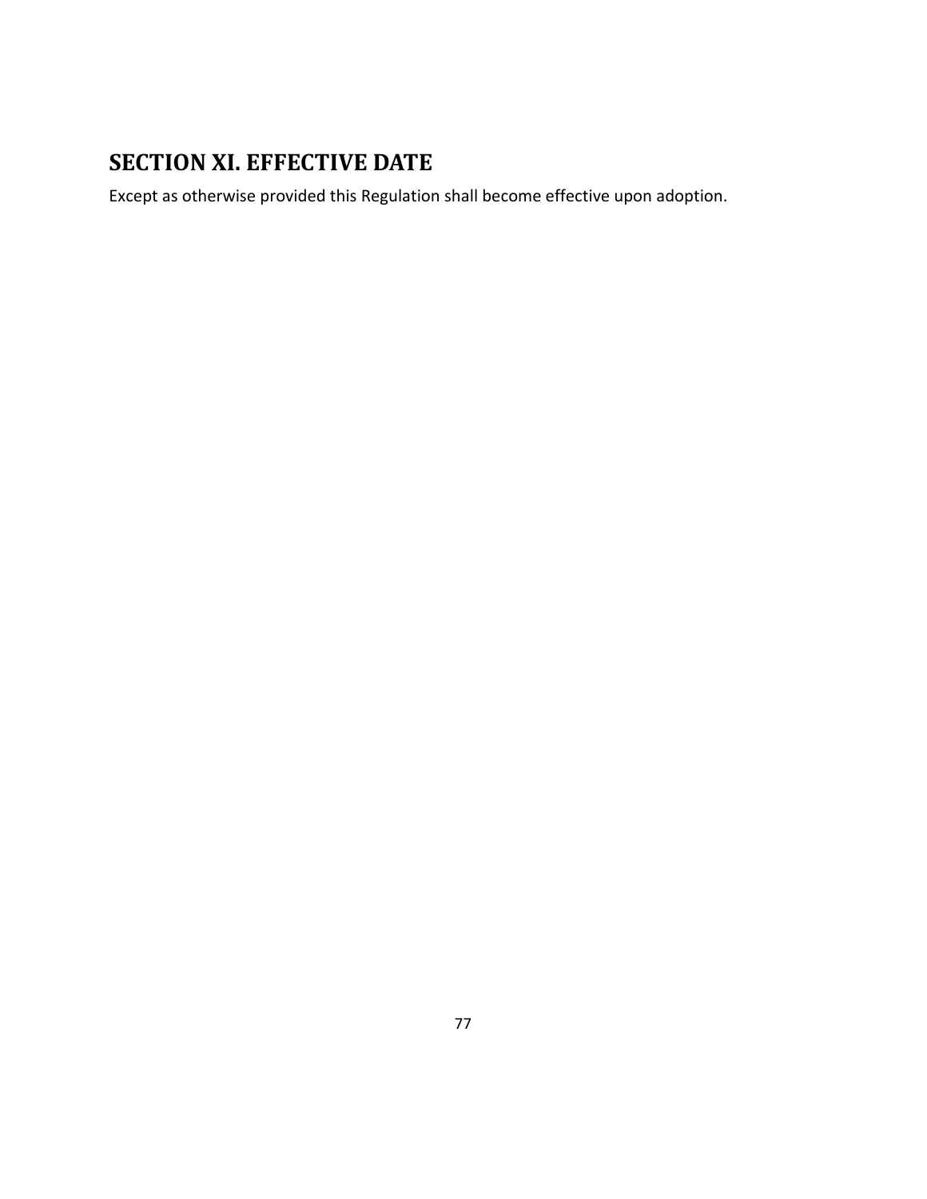## SECTION XI. EFFECTIVE DATE

Except as otherwise provided this Regulation shall become effective upon adoption.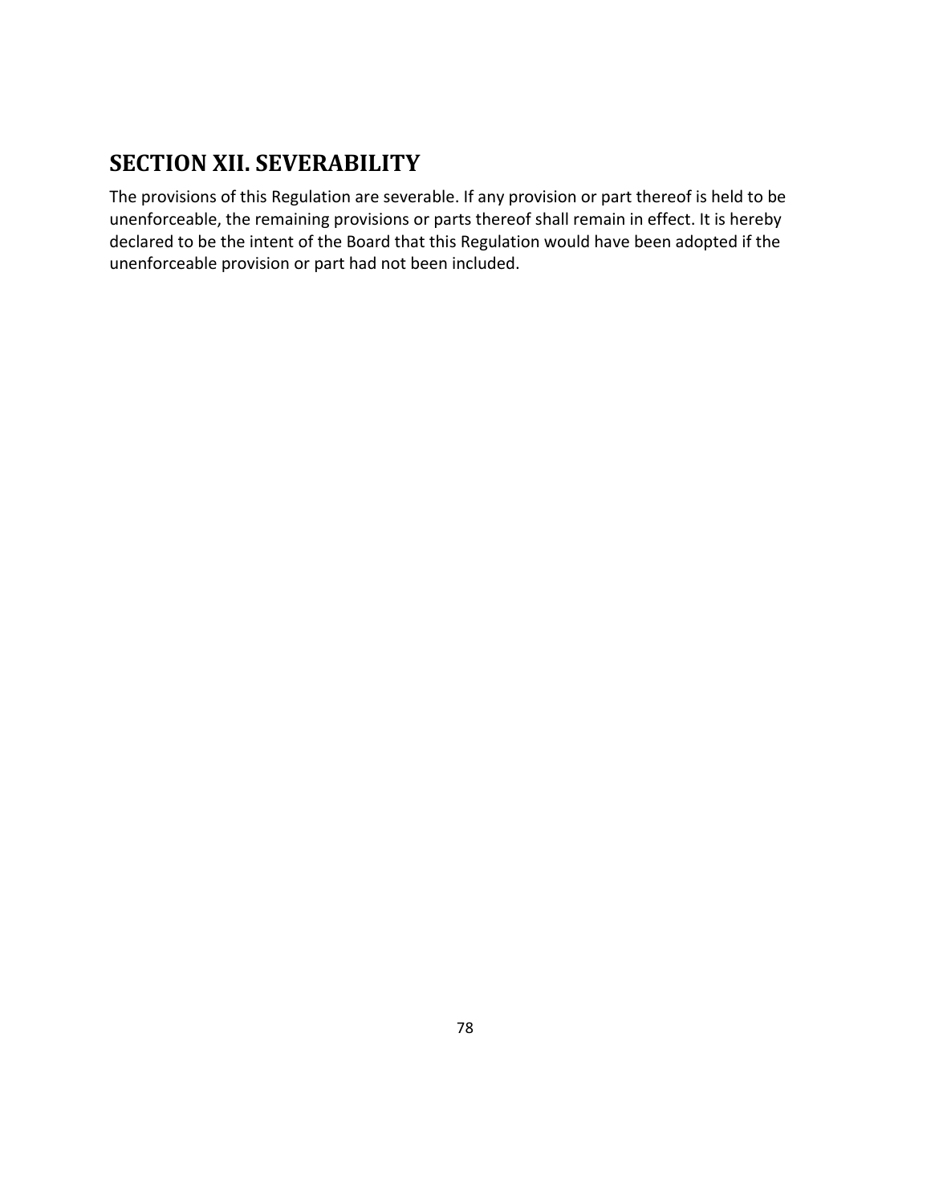## SECTION XII. SEVERABILITY

The provisions of this Regulation are severable. If any provision or part thereof is held to be unenforceable, the remaining provisions or parts thereof shall remain in effect. It is hereby declared to be the intent of the Board that this Regulation would have been adopted if the unenforceable provision or part had not been included.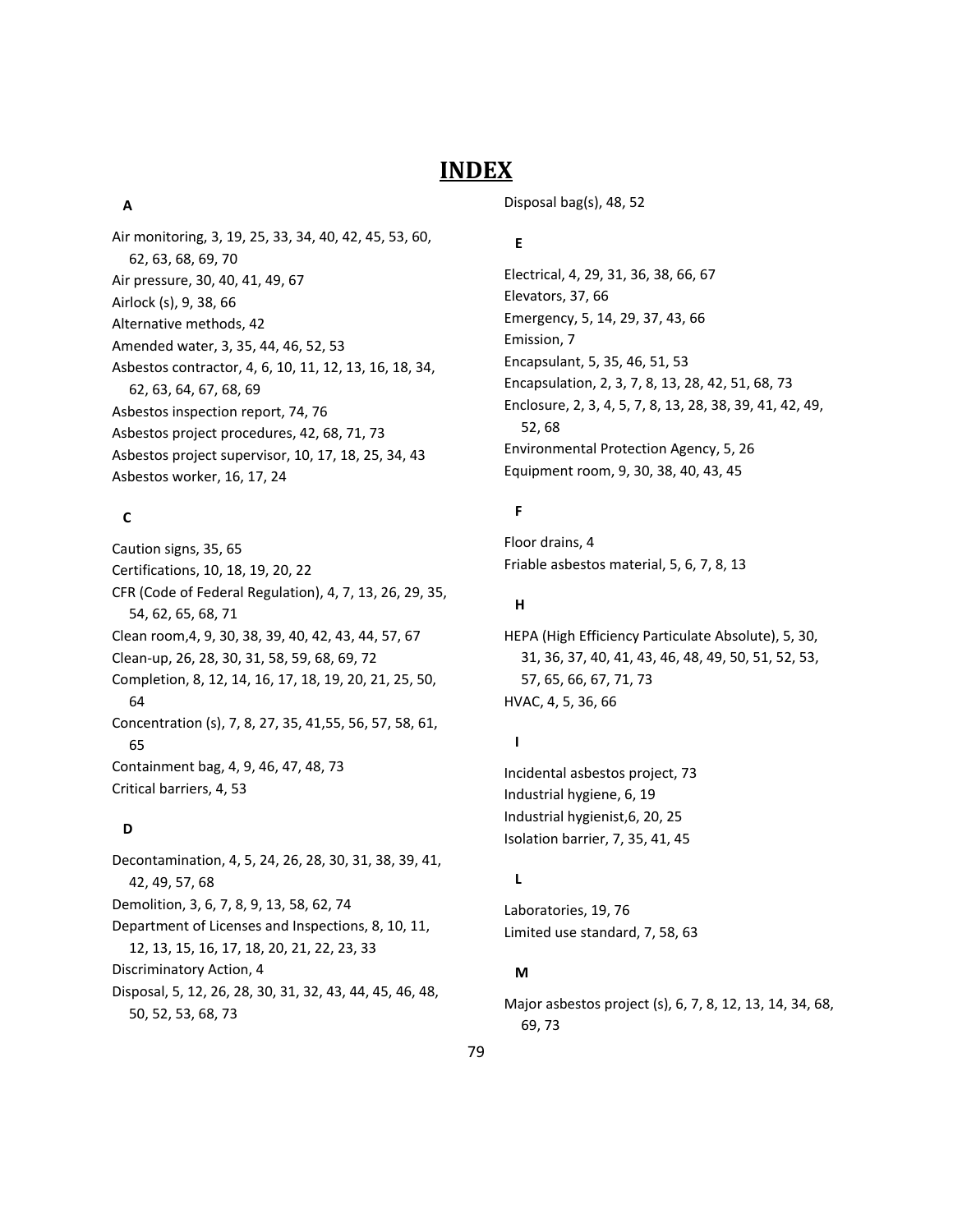# INDEX

**A**

Air monitoring, 3, 19, 25, 33, 34, 40, 42, 45, 53, 60, 62, 63, 68, 69, 70
Air pressure, 30, 40, 41, 49, 67
Airlock (s), 9, 38, 66
Alternative methods, 42
Amended water, 3, 35, 44, 46, 52, 53
Asbestos contractor, 4, 6, 10, 11, 12, 13, 16, 18, 34, 62, 63, 64, 67, 68, 69
Asbestos inspection report, 74, 76
Asbestos project procedures, 42, 68, 71, 73
Asbestos project supervisor, 10, 17, 18, 25, 34, 43
Asbestos worker, 16, 17, 24

**C**

Caution signs, 35, 65
Certifications, 10, 18, 19, 20, 22
CFR (Code of Federal Regulation), 4, 7, 13, 26, 29, 35, 54, 62, 65, 68, 71
Clean room,4, 9, 30, 38, 39, 40, 42, 43, 44, 57, 67
Clean-up, 26, 28, 30, 31, 58, 59, 68, 69, 72
Completion, 8, 12, 14, 16, 17, 18, 19, 20, 21, 25, 50, 64
Concentration (s), 7, 8, 27, 35, 41,55, 56, 57, 58, 61, 65
Containment bag, 4, 9, 46, 47, 48, 73
Critical barriers, 4, 53

**D**

Decontamination, 4, 5, 24, 26, 28, 30, 31, 38, 39, 41, 42, 49, 57, 68
Demolition, 3, 6, 7, 8, 9, 13, 58, 62, 74
Department of Licenses and Inspections, 8, 10, 11, 12, 13, 15, 16, 17, 18, 20, 21, 22, 23, 33
Discriminatory Action, 4
Disposal, 5, 12, 26, 28, 30, 31, 32, 43, 44, 45, 46, 48, 50, 52, 53, 68, 73
Disposal bag(s), 48, 52

**E**

Electrical, 4, 29, 31, 36, 38, 66, 67
Elevators, 37, 66
Emergency, 5, 14, 29, 37, 43, 66
Emission, 7
Encapsulant, 5, 35, 46, 51, 53
Encapsulation, 2, 3, 7, 8, 13, 28, 42, 51, 68, 73
Enclosure, 2, 3, 4, 5, 7, 8, 13, 28, 38, 39, 41, 42, 49, 52, 68
Environmental Protection Agency, 5, 26
Equipment room, 9, 30, 38, 40, 43, 45

**F**

Floor drains, 4
Friable asbestos material, 5, 6, 7, 8, 13

**H**

HEPA (High Efficiency Particulate Absolute), 5, 30, 31, 36, 37, 40, 41, 43, 46, 48, 49, 50, 51, 52, 53, 57, 65, 66, 67, 71, 73
HVAC, 4, 5, 36, 66

**I**

Incidental asbestos project, 73
Industrial hygiene, 6, 19
Industrial hygienist,6, 20, 25
Isolation barrier, 7, 35, 41, 45

**L**

Laboratories, 19, 76
Limited use standard, 7, 58, 63

**M**

Major asbestos project (s), 6, 7, 8, 12, 13, 14, 34, 68, 69, 73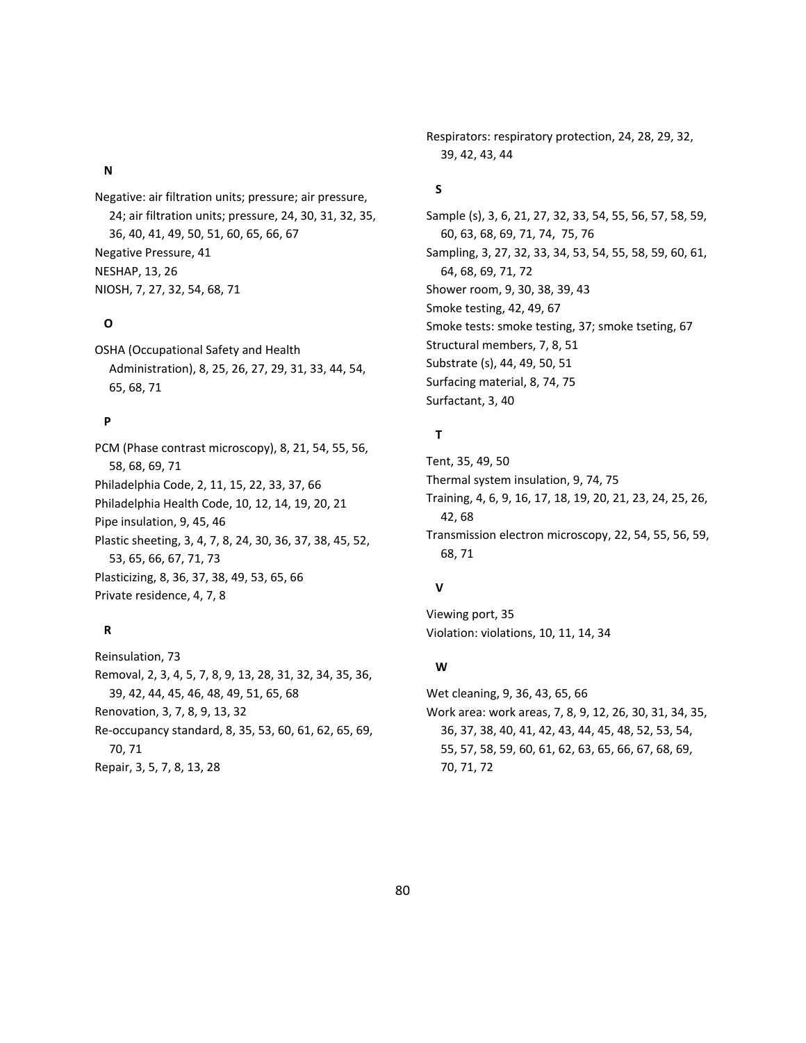**N**

Negative: air filtration units; pressure; air pressure, 24; air filtration units; pressure, 24, 30, 31, 32, 35, 36, 40, 41, 49, 50, 51, 60, 65, 66, 67

Negative Pressure, 41

NESHAP, 13, 26

NIOSH, 7, 27, 32, 54, 68, 71

**O**

OSHA (Occupational Safety and Health Administration), 8, 25, 26, 27, 29, 31, 33, 44, 54, 65, 68, 71

**P**

PCM (Phase contrast microscopy), 8, 21, 54, 55, 56, 58, 68, 69, 71

Philadelphia Code, 2, 11, 15, 22, 33, 37, 66

Philadelphia Health Code, 10, 12, 14, 19, 20, 21

Pipe insulation, 9, 45, 46

Plastic sheeting, 3, 4, 7, 8, 24, 30, 36, 37, 38, 45, 52, 53, 65, 66, 67, 71, 73

Plasticizing, 8, 36, 37, 38, 49, 53, 65, 66

Private residence, 4, 7, 8

**R**

Reinsulation, 73

Removal, 2, 3, 4, 5, 7, 8, 9, 13, 28, 31, 32, 34, 35, 36, 39, 42, 44, 45, 46, 48, 49, 51, 65, 68

Renovation, 3, 7, 8, 9, 13, 32

Re-occupancy standard, 8, 35, 53, 60, 61, 62, 65, 69, 70, 71

Repair, 3, 5, 7, 8, 13, 28

Respirators: respiratory protection, 24, 28, 29, 32, 39, 42, 43, 44

**S**

Sample (s), 3, 6, 21, 27, 32, 33, 54, 55, 56, 57, 58, 59, 60, 63, 68, 69, 71, 74, 75, 76

Sampling, 3, 27, 32, 33, 34, 53, 54, 55, 58, 59, 60, 61, 64, 68, 69, 71, 72

Shower room, 9, 30, 38, 39, 43

Smoke testing, 42, 49, 67

Smoke tests: smoke testing, 37; smoke tseting, 67

Structural members, 7, 8, 51

Substrate (s), 44, 49, 50, 51

Surfacing material, 8, 74, 75

Surfactant, 3, 40

**T**

Tent, 35, 49, 50

Thermal system insulation, 9, 74, 75

Training, 4, 6, 9, 16, 17, 18, 19, 20, 21, 23, 24, 25, 26, 42, 68

Transmission electron microscopy, 22, 54, 55, 56, 59, 68, 71

**V**

Viewing port, 35

Violation: violations, 10, 11, 14, 34

**W**

Wet cleaning, 9, 36, 43, 65, 66

Work area: work areas, 7, 8, 9, 12, 26, 30, 31, 34, 35, 36, 37, 38, 40, 41, 42, 43, 44, 45, 48, 52, 53, 54, 55, 57, 58, 59, 60, 61, 62, 63, 65, 66, 67, 68, 69, 70, 71, 72